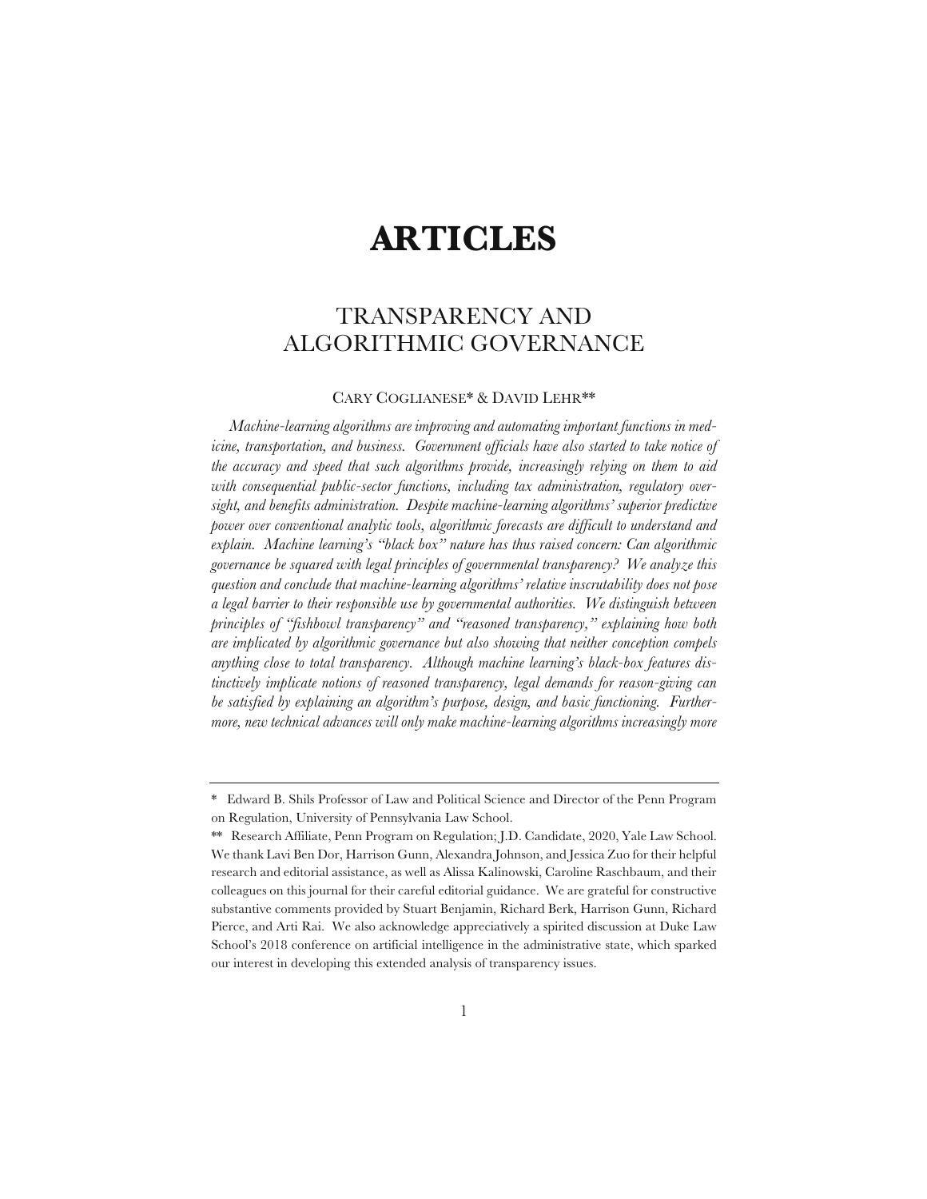# ARTICLES

## TRANSPARENCY AND ALGORITHMIC GOVERNANCE

CARY COGLIANESE* & DAVID LEHR**

*Machine-learning algorithms are improving and automating important functions in medicine, transportation, and business. Government officials have also started to take notice of the accuracy and speed that such algorithms provide, increasingly relying on them to aid with consequential public-sector functions, including tax administration, regulatory oversight, and benefits administration. Despite machine-learning algorithms' superior predictive power over conventional analytic tools, algorithmic forecasts are difficult to understand and explain. Machine learning's "black box" nature has thus raised concern: Can algorithmic governance be squared with legal principles of governmental transparency? We analyze this question and conclude that machine-learning algorithms' relative inscrutability does not pose a legal barrier to their responsible use by governmental authorities. We distinguish between principles of "fishbowl transparency" and "reasoned transparency," explaining how both are implicated by algorithmic governance but also showing that neither conception compels anything close to total transparency. Although machine learning's black-box features distinctively implicate notions of reasoned transparency, legal demands for reason-giving can be satisfied by explaining an algorithm's purpose, design, and basic functioning. Furthermore, new technical advances will only make machine-learning algorithms increasingly more*

---

\* Edward B. Shils Professor of Law and Political Science and Director of the Penn Program on Regulation, University of Pennsylvania Law School.

\*\* Research Affiliate, Penn Program on Regulation; J.D. Candidate, 2020, Yale Law School. We thank Lavi Ben Dor, Harrison Gunn, Alexandra Johnson, and Jessica Zuo for their helpful research and editorial assistance, as well as Alissa Kalinowski, Caroline Raschbaum, and their colleagues on this journal for their careful editorial guidance. We are grateful for constructive substantive comments provided by Stuart Benjamin, Richard Berk, Harrison Gunn, Richard Pierce, and Arti Rai. We also acknowledge appreciatively a spirited discussion at Duke Law School's 2018 conference on artificial intelligence in the administrative state, which sparked our interest in developing this extended analysis of transparency issues.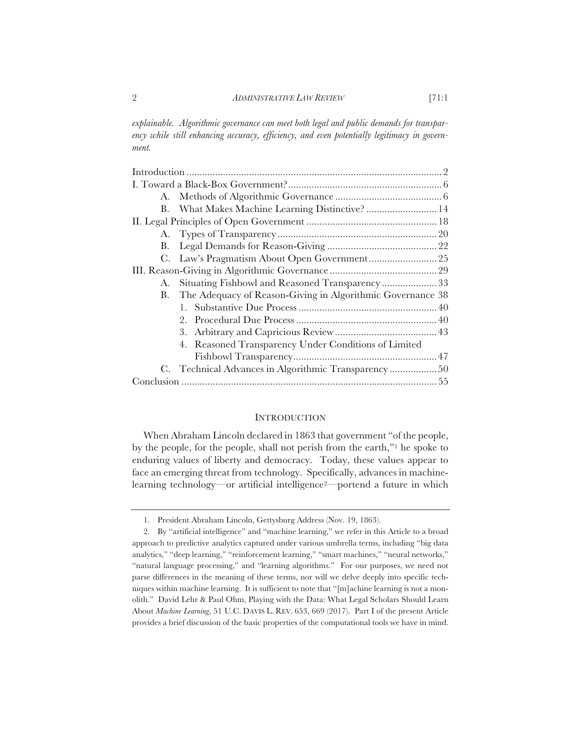*explainable. Algorithmic governance can meet both legal and public demands for transparency while still enhancing accuracy, efficiency, and even potentially legitimacy in government.*

- Introduction ..... 2
- I. Toward a Black-Box Government? ..... 6
  - A. Methods of Algorithmic Governance ..... 6
  - B. What Makes Machine Learning Distinctive? ..... 14
- II. Legal Principles of Open Government ..... 18
  - A. Types of Transparency ..... 20
  - B. Legal Demands for Reason-Giving ..... 22
  - C. Law's Pragmatism About Open Government ..... 25
- III. Reason-Giving in Algorithmic Governance ..... 29
  - A. Situating Fishbowl and Reasoned Transparency ..... 33
  - B. The Adequacy of Reason-Giving in Algorithmic Governance 38
    1. Substantive Due Process ..... 40
    2. Procedural Due Process ..... 40
    3. Arbitrary and Capricious Review ..... 43
    4. Reasoned Transparency Under Conditions of Limited Fishbowl Transparency ..... 47
  - C. Technical Advances in Algorithmic Transparency ..... 50
- Conclusion ..... 55

## INTRODUCTION

When Abraham Lincoln declared in 1863 that government "of the people, by the people, for the people, shall not perish from the earth,"[1] he spoke to enduring values of liberty and democracy. Today, these values appear to face an emerging threat from technology. Specifically, advances in machine-learning technology—or artificial intelligence[2]—portend a future in which

---

1. President Abraham Lincoln, Gettysburg Address (Nov. 19, 1863).

2. By "artificial intelligence" and "machine learning," we refer in this Article to a broad approach to predictive analytics captured under various umbrella terms, including "big data analytics," "deep learning," "reinforcement learning," "smart machines," "neural networks," "natural language processing," and "learning algorithms." For our purposes, we need not parse differences in the meaning of these terms, nor will we delve deeply into specific techniques within machine learning. It is sufficient to note that "[m]achine learning is not a monolith." David Lehr & Paul Ohm, Playing with the Data: What Legal Scholars Should Learn About *Machine Learning*, 51 U.C. DAVIS L. REV. 653, 669 (2017). Part I of the present Article provides a brief discussion of the basic properties of the computational tools we have in mind.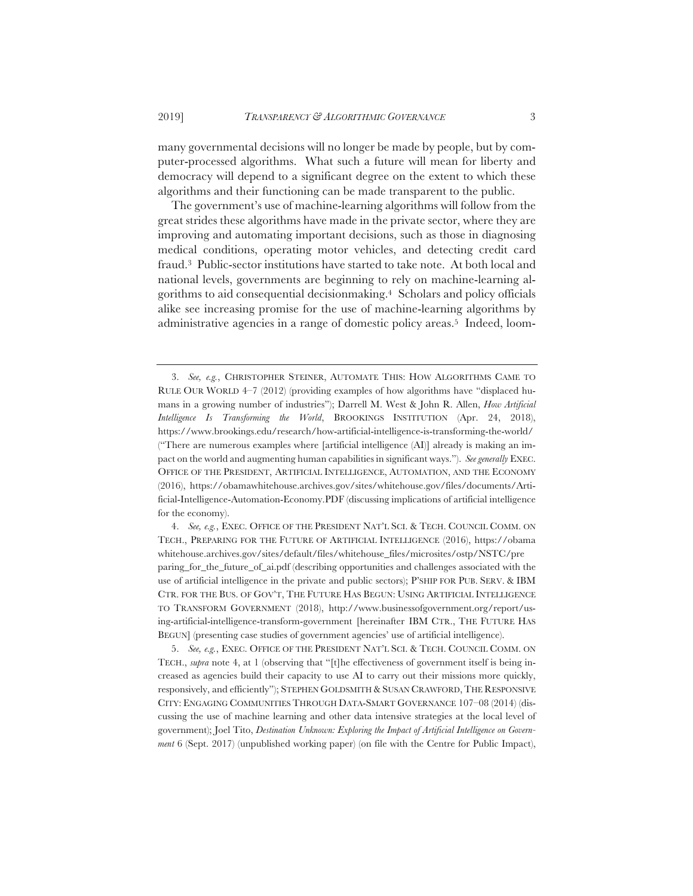many governmental decisions will no longer be made by people, but by computer-processed algorithms. What such a future will mean for liberty and democracy will depend to a significant degree on the extent to which these algorithms and their functioning can be made transparent to the public.

The government's use of machine-learning algorithms will follow from the great strides these algorithms have made in the private sector, where they are improving and automating important decisions, such as those in diagnosing medical conditions, operating motor vehicles, and detecting credit card fraud.[3] Public-sector institutions have started to take note. At both local and national levels, governments are beginning to rely on machine-learning algorithms to aid consequential decisionmaking.[4] Scholars and policy officials alike see increasing promise for the use of machine-learning algorithms by administrative agencies in a range of domestic policy areas.[5] Indeed, loom-

---

3. *See, e.g.*, CHRISTOPHER STEINER, AUTOMATE THIS: HOW ALGORITHMS CAME TO RULE OUR WORLD 4–7 (2012) (providing examples of how algorithms have "displaced humans in a growing number of industries"); Darrell M. West & John R. Allen, *How Artificial Intelligence Is Transforming the World*, BROOKINGS INSTITUTION (Apr. 24, 2018), https://www.brookings.edu/research/how-artificial-intelligence-is-transforming-the-world/ ("There are numerous examples where [artificial intelligence (AI)] already is making an impact on the world and augmenting human capabilities in significant ways."). *See generally* EXEC. OFFICE OF THE PRESIDENT, ARTIFICIAL INTELLIGENCE, AUTOMATION, AND THE ECONOMY (2016), https://obamawhitehouse.archives.gov/sites/whitehouse.gov/files/documents/Artificial-Intelligence-Automation-Economy.PDF (discussing implications of artificial intelligence for the economy).

4. *See, e.g.*, EXEC. OFFICE OF THE PRESIDENT NAT'L SCI. & TECH. COUNCIL COMM. ON TECH., PREPARING FOR THE FUTURE OF ARTIFICIAL INTELLIGENCE (2016), https://obamawhitehouse.archives.gov/sites/default/files/whitehouse_files/microsites/ostp/NSTC/preparing_for_the_future_of_ai.pdf (describing opportunities and challenges associated with the use of artificial intelligence in the private and public sectors); P'SHIP FOR PUB. SERV. & IBM CTR. FOR THE BUS. OF GOV'T, THE FUTURE HAS BEGUN: USING ARTIFICIAL INTELLIGENCE TO TRANSFORM GOVERNMENT (2018), http://www.businessofgovernment.org/report/using-artificial-intelligence-transform-government [hereinafter IBM CTR., THE FUTURE HAS BEGUN] (presenting case studies of government agencies' use of artificial intelligence).

5. *See, e.g.*, EXEC. OFFICE OF THE PRESIDENT NAT'L SCI. & TECH. COUNCIL COMM. ON TECH., *supra* note 4, at 1 (observing that "[t]he effectiveness of government itself is being increased as agencies build their capacity to use AI to carry out their missions more quickly, responsively, and efficiently"); STEPHEN GOLDSMITH & SUSAN CRAWFORD, THE RESPONSIVE CITY: ENGAGING COMMUNITIES THROUGH DATA-SMART GOVERNANCE 107–08 (2014) (discussing the use of machine learning and other data intensive strategies at the local level of government); Joel Tito, *Destination Unknown: Exploring the Impact of Artificial Intelligence on Government* 6 (Sept. 2017) (unpublished working paper) (on file with the Centre for Public Impact),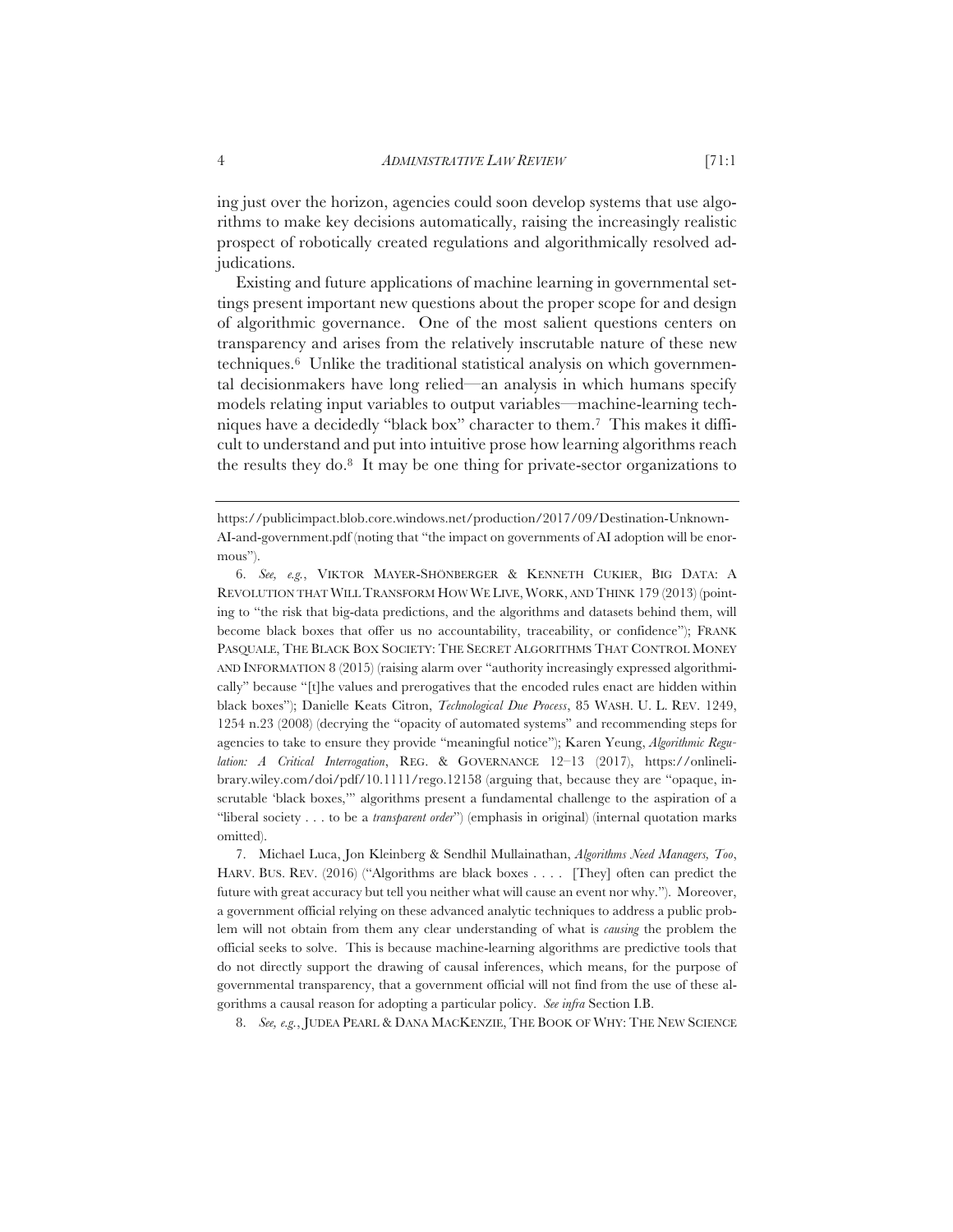ing just over the horizon, agencies could soon develop systems that use algorithms to make key decisions automatically, raising the increasingly realistic prospect of robotically created regulations and algorithmically resolved adjudications.

Existing and future applications of machine learning in governmental settings present important new questions about the proper scope for and design of algorithmic governance. One of the most salient questions centers on transparency and arises from the relatively inscrutable nature of these new techniques.[6] Unlike the traditional statistical analysis on which governmental decisionmakers have long relied—an analysis in which humans specify models relating input variables to output variables—machine-learning techniques have a decidedly "black box" character to them.[7] This makes it difficult to understand and put into intuitive prose how learning algorithms reach the results they do.[8] It may be one thing for private-sector organizations to

---

https://publicimpact.blob.core.windows.net/production/2017/09/Destination-Unknown-AI-and-government.pdf (noting that "the impact on governments of AI adoption will be enormous").

6. *See, e.g.*, VIKTOR MAYER-SCHÖNBERGER & KENNETH CUKIER, BIG DATA: A REVOLUTION THAT WILL TRANSFORM HOW WE LIVE, WORK, AND THINK 179 (2013) (pointing to "the risk that big-data predictions, and the algorithms and datasets behind them, will become black boxes that offer us no accountability, traceability, or confidence"); FRANK PASQUALE, THE BLACK BOX SOCIETY: THE SECRET ALGORITHMS THAT CONTROL MONEY AND INFORMATION 8 (2015) (raising alarm over "authority increasingly expressed algorithmically" because "[t]he values and prerogatives that the encoded rules enact are hidden within black boxes"); Danielle Keats Citron, *Technological Due Process*, 85 WASH. U. L. REV. 1249, 1254 n.23 (2008) (decrying the "opacity of automated systems" and recommending steps for agencies to take to ensure they provide "meaningful notice"); Karen Yeung, *Algorithmic Regulation: A Critical Interrogation*, REG. & GOVERNANCE 12–13 (2017), https://onlinelibrary.wiley.com/doi/pdf/10.1111/rego.12158 (arguing that, because they are "opaque, inscrutable 'black boxes,'" algorithms present a fundamental challenge to the aspiration of a "liberal society . . . to be a *transparent order*") (emphasis in original) (internal quotation marks omitted).

7. Michael Luca, Jon Kleinberg & Sendhil Mullainathan, *Algorithms Need Managers, Too*, HARV. BUS. REV. (2016) ("Algorithms are black boxes . . . . [They] often can predict the future with great accuracy but tell you neither what will cause an event nor why."). Moreover, a government official relying on these advanced analytic techniques to address a public problem will not obtain from them any clear understanding of what is *causing* the problem the official seeks to solve. This is because machine-learning algorithms are predictive tools that do not directly support the drawing of causal inferences, which means, for the purpose of governmental transparency, that a government official will not find from the use of these algorithms a causal reason for adopting a particular policy. *See infra* Section I.B.

8. *See, e.g.*, JUDEA PEARL & DANA MACKENZIE, THE BOOK OF WHY: THE NEW SCIENCE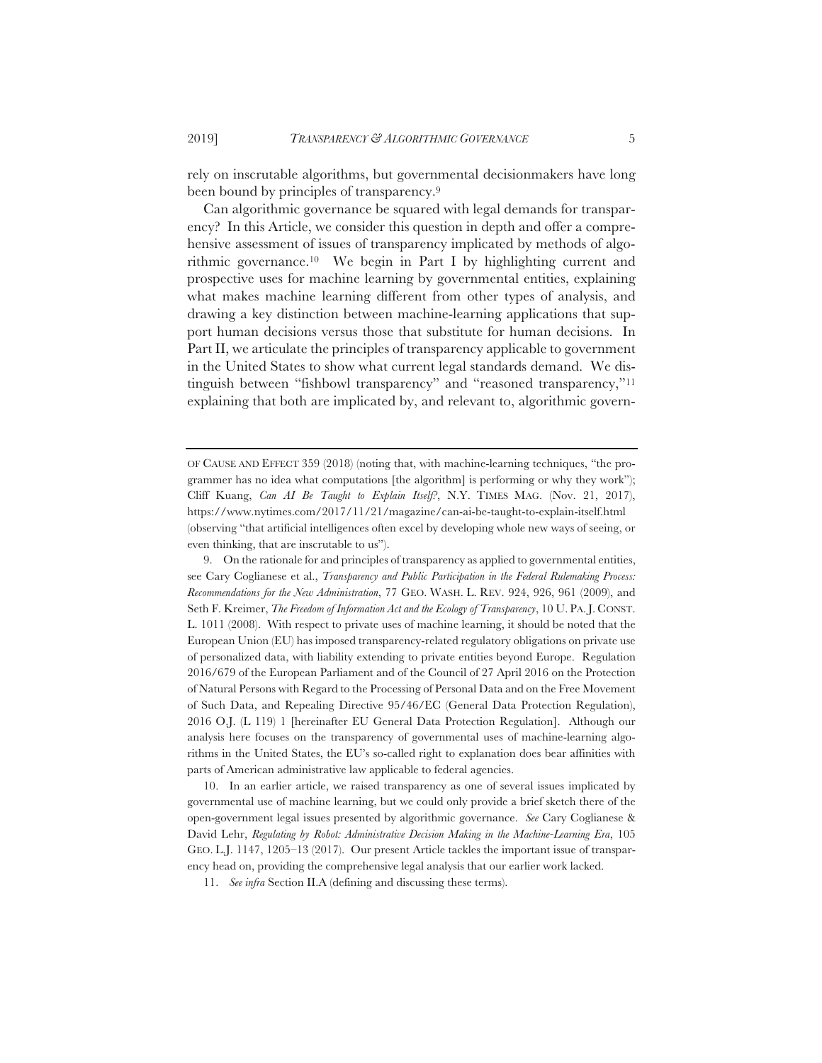rely on inscrutable algorithms, but governmental decisionmakers have long been bound by principles of transparency.[9]

Can algorithmic governance be squared with legal demands for transparency? In this Article, we consider this question in depth and offer a comprehensive assessment of issues of transparency implicated by methods of algorithmic governance.[10] We begin in Part I by highlighting current and prospective uses for machine learning by governmental entities, explaining what makes machine learning different from other types of analysis, and drawing a key distinction between machine-learning applications that support human decisions versus those that substitute for human decisions. In Part II, we articulate the principles of transparency applicable to government in the United States to show what current legal standards demand. We distinguish between "fishbowl transparency" and "reasoned transparency,"[11] explaining that both are implicated by, and relevant to, algorithmic govern-

---

OF CAUSE AND EFFECT 359 (2018) (noting that, with machine-learning techniques, "the programmer has no idea what computations [the algorithm] is performing or why they work"); Cliff Kuang, *Can AI Be Taught to Explain Itself?*, N.Y. TIMES MAG. (Nov. 21, 2017), https://www.nytimes.com/2017/11/21/magazine/can-ai-be-taught-to-explain-itself.html (observing "that artificial intelligences often excel by developing whole new ways of seeing, or even thinking, that are inscrutable to us").

9. On the rationale for and principles of transparency as applied to governmental entities, see Cary Coglianese et al., *Transparency and Public Participation in the Federal Rulemaking Process: Recommendations for the New Administration*, 77 GEO. WASH. L. REV. 924, 926, 961 (2009), and Seth F. Kreimer, *The Freedom of Information Act and the Ecology of Transparency*, 10 U. PA. J. CONST. L. 1011 (2008). With respect to private uses of machine learning, it should be noted that the European Union (EU) has imposed transparency-related regulatory obligations on private use of personalized data, with liability extending to private entities beyond Europe. Regulation 2016/679 of the European Parliament and of the Council of 27 April 2016 on the Protection of Natural Persons with Regard to the Processing of Personal Data and on the Free Movement of Such Data, and Repealing Directive 95/46/EC (General Data Protection Regulation), 2016 O.J. (L 119) 1 [hereinafter EU General Data Protection Regulation]. Although our analysis here focuses on the transparency of governmental uses of machine-learning algorithms in the United States, the EU's so-called right to explanation does bear affinities with parts of American administrative law applicable to federal agencies.

10. In an earlier article, we raised transparency as one of several issues implicated by governmental use of machine learning, but we could only provide a brief sketch there of the open-government legal issues presented by algorithmic governance. *See* Cary Coglianese & David Lehr, *Regulating by Robot: Administrative Decision Making in the Machine-Learning Era*, 105 GEO. L.J. 1147, 1205–13 (2017). Our present Article tackles the important issue of transparency head on, providing the comprehensive legal analysis that our earlier work lacked.

11. *See infra* Section II.A (defining and discussing these terms).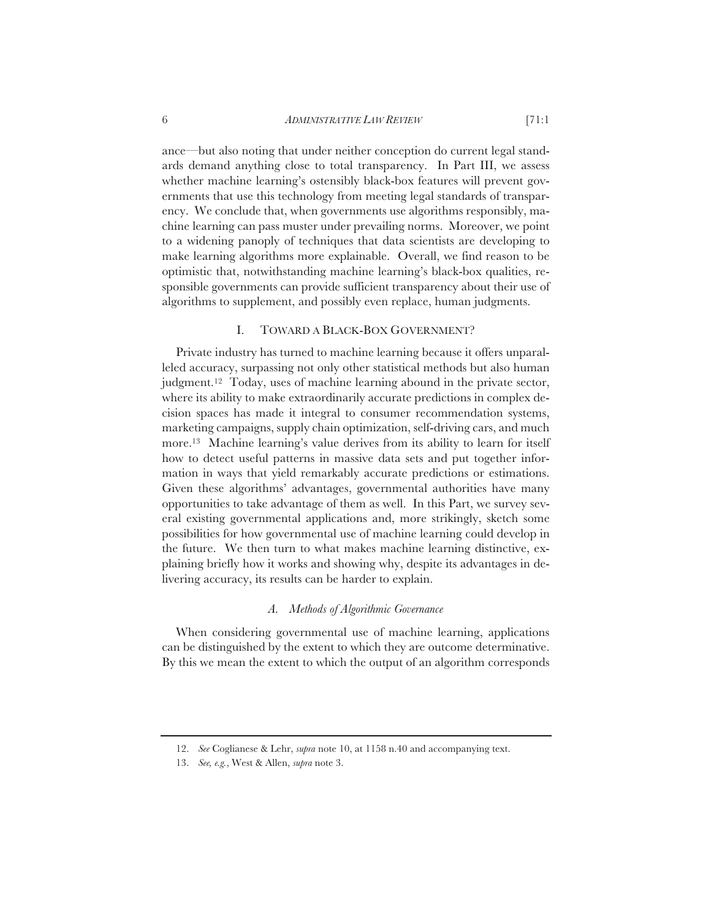ance—but also noting that under neither conception do current legal standards demand anything close to total transparency. In Part III, we assess whether machine learning's ostensibly black-box features will prevent governments that use this technology from meeting legal standards of transparency. We conclude that, when governments use algorithms responsibly, machine learning can pass muster under prevailing norms. Moreover, we point to a widening panoply of techniques that data scientists are developing to make learning algorithms more explainable. Overall, we find reason to be optimistic that, notwithstanding machine learning's black-box qualities, responsible governments can provide sufficient transparency about their use of algorithms to supplement, and possibly even replace, human judgments.

## I. TOWARD A BLACK-BOX GOVERNMENT?

Private industry has turned to machine learning because it offers unparalleled accuracy, surpassing not only other statistical methods but also human judgment.[12] Today, uses of machine learning abound in the private sector, where its ability to make extraordinarily accurate predictions in complex decision spaces has made it integral to consumer recommendation systems, marketing campaigns, supply chain optimization, self-driving cars, and much more.[13] Machine learning's value derives from its ability to learn for itself how to detect useful patterns in massive data sets and put together information in ways that yield remarkably accurate predictions or estimations. Given these algorithms' advantages, governmental authorities have many opportunities to take advantage of them as well. In this Part, we survey several existing governmental applications and, more strikingly, sketch some possibilities for how governmental use of machine learning could develop in the future. We then turn to what makes machine learning distinctive, explaining briefly how it works and showing why, despite its advantages in delivering accuracy, its results can be harder to explain.

### *A. Methods of Algorithmic Governance*

When considering governmental use of machine learning, applications can be distinguished by the extent to which they are outcome determinative. By this we mean the extent to which the output of an algorithm corresponds

---

12. *See* Coglianese & Lehr, *supra* note 10, at 1158 n.40 and accompanying text.

13. *See, e.g.*, West & Allen, *supra* note 3.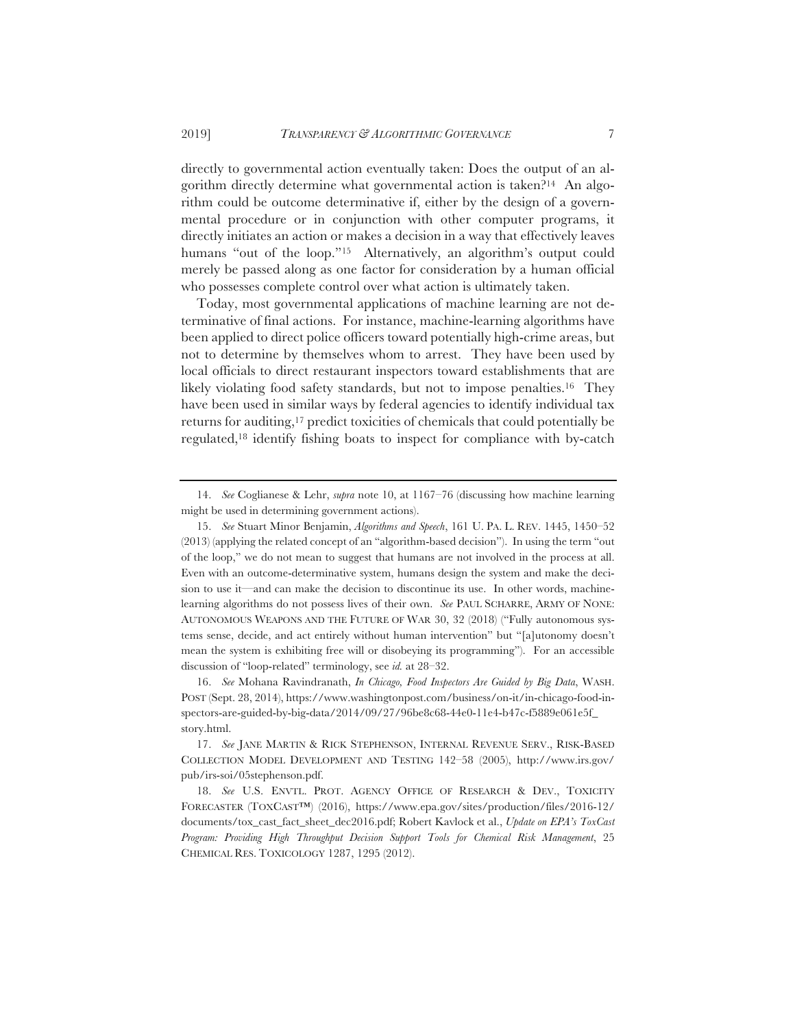directly to governmental action eventually taken: Does the output of an algorithm directly determine what governmental action is taken?[14] An algorithm could be outcome determinative if, either by the design of a governmental procedure or in conjunction with other computer programs, it directly initiates an action or makes a decision in a way that effectively leaves humans "out of the loop."[15] Alternatively, an algorithm's output could merely be passed along as one factor for consideration by a human official who possesses complete control over what action is ultimately taken.

Today, most governmental applications of machine learning are not determinative of final actions. For instance, machine-learning algorithms have been applied to direct police officers toward potentially high-crime areas, but not to determine by themselves whom to arrest. They have been used by local officials to direct restaurant inspectors toward establishments that are likely violating food safety standards, but not to impose penalties.[16] They have been used in similar ways by federal agencies to identify individual tax returns for auditing,[17] predict toxicities of chemicals that could potentially be regulated,[18] identify fishing boats to inspect for compliance with by-catch

---

14. *See* Coglianese & Lehr, *supra* note 10, at 1167–76 (discussing how machine learning might be used in determining government actions).

15. *See* Stuart Minor Benjamin, *Algorithms and Speech*, 161 U. PA. L. REV. 1445, 1450–52 (2013) (applying the related concept of an "algorithm-based decision"). In using the term "out of the loop," we do not mean to suggest that humans are not involved in the process at all. Even with an outcome-determinative system, humans design the system and make the decision to use it—and can make the decision to discontinue its use. In other words, machine-learning algorithms do not possess lives of their own. *See* PAUL SCHARRE, ARMY OF NONE: AUTONOMOUS WEAPONS AND THE FUTURE OF WAR 30, 32 (2018) ("Fully autonomous systems sense, decide, and act entirely without human intervention" but "[a]utonomy doesn't mean the system is exhibiting free will or disobeying its programming"). For an accessible discussion of "loop-related" terminology, see *id.* at 28–32.

16. *See* Mohana Ravindranath, *In Chicago, Food Inspectors Are Guided by Big Data*, WASH. POST (Sept. 28, 2014), https://www.washingtonpost.com/business/on-it/in-chicago-food-inspectors-are-guided-by-big-data/2014/09/27/96be8c68-44e0-11e4-b47c-f5889e061e5f_story.html.

17. *See* JANE MARTIN & RICK STEPHENSON, INTERNAL REVENUE SERV., RISK-BASED COLLECTION MODEL DEVELOPMENT AND TESTING 142–58 (2005), http://www.irs.gov/pub/irs-soi/05stephenson.pdf.

18. *See* U.S. ENVTL. PROT. AGENCY OFFICE OF RESEARCH & DEV., TOXICITY FORECASTER (TOXCAST™) (2016), https://www.epa.gov/sites/production/files/2016-12/documents/tox_cast_fact_sheet_dec2016.pdf; Robert Kavlock et al., *Update on EPA's ToxCast Program: Providing High Throughput Decision Support Tools for Chemical Risk Management*, 25 CHEMICAL RES. TOXICOLOGY 1287, 1295 (2012).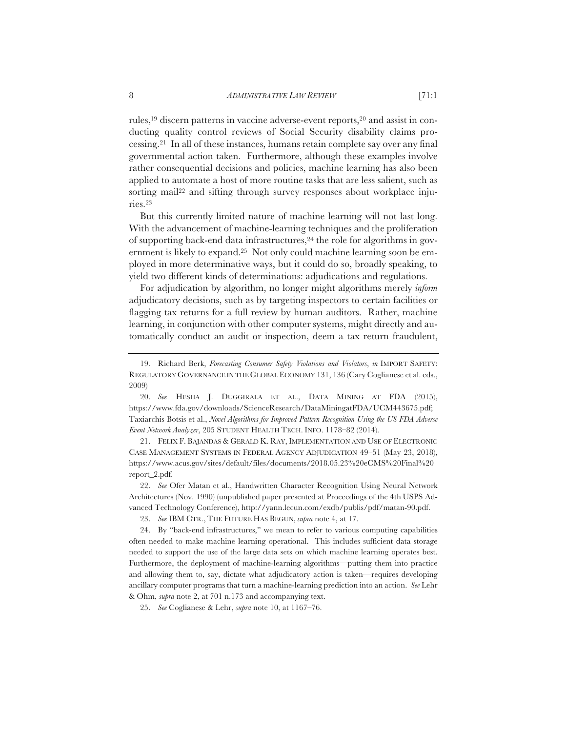rules,[19] discern patterns in vaccine adverse-event reports,[20] and assist in conducting quality control reviews of Social Security disability claims processing.[21] In all of these instances, humans retain complete say over any final governmental action taken. Furthermore, although these examples involve rather consequential decisions and policies, machine learning has also been applied to automate a host of more routine tasks that are less salient, such as sorting mail[22] and sifting through survey responses about workplace injuries.[23]

But this currently limited nature of machine learning will not last long. With the advancement of machine-learning techniques and the proliferation of supporting back-end data infrastructures,[24] the role for algorithms in government is likely to expand.[25] Not only could machine learning soon be employed in more determinative ways, but it could do so, broadly speaking, to yield two different kinds of determinations: adjudications and regulations.

For adjudication by algorithm, no longer might algorithms merely *inform* adjudicatory decisions, such as by targeting inspectors to certain facilities or flagging tax returns for a full review by human auditors. Rather, machine learning, in conjunction with other computer systems, might directly and automatically conduct an audit or inspection, deem a tax return fraudulent,

---

19. Richard Berk, *Forecasting Consumer Safety Violations and Violators*, *in* IMPORT SAFETY: REGULATORY GOVERNANCE IN THE GLOBAL ECONOMY 131, 136 (Cary Coglianese et al. eds., 2009)

20. *See* HESHA J. DUGGIRALA ET AL., DATA MINING AT FDA (2015), https://www.fda.gov/downloads/ScienceResearch/DataMiningatFDA/UCM443675.pdf; Taxiarchis Botsis et al., *Novel Algorithms for Improved Pattern Recognition Using the US FDA Adverse Event Network Analyzer*, 205 STUDENT HEALTH TECH. INFO. 1178–82 (2014).

21. FELIX F. BAJANDAS & GERALD K. RAY, IMPLEMENTATION AND USE OF ELECTRONIC CASE MANAGEMENT SYSTEMS IN FEDERAL AGENCY ADJUDICATION 49–51 (May 23, 2018), https://www.acus.gov/sites/default/files/documents/2018.05.23%20eCMS%20Final%20report_2.pdf.

22. *See* Ofer Matan et al., Handwritten Character Recognition Using Neural Network Architectures (Nov. 1990) (unpublished paper presented at Proceedings of the 4th USPS Advanced Technology Conference), http://yann.lecun.com/exdb/publis/pdf/matan-90.pdf.

23. *See* IBM CTR., THE FUTURE HAS BEGUN, *supra* note 4, at 17.

24. By "back-end infrastructures," we mean to refer to various computing capabilities often needed to make machine learning operational. This includes sufficient data storage needed to support the use of the large data sets on which machine learning operates best. Furthermore, the deployment of machine-learning algorithms—putting them into practice and allowing them to, say, dictate what adjudicatory action is taken—requires developing ancillary computer programs that turn a machine-learning prediction into an action. *See* Lehr & Ohm, *supra* note 2, at 701 n.173 and accompanying text.

25. *See* Coglianese & Lehr, *supra* note 10, at 1167–76.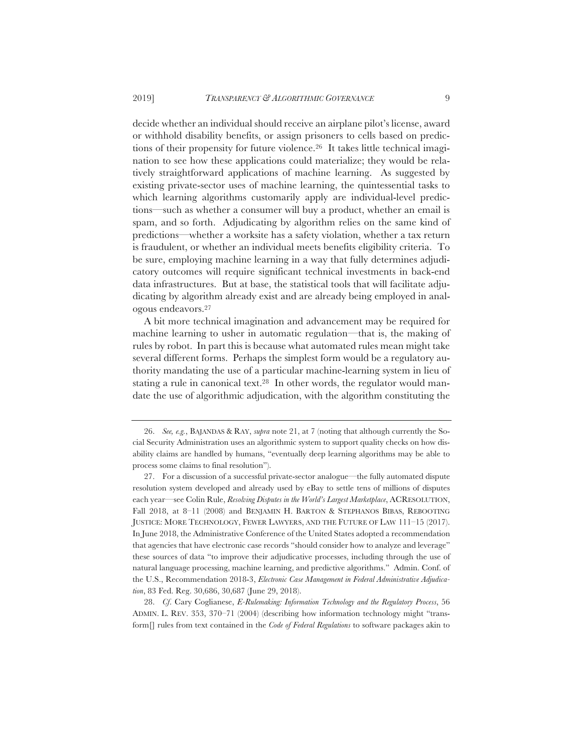decide whether an individual should receive an airplane pilot's license, award or withhold disability benefits, or assign prisoners to cells based on predictions of their propensity for future violence.[26] It takes little technical imagination to see how these applications could materialize; they would be relatively straightforward applications of machine learning. As suggested by existing private-sector uses of machine learning, the quintessential tasks to which learning algorithms customarily apply are individual-level predictions—such as whether a consumer will buy a product, whether an email is spam, and so forth. Adjudicating by algorithm relies on the same kind of predictions—whether a worksite has a safety violation, whether a tax return is fraudulent, or whether an individual meets benefits eligibility criteria. To be sure, employing machine learning in a way that fully determines adjudicatory outcomes will require significant technical investments in back-end data infrastructures. But at base, the statistical tools that will facilitate adjudicating by algorithm already exist and are already being employed in analogous endeavors.[27]

A bit more technical imagination and advancement may be required for machine learning to usher in automatic regulation—that is, the making of rules by robot. In part this is because what automated rules mean might take several different forms. Perhaps the simplest form would be a regulatory authority mandating the use of a particular machine-learning system in lieu of stating a rule in canonical text.[28] In other words, the regulator would mandate the use of algorithmic adjudication, with the algorithm constituting the

---

26. *See, e.g.*, BAJANDAS & RAY, *supra* note 21, at 7 (noting that although currently the Social Security Administration uses an algorithmic system to support quality checks on how disability claims are handled by humans, "eventually deep learning algorithms may be able to process some claims to final resolution").

27. For a discussion of a successful private-sector analogue—the fully automated dispute resolution system developed and already used by eBay to settle tens of millions of disputes each year—see Colin Rule, *Resolving Disputes in the World's Largest Marketplace*, ACRESOLUTION, Fall 2018, at 8–11 (2008) and BENJAMIN H. BARTON & STEPHANOS BIBAS, REBOOTING JUSTICE: MORE TECHNOLOGY, FEWER LAWYERS, AND THE FUTURE OF LAW 111–15 (2017). In June 2018, the Administrative Conference of the United States adopted a recommendation that agencies that have electronic case records "should consider how to analyze and leverage" these sources of data "to improve their adjudicative processes, including through the use of natural language processing, machine learning, and predictive algorithms." Admin. Conf. of the U.S., Recommendation 2018-3, *Electronic Case Management in Federal Administrative Adjudication*, 83 Fed. Reg. 30,686, 30,687 (June 29, 2018).

28. *Cf.* Cary Coglianese, *E-Rulemaking: Information Technology and the Regulatory Process*, 56 ADMIN. L. REV. 353, 370–71 (2004) (describing how information technology might "transform[] rules from text contained in the *Code of Federal Regulations* to software packages akin to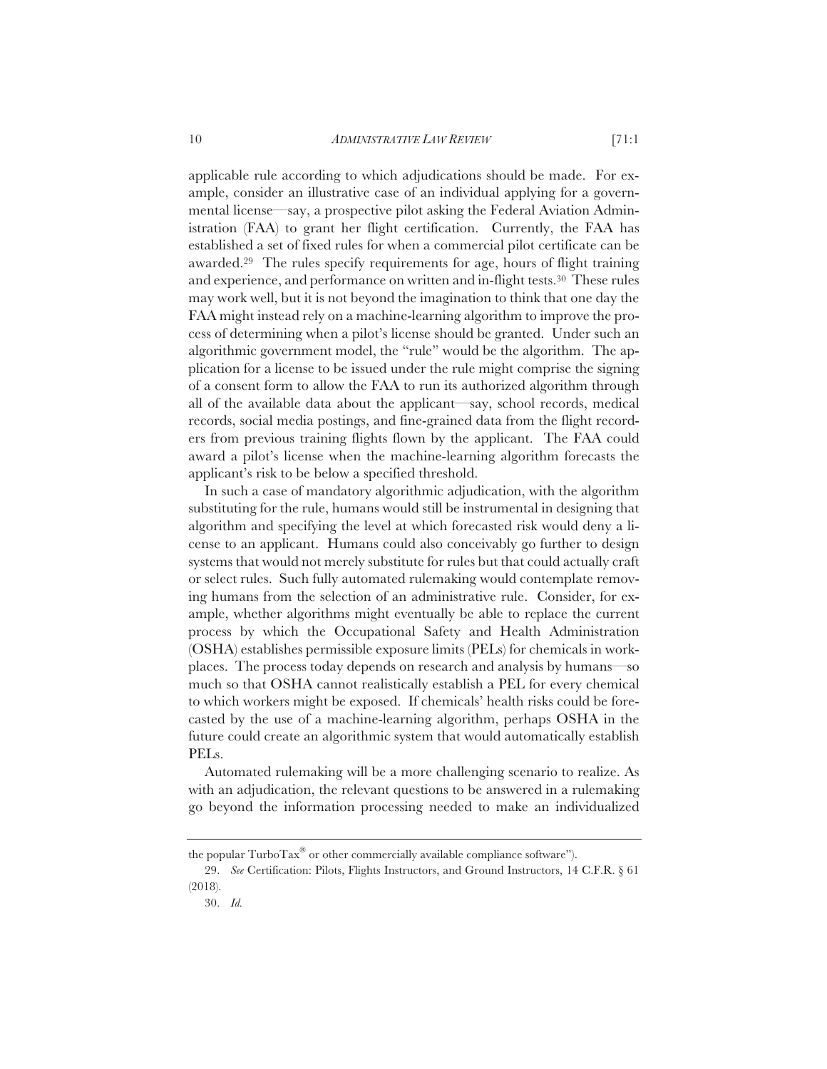applicable rule according to which adjudications should be made. For example, consider an illustrative case of an individual applying for a governmental license—say, a prospective pilot asking the Federal Aviation Administration (FAA) to grant her flight certification. Currently, the FAA has established a set of fixed rules for when a commercial pilot certificate can be awarded.[29] The rules specify requirements for age, hours of flight training and experience, and performance on written and in-flight tests.[30] These rules may work well, but it is not beyond the imagination to think that one day the FAA might instead rely on a machine-learning algorithm to improve the process of determining when a pilot's license should be granted. Under such an algorithmic government model, the "rule" would be the algorithm. The application for a license to be issued under the rule might comprise the signing of a consent form to allow the FAA to run its authorized algorithm through all of the available data about the applicant—say, school records, medical records, social media postings, and fine-grained data from the flight recorders from previous training flights flown by the applicant. The FAA could award a pilot's license when the machine-learning algorithm forecasts the applicant's risk to be below a specified threshold.

In such a case of mandatory algorithmic adjudication, with the algorithm substituting for the rule, humans would still be instrumental in designing that algorithm and specifying the level at which forecasted risk would deny a license to an applicant. Humans could also conceivably go further to design systems that would not merely substitute for rules but that could actually craft or select rules. Such fully automated rulemaking would contemplate removing humans from the selection of an administrative rule. Consider, for example, whether algorithms might eventually be able to replace the current process by which the Occupational Safety and Health Administration (OSHA) establishes permissible exposure limits (PELs) for chemicals in workplaces. The process today depends on research and analysis by humans—so much so that OSHA cannot realistically establish a PEL for every chemical to which workers might be exposed. If chemicals' health risks could be forecasted by the use of a machine-learning algorithm, perhaps OSHA in the future could create an algorithmic system that would automatically establish PELs.

Automated rulemaking will be a more challenging scenario to realize. As with an adjudication, the relevant questions to be answered in a rulemaking go beyond the information processing needed to make an individualized

---

the popular TurboTax® or other commercially available compliance software").

29. *See* Certification: Pilots, Flights Instructors, and Ground Instructors, 14 C.F.R. § 61 (2018).

30. *Id.*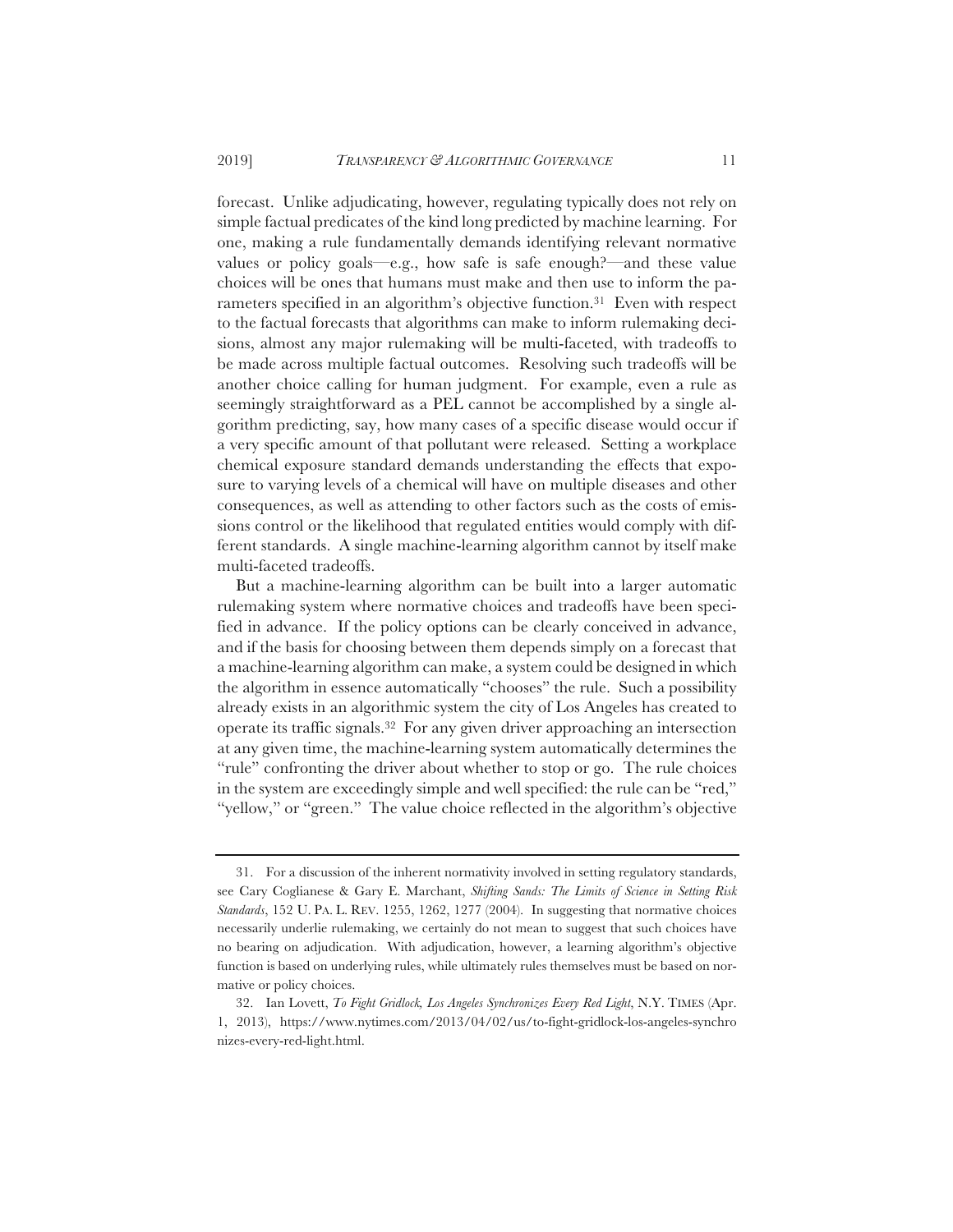forecast. Unlike adjudicating, however, regulating typically does not rely on simple factual predicates of the kind long predicted by machine learning. For one, making a rule fundamentally demands identifying relevant normative values or policy goals—e.g., how safe is safe enough?—and these value choices will be ones that humans must make and then use to inform the parameters specified in an algorithm's objective function.[31] Even with respect to the factual forecasts that algorithms can make to inform rulemaking decisions, almost any major rulemaking will be multi-faceted, with tradeoffs to be made across multiple factual outcomes. Resolving such tradeoffs will be another choice calling for human judgment. For example, even a rule as seemingly straightforward as a PEL cannot be accomplished by a single algorithm predicting, say, how many cases of a specific disease would occur if a very specific amount of that pollutant were released. Setting a workplace chemical exposure standard demands understanding the effects that exposure to varying levels of a chemical will have on multiple diseases and other consequences, as well as attending to other factors such as the costs of emissions control or the likelihood that regulated entities would comply with different standards. A single machine-learning algorithm cannot by itself make multi-faceted tradeoffs.

But a machine-learning algorithm can be built into a larger automatic rulemaking system where normative choices and tradeoffs have been specified in advance. If the policy options can be clearly conceived in advance, and if the basis for choosing between them depends simply on a forecast that a machine-learning algorithm can make, a system could be designed in which the algorithm in essence automatically "chooses" the rule. Such a possibility already exists in an algorithmic system the city of Los Angeles has created to operate its traffic signals.[32] For any given driver approaching an intersection at any given time, the machine-learning system automatically determines the "rule" confronting the driver about whether to stop or go. The rule choices in the system are exceedingly simple and well specified: the rule can be "red," "yellow," or "green." The value choice reflected in the algorithm's objective

---

31. For a discussion of the inherent normativity involved in setting regulatory standards, see Cary Coglianese & Gary E. Marchant, *Shifting Sands: The Limits of Science in Setting Risk Standards*, 152 U. PA. L. REV. 1255, 1262, 1277 (2004). In suggesting that normative choices necessarily underlie rulemaking, we certainly do not mean to suggest that such choices have no bearing on adjudication. With adjudication, however, a learning algorithm's objective function is based on underlying rules, while ultimately rules themselves must be based on normative or policy choices.

32. Ian Lovett, *To Fight Gridlock, Los Angeles Synchronizes Every Red Light*, N.Y. TIMES (Apr. 1, 2013), https://www.nytimes.com/2013/04/02/us/to-fight-gridlock-los-angeles-synchronizes-every-red-light.html.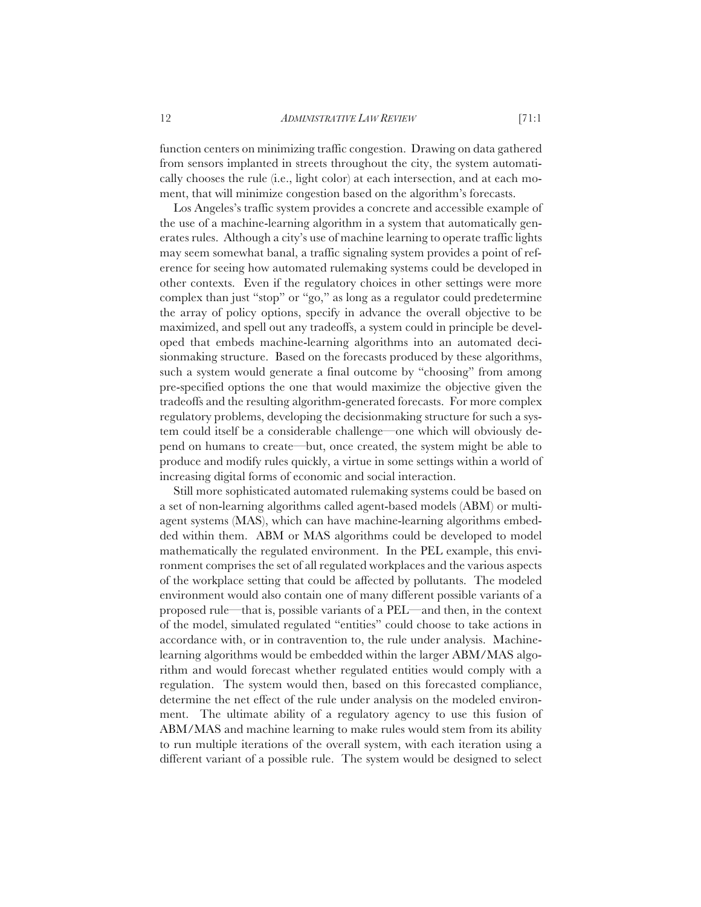function centers on minimizing traffic congestion. Drawing on data gathered from sensors implanted in streets throughout the city, the system automatically chooses the rule (i.e., light color) at each intersection, and at each moment, that will minimize congestion based on the algorithm's forecasts.

Los Angeles's traffic system provides a concrete and accessible example of the use of a machine-learning algorithm in a system that automatically generates rules. Although a city's use of machine learning to operate traffic lights may seem somewhat banal, a traffic signaling system provides a point of reference for seeing how automated rulemaking systems could be developed in other contexts. Even if the regulatory choices in other settings were more complex than just "stop" or "go," as long as a regulator could predetermine the array of policy options, specify in advance the overall objective to be maximized, and spell out any tradeoffs, a system could in principle be developed that embeds machine-learning algorithms into an automated decisionmaking structure. Based on the forecasts produced by these algorithms, such a system would generate a final outcome by "choosing" from among pre-specified options the one that would maximize the objective given the tradeoffs and the resulting algorithm-generated forecasts. For more complex regulatory problems, developing the decisionmaking structure for such a system could itself be a considerable challenge—one which will obviously depend on humans to create—but, once created, the system might be able to produce and modify rules quickly, a virtue in some settings within a world of increasing digital forms of economic and social interaction.

Still more sophisticated automated rulemaking systems could be based on a set of non-learning algorithms called agent-based models (ABM) or multi-agent systems (MAS), which can have machine-learning algorithms embedded within them. ABM or MAS algorithms could be developed to model mathematically the regulated environment. In the PEL example, this environment comprises the set of all regulated workplaces and the various aspects of the workplace setting that could be affected by pollutants. The modeled environment would also contain one of many different possible variants of a proposed rule—that is, possible variants of a PEL—and then, in the context of the model, simulated regulated "entities" could choose to take actions in accordance with, or in contravention to, the rule under analysis. Machine-learning algorithms would be embedded within the larger ABM/MAS algorithm and would forecast whether regulated entities would comply with a regulation. The system would then, based on this forecasted compliance, determine the net effect of the rule under analysis on the modeled environment. The ultimate ability of a regulatory agency to use this fusion of ABM/MAS and machine learning to make rules would stem from its ability to run multiple iterations of the overall system, with each iteration using a different variant of a possible rule. The system would be designed to select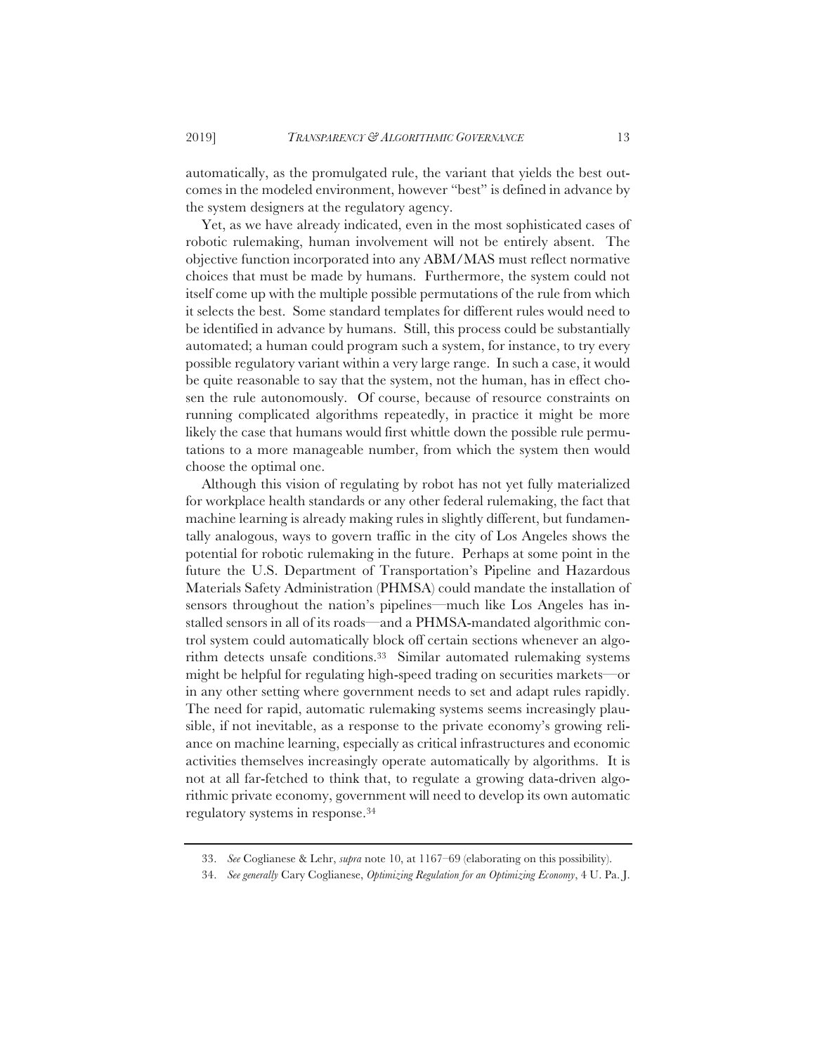automatically, as the promulgated rule, the variant that yields the best outcomes in the modeled environment, however "best" is defined in advance by the system designers at the regulatory agency.

Yet, as we have already indicated, even in the most sophisticated cases of robotic rulemaking, human involvement will not be entirely absent. The objective function incorporated into any ABM/MAS must reflect normative choices that must be made by humans. Furthermore, the system could not itself come up with the multiple possible permutations of the rule from which it selects the best. Some standard templates for different rules would need to be identified in advance by humans. Still, this process could be substantially automated; a human could program such a system, for instance, to try every possible regulatory variant within a very large range. In such a case, it would be quite reasonable to say that the system, not the human, has in effect chosen the rule autonomously. Of course, because of resource constraints on running complicated algorithms repeatedly, in practice it might be more likely the case that humans would first whittle down the possible rule permutations to a more manageable number, from which the system then would choose the optimal one.

Although this vision of regulating by robot has not yet fully materialized for workplace health standards or any other federal rulemaking, the fact that machine learning is already making rules in slightly different, but fundamentally analogous, ways to govern traffic in the city of Los Angeles shows the potential for robotic rulemaking in the future. Perhaps at some point in the future the U.S. Department of Transportation's Pipeline and Hazardous Materials Safety Administration (PHMSA) could mandate the installation of sensors throughout the nation's pipelines—much like Los Angeles has installed sensors in all of its roads—and a PHMSA-mandated algorithmic control system could automatically block off certain sections whenever an algorithm detects unsafe conditions.[33] Similar automated rulemaking systems might be helpful for regulating high-speed trading on securities markets—or in any other setting where government needs to set and adapt rules rapidly. The need for rapid, automatic rulemaking systems seems increasingly plausible, if not inevitable, as a response to the private economy's growing reliance on machine learning, especially as critical infrastructures and economic activities themselves increasingly operate automatically by algorithms. It is not at all far-fetched to think that, to regulate a growing data-driven algorithmic private economy, government will need to develop its own automatic regulatory systems in response.[34]

---

33. *See* Coglianese & Lehr, *supra* note 10, at 1167–69 (elaborating on this possibility).

34. *See generally* Cary Coglianese, *Optimizing Regulation for an Optimizing Economy*, 4 U. Pa. J.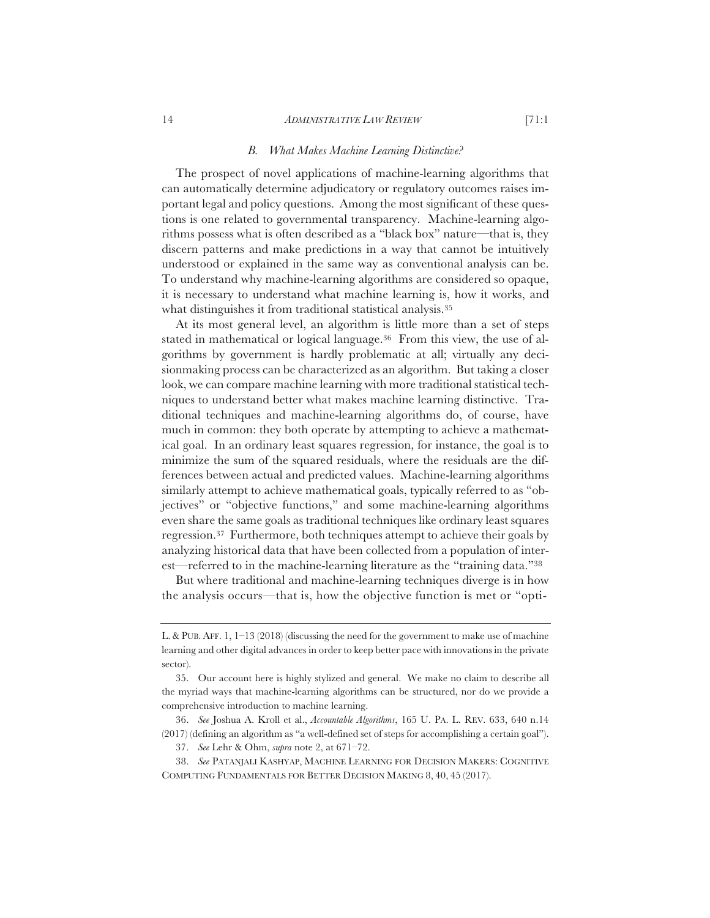### *B. What Makes Machine Learning Distinctive?*

The prospect of novel applications of machine-learning algorithms that can automatically determine adjudicatory or regulatory outcomes raises important legal and policy questions. Among the most significant of these questions is one related to governmental transparency. Machine-learning algorithms possess what is often described as a "black box" nature—that is, they discern patterns and make predictions in a way that cannot be intuitively understood or explained in the same way as conventional analysis can be. To understand why machine-learning algorithms are considered so opaque, it is necessary to understand what machine learning is, how it works, and what distinguishes it from traditional statistical analysis.[35]

At its most general level, an algorithm is little more than a set of steps stated in mathematical or logical language.[36] From this view, the use of algorithms by government is hardly problematic at all; virtually any decisionmaking process can be characterized as an algorithm. But taking a closer look, we can compare machine learning with more traditional statistical techniques to understand better what makes machine learning distinctive. Traditional techniques and machine-learning algorithms do, of course, have much in common: they both operate by attempting to achieve a mathematical goal. In an ordinary least squares regression, for instance, the goal is to minimize the sum of the squared residuals, where the residuals are the differences between actual and predicted values. Machine-learning algorithms similarly attempt to achieve mathematical goals, typically referred to as "objectives" or "objective functions," and some machine-learning algorithms even share the same goals as traditional techniques like ordinary least squares regression.[37] Furthermore, both techniques attempt to achieve their goals by analyzing historical data that have been collected from a population of interest—referred to in the machine-learning literature as the "training data."[38]

But where traditional and machine-learning techniques diverge is in how the analysis occurs—that is, how the objective function is met or "opti-

---

L. & PUB. AFF. 1, 1–13 (2018) (discussing the need for the government to make use of machine learning and other digital advances in order to keep better pace with innovations in the private sector).

35. Our account here is highly stylized and general. We make no claim to describe all the myriad ways that machine-learning algorithms can be structured, nor do we provide a comprehensive introduction to machine learning.

36. *See* Joshua A. Kroll et al., *Accountable Algorithms*, 165 U. PA. L. REV. 633, 640 n.14 (2017) (defining an algorithm as "a well-defined set of steps for accomplishing a certain goal").

37. *See* Lehr & Ohm, *supra* note 2, at 671–72.

38. *See* PATANJALI KASHYAP, MACHINE LEARNING FOR DECISION MAKERS: COGNITIVE COMPUTING FUNDAMENTALS FOR BETTER DECISION MAKING 8, 40, 45 (2017).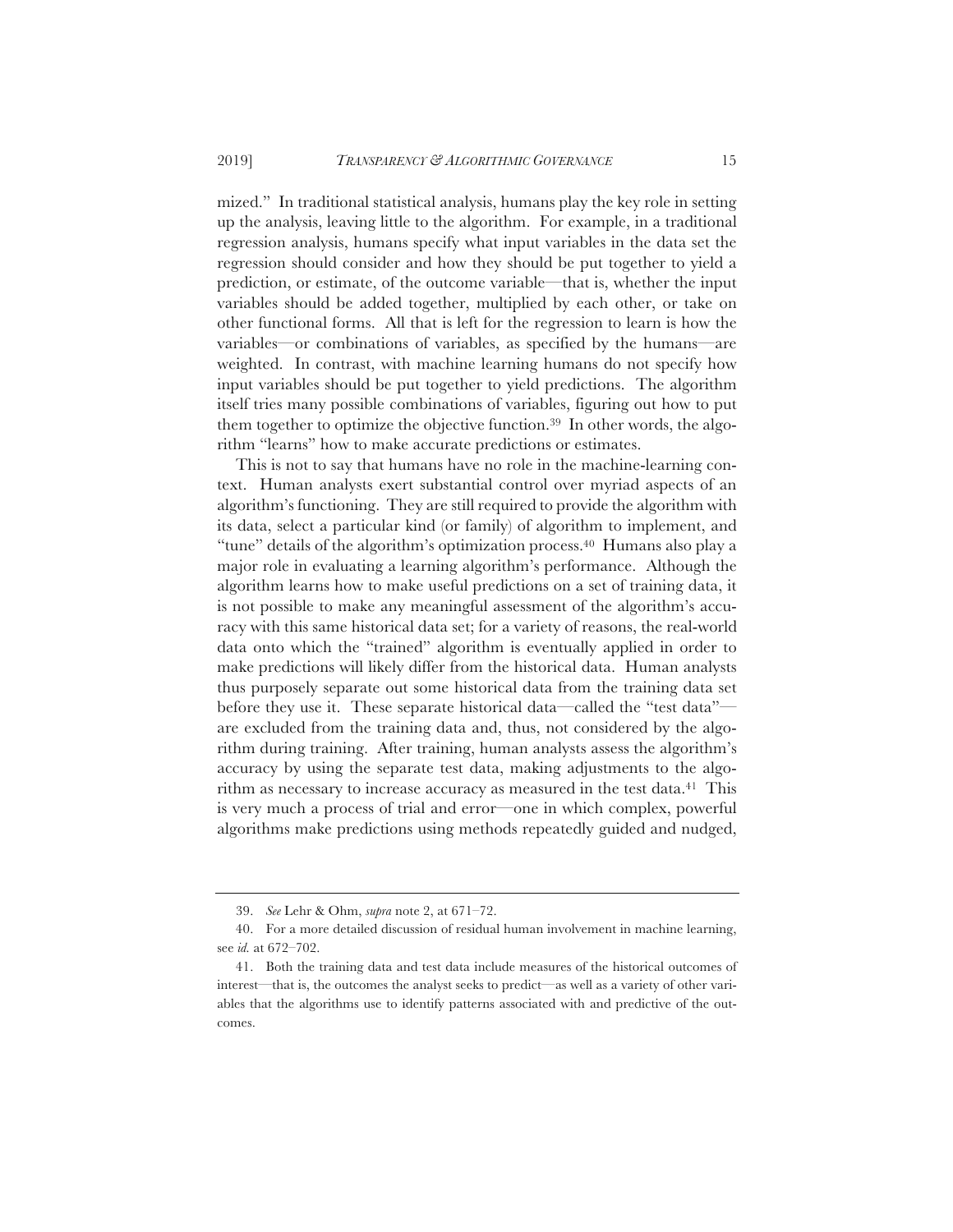mized." In traditional statistical analysis, humans play the key role in setting up the analysis, leaving little to the algorithm. For example, in a traditional regression analysis, humans specify what input variables in the data set the regression should consider and how they should be put together to yield a prediction, or estimate, of the outcome variable—that is, whether the input variables should be added together, multiplied by each other, or take on other functional forms. All that is left for the regression to learn is how the variables—or combinations of variables, as specified by the humans—are weighted. In contrast, with machine learning humans do not specify how input variables should be put together to yield predictions. The algorithm itself tries many possible combinations of variables, figuring out how to put them together to optimize the objective function.[39] In other words, the algorithm "learns" how to make accurate predictions or estimates.

This is not to say that humans have no role in the machine-learning context. Human analysts exert substantial control over myriad aspects of an algorithm's functioning. They are still required to provide the algorithm with its data, select a particular kind (or family) of algorithm to implement, and "tune" details of the algorithm's optimization process.[40] Humans also play a major role in evaluating a learning algorithm's performance. Although the algorithm learns how to make useful predictions on a set of training data, it is not possible to make any meaningful assessment of the algorithm's accuracy with this same historical data set; for a variety of reasons, the real-world data onto which the "trained" algorithm is eventually applied in order to make predictions will likely differ from the historical data. Human analysts thus purposely separate out some historical data from the training data set before they use it. These separate historical data—called the "test data"—are excluded from the training data and, thus, not considered by the algorithm during training. After training, human analysts assess the algorithm's accuracy by using the separate test data, making adjustments to the algorithm as necessary to increase accuracy as measured in the test data.[41] This is very much a process of trial and error—one in which complex, powerful algorithms make predictions using methods repeatedly guided and nudged,

---

39. *See* Lehr & Ohm, *supra* note 2, at 671–72.

40. For a more detailed discussion of residual human involvement in machine learning, see *id.* at 672–702.

41. Both the training data and test data include measures of the historical outcomes of interest—that is, the outcomes the analyst seeks to predict—as well as a variety of other variables that the algorithms use to identify patterns associated with and predictive of the outcomes.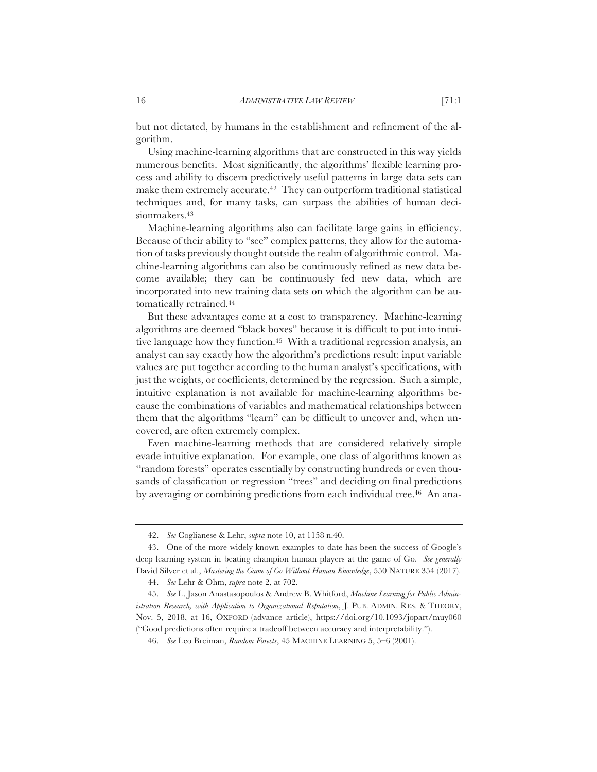but not dictated, by humans in the establishment and refinement of the algorithm.

Using machine-learning algorithms that are constructed in this way yields numerous benefits. Most significantly, the algorithms' flexible learning process and ability to discern predictively useful patterns in large data sets can make them extremely accurate.[42] They can outperform traditional statistical techniques and, for many tasks, can surpass the abilities of human decisionmakers.[43]

Machine-learning algorithms also can facilitate large gains in efficiency. Because of their ability to "see" complex patterns, they allow for the automation of tasks previously thought outside the realm of algorithmic control. Machine-learning algorithms can also be continuously refined as new data become available; they can be continuously fed new data, which are incorporated into new training data sets on which the algorithm can be automatically retrained.[44]

But these advantages come at a cost to transparency. Machine-learning algorithms are deemed "black boxes" because it is difficult to put into intuitive language how they function.[45] With a traditional regression analysis, an analyst can say exactly how the algorithm's predictions result: input variable values are put together according to the human analyst's specifications, with just the weights, or coefficients, determined by the regression. Such a simple, intuitive explanation is not available for machine-learning algorithms because the combinations of variables and mathematical relationships between them that the algorithms "learn" can be difficult to uncover and, when uncovered, are often extremely complex.

Even machine-learning methods that are considered relatively simple evade intuitive explanation. For example, one class of algorithms known as "random forests" operates essentially by constructing hundreds or even thousands of classification or regression "trees" and deciding on final predictions by averaging or combining predictions from each individual tree.[46] An ana-

---

42. *See* Coglianese & Lehr, *supra* note 10, at 1158 n.40.

43. One of the more widely known examples to date has been the success of Google's deep learning system in beating champion human players at the game of Go. *See generally* David Silver et al., *Mastering the Game of Go Without Human Knowledge*, 550 NATURE 354 (2017).

44. *See* Lehr & Ohm, *supra* note 2, at 702.

45. *See* L. Jason Anastasopoulos & Andrew B. Whitford, *Machine Learning for Public Administration Research, with Application to Organizational Reputation*, J. PUB. ADMIN. RES. & THEORY, Nov. 5, 2018, at 16, OXFORD (advance article), https://doi.org/10.1093/jopart/muy060 ("Good predictions often require a tradeoff between accuracy and interpretability.").

46. *See* Leo Breiman, *Random Forests*, 45 MACHINE LEARNING 5, 5–6 (2001).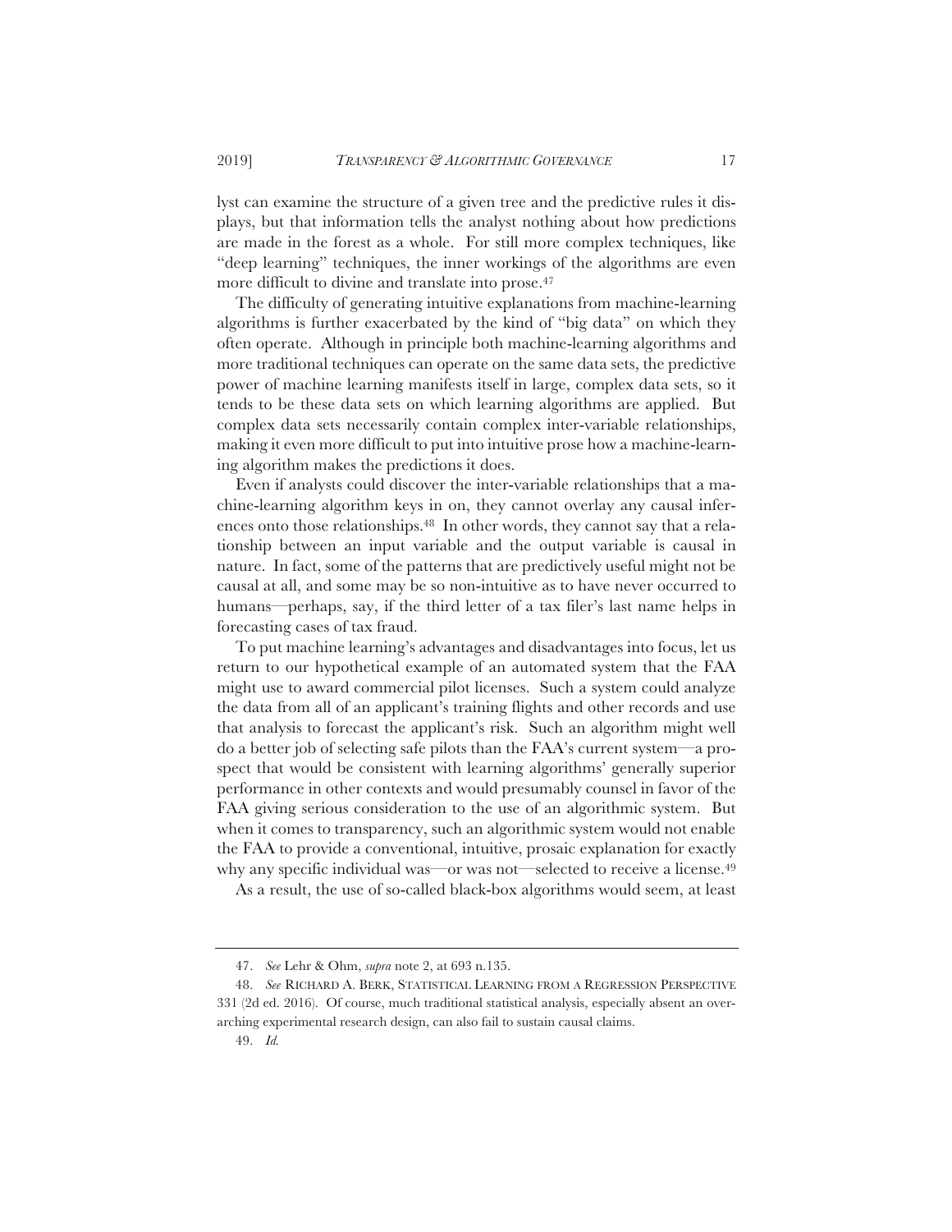lyst can examine the structure of a given tree and the predictive rules it displays, but that information tells the analyst nothing about how predictions are made in the forest as a whole. For still more complex techniques, like "deep learning" techniques, the inner workings of the algorithms are even more difficult to divine and translate into prose.[47]

The difficulty of generating intuitive explanations from machine-learning algorithms is further exacerbated by the kind of "big data" on which they often operate. Although in principle both machine-learning algorithms and more traditional techniques can operate on the same data sets, the predictive power of machine learning manifests itself in large, complex data sets, so it tends to be these data sets on which learning algorithms are applied. But complex data sets necessarily contain complex inter-variable relationships, making it even more difficult to put into intuitive prose how a machine-learning algorithm makes the predictions it does.

Even if analysts could discover the inter-variable relationships that a machine-learning algorithm keys in on, they cannot overlay any causal inferences onto those relationships.[48] In other words, they cannot say that a relationship between an input variable and the output variable is causal in nature. In fact, some of the patterns that are predictively useful might not be causal at all, and some may be so non-intuitive as to have never occurred to humans—perhaps, say, if the third letter of a tax filer's last name helps in forecasting cases of tax fraud.

To put machine learning's advantages and disadvantages into focus, let us return to our hypothetical example of an automated system that the FAA might use to award commercial pilot licenses. Such a system could analyze the data from all of an applicant's training flights and other records and use that analysis to forecast the applicant's risk. Such an algorithm might well do a better job of selecting safe pilots than the FAA's current system—a prospect that would be consistent with learning algorithms' generally superior performance in other contexts and would presumably counsel in favor of the FAA giving serious consideration to the use of an algorithmic system. But when it comes to transparency, such an algorithmic system would not enable the FAA to provide a conventional, intuitive, prosaic explanation for exactly why any specific individual was—or was not—selected to receive a license.[49]

As a result, the use of so-called black-box algorithms would seem, at least

---

47. *See* Lehr & Ohm, *supra* note 2, at 693 n.135.

48. *See* RICHARD A. BERK, STATISTICAL LEARNING FROM A REGRESSION PERSPECTIVE 331 (2d ed. 2016). Of course, much traditional statistical analysis, especially absent an overarching experimental research design, can also fail to sustain causal claims.

49. *Id.*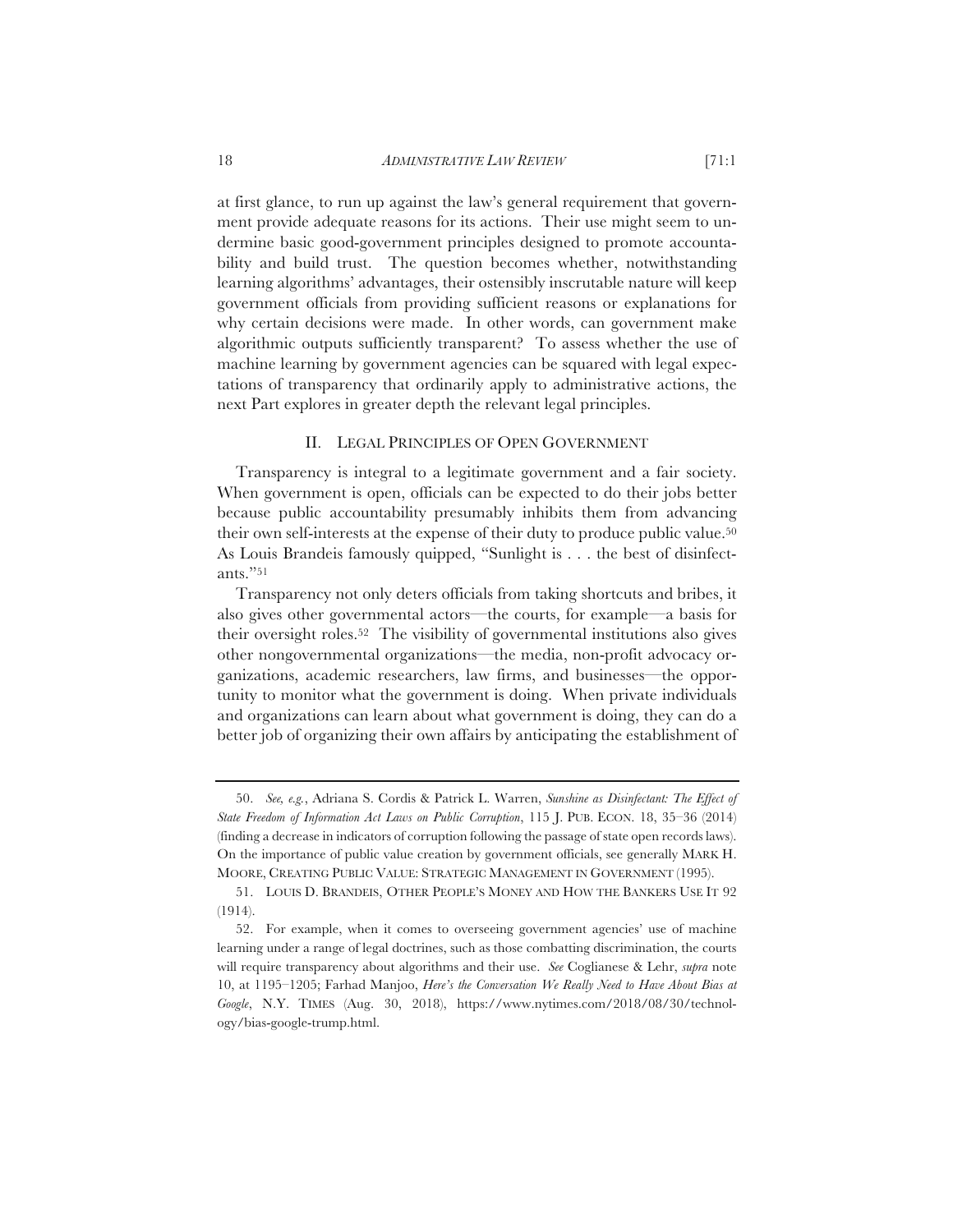at first glance, to run up against the law's general requirement that government provide adequate reasons for its actions. Their use might seem to undermine basic good-government principles designed to promote accountability and build trust. The question becomes whether, notwithstanding learning algorithms' advantages, their ostensibly inscrutable nature will keep government officials from providing sufficient reasons or explanations for why certain decisions were made. In other words, can government make algorithmic outputs sufficiently transparent? To assess whether the use of machine learning by government agencies can be squared with legal expectations of transparency that ordinarily apply to administrative actions, the next Part explores in greater depth the relevant legal principles.

## II. LEGAL PRINCIPLES OF OPEN GOVERNMENT

Transparency is integral to a legitimate government and a fair society. When government is open, officials can be expected to do their jobs better because public accountability presumably inhibits them from advancing their own self-interests at the expense of their duty to produce public value.[50] As Louis Brandeis famously quipped, "Sunlight is . . . the best of disinfectants."[51]

Transparency not only deters officials from taking shortcuts and bribes, it also gives other governmental actors—the courts, for example—a basis for their oversight roles.[52] The visibility of governmental institutions also gives other nongovernmental organizations—the media, non-profit advocacy organizations, academic researchers, law firms, and businesses—the opportunity to monitor what the government is doing. When private individuals and organizations can learn about what government is doing, they can do a better job of organizing their own affairs by anticipating the establishment of

---

50. *See, e.g.*, Adriana S. Cordis & Patrick L. Warren, *Sunshine as Disinfectant: The Effect of State Freedom of Information Act Laws on Public Corruption*, 115 J. PUB. ECON. 18, 35–36 (2014) (finding a decrease in indicators of corruption following the passage of state open records laws). On the importance of public value creation by government officials, see generally MARK H. MOORE, CREATING PUBLIC VALUE: STRATEGIC MANAGEMENT IN GOVERNMENT (1995).

51. LOUIS D. BRANDEIS, OTHER PEOPLE'S MONEY AND HOW THE BANKERS USE IT 92 (1914).

52. For example, when it comes to overseeing government agencies' use of machine learning under a range of legal doctrines, such as those combatting discrimination, the courts will require transparency about algorithms and their use. *See* Coglianese & Lehr, *supra* note 10, at 1195–1205; Farhad Manjoo, *Here's the Conversation We Really Need to Have About Bias at Google*, N.Y. TIMES (Aug. 30, 2018), https://www.nytimes.com/2018/08/30/technology/bias-google-trump.html.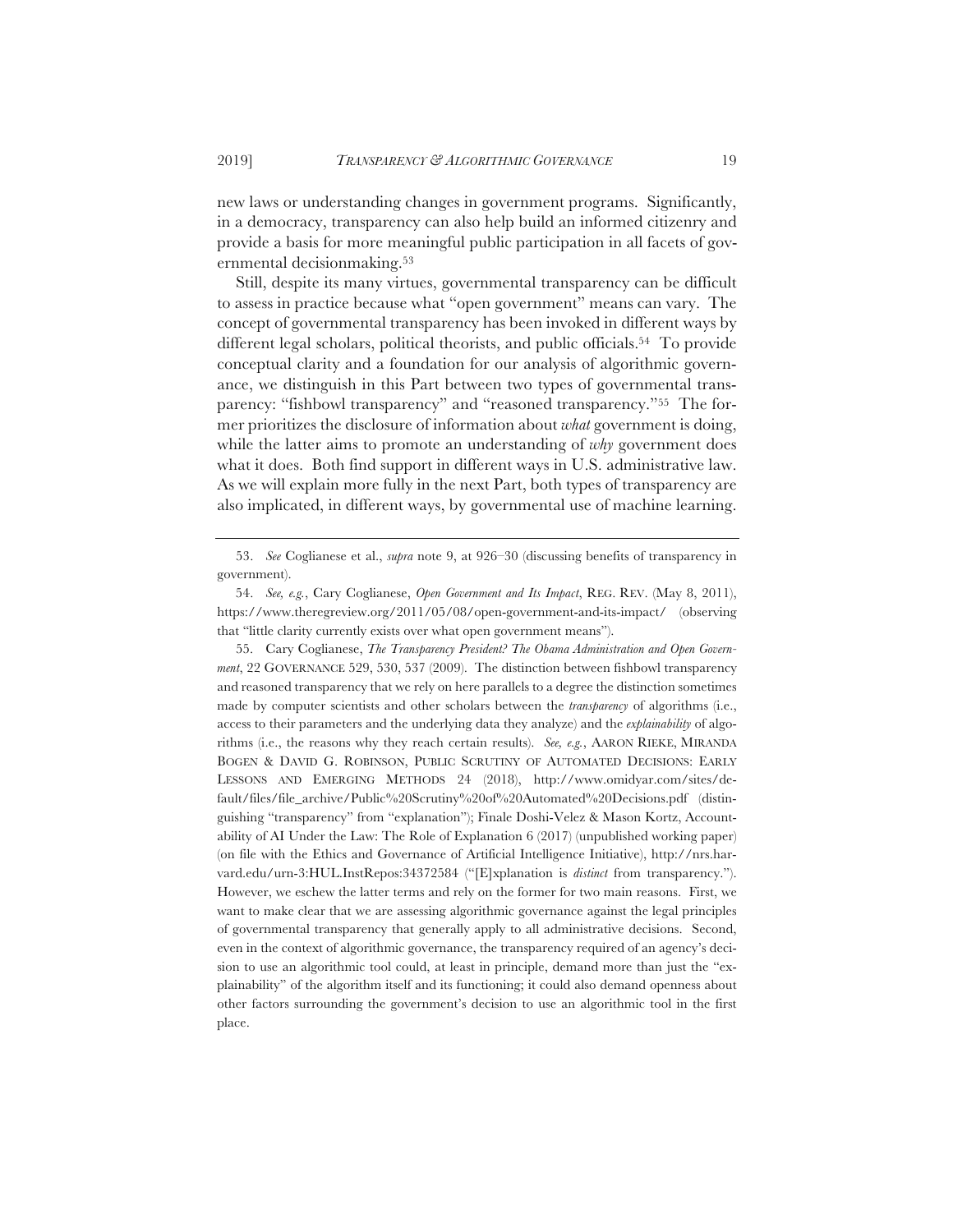new laws or understanding changes in government programs. Significantly, in a democracy, transparency can also help build an informed citizenry and provide a basis for more meaningful public participation in all facets of governmental decisionmaking.[53]

Still, despite its many virtues, governmental transparency can be difficult to assess in practice because what "open government" means can vary. The concept of governmental transparency has been invoked in different ways by different legal scholars, political theorists, and public officials.[54] To provide conceptual clarity and a foundation for our analysis of algorithmic governance, we distinguish in this Part between two types of governmental transparency: "fishbowl transparency" and "reasoned transparency."[55] The former prioritizes the disclosure of information about *what* government is doing, while the latter aims to promote an understanding of *why* government does what it does. Both find support in different ways in U.S. administrative law. As we will explain more fully in the next Part, both types of transparency are also implicated, in different ways, by governmental use of machine learning.

---

53. *See* Coglianese et al., *supra* note 9, at 926–30 (discussing benefits of transparency in government).

54. *See, e.g.*, Cary Coglianese, *Open Government and Its Impact*, REG. REV. (May 8, 2011), https://www.theregreview.org/2011/05/08/open-government-and-its-impact/ (observing that "little clarity currently exists over what open government means").

55. Cary Coglianese, *The Transparency President? The Obama Administration and Open Government*, 22 GOVERNANCE 529, 530, 537 (2009). The distinction between fishbowl transparency and reasoned transparency that we rely on here parallels to a degree the distinction sometimes made by computer scientists and other scholars between the *transparency* of algorithms (i.e., access to their parameters and the underlying data they analyze) and the *explainability* of algorithms (i.e., the reasons why they reach certain results). *See, e.g.*, AARON RIEKE, MIRANDA BOGEN & DAVID G. ROBINSON, PUBLIC SCRUTINY OF AUTOMATED DECISIONS: EARLY LESSONS AND EMERGING METHODS 24 (2018), http://www.omidyar.com/sites/default/files/file_archive/Public%20Scrutiny%20of%20Automated%20Decisions.pdf (distinguishing "transparency" from "explanation"); Finale Doshi-Velez & Mason Kortz, Accountability of AI Under the Law: The Role of Explanation 6 (2017) (unpublished working paper) (on file with the Ethics and Governance of Artificial Intelligence Initiative), http://nrs.harvard.edu/urn-3:HUL.InstRepos:34372584 ("[E]xplanation is *distinct* from transparency."). However, we eschew the latter terms and rely on the former for two main reasons. First, we want to make clear that we are assessing algorithmic governance against the legal principles of governmental transparency that generally apply to all administrative decisions. Second, even in the context of algorithmic governance, the transparency required of an agency's decision to use an algorithmic tool could, at least in principle, demand more than just the "explainability" of the algorithm itself and its functioning; it could also demand openness about other factors surrounding the government's decision to use an algorithmic tool in the first place.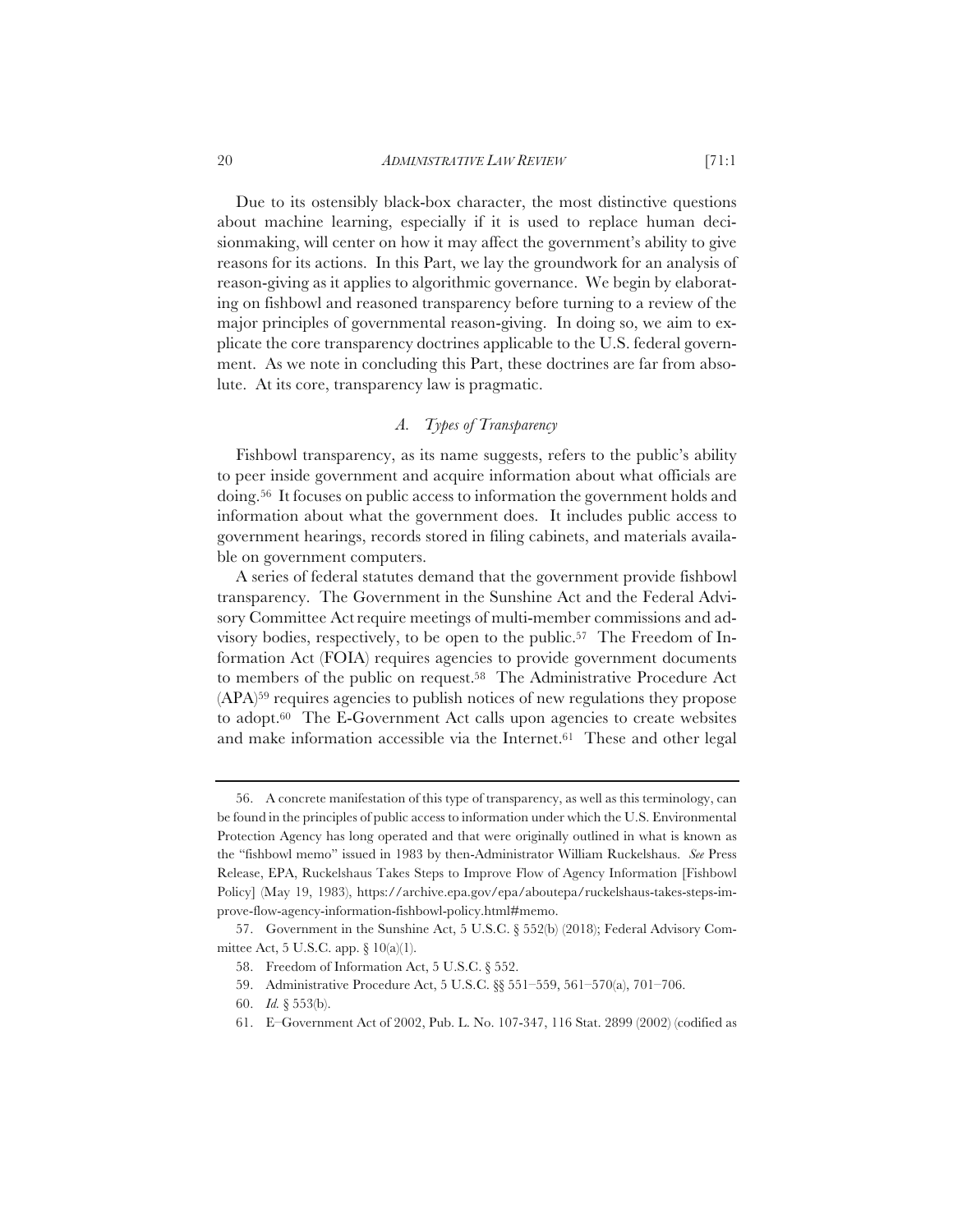Due to its ostensibly black-box character, the most distinctive questions about machine learning, especially if it is used to replace human decisionmaking, will center on how it may affect the government's ability to give reasons for its actions. In this Part, we lay the groundwork for an analysis of reason-giving as it applies to algorithmic governance. We begin by elaborating on fishbowl and reasoned transparency before turning to a review of the major principles of governmental reason-giving. In doing so, we aim to explicate the core transparency doctrines applicable to the U.S. federal government. As we note in concluding this Part, these doctrines are far from absolute. At its core, transparency law is pragmatic.

### *A. Types of Transparency*

Fishbowl transparency, as its name suggests, refers to the public's ability to peer inside government and acquire information about what officials are doing.[56] It focuses on public access to information the government holds and information about what the government does. It includes public access to government hearings, records stored in filing cabinets, and materials available on government computers.

A series of federal statutes demand that the government provide fishbowl transparency. The Government in the Sunshine Act and the Federal Advisory Committee Act require meetings of multi-member commissions and advisory bodies, respectively, to be open to the public.[57] The Freedom of Information Act (FOIA) requires agencies to provide government documents to members of the public on request.[58] The Administrative Procedure Act (APA)[59] requires agencies to publish notices of new regulations they propose to adopt.[60] The E-Government Act calls upon agencies to create websites and make information accessible via the Internet.[61] These and other legal

---

56. A concrete manifestation of this type of transparency, as well as this terminology, can be found in the principles of public access to information under which the U.S. Environmental Protection Agency has long operated and that were originally outlined in what is known as the "fishbowl memo" issued in 1983 by then-Administrator William Ruckelshaus. *See* Press Release, EPA, Ruckelshaus Takes Steps to Improve Flow of Agency Information [Fishbowl Policy] (May 19, 1983), https://archive.epa.gov/epa/aboutepa/ruckelshaus-takes-steps-improve-flow-agency-information-fishbowl-policy.html#memo.

57. Government in the Sunshine Act, 5 U.S.C. § 552(b) (2018); Federal Advisory Committee Act, 5 U.S.C. app. § 10(a)(1).

58. Freedom of Information Act, 5 U.S.C. § 552.

59. Administrative Procedure Act, 5 U.S.C. §§ 551–559, 561–570(a), 701–706.

60. *Id.* § 553(b).

61. E–Government Act of 2002, Pub. L. No. 107-347, 116 Stat. 2899 (2002) (codified as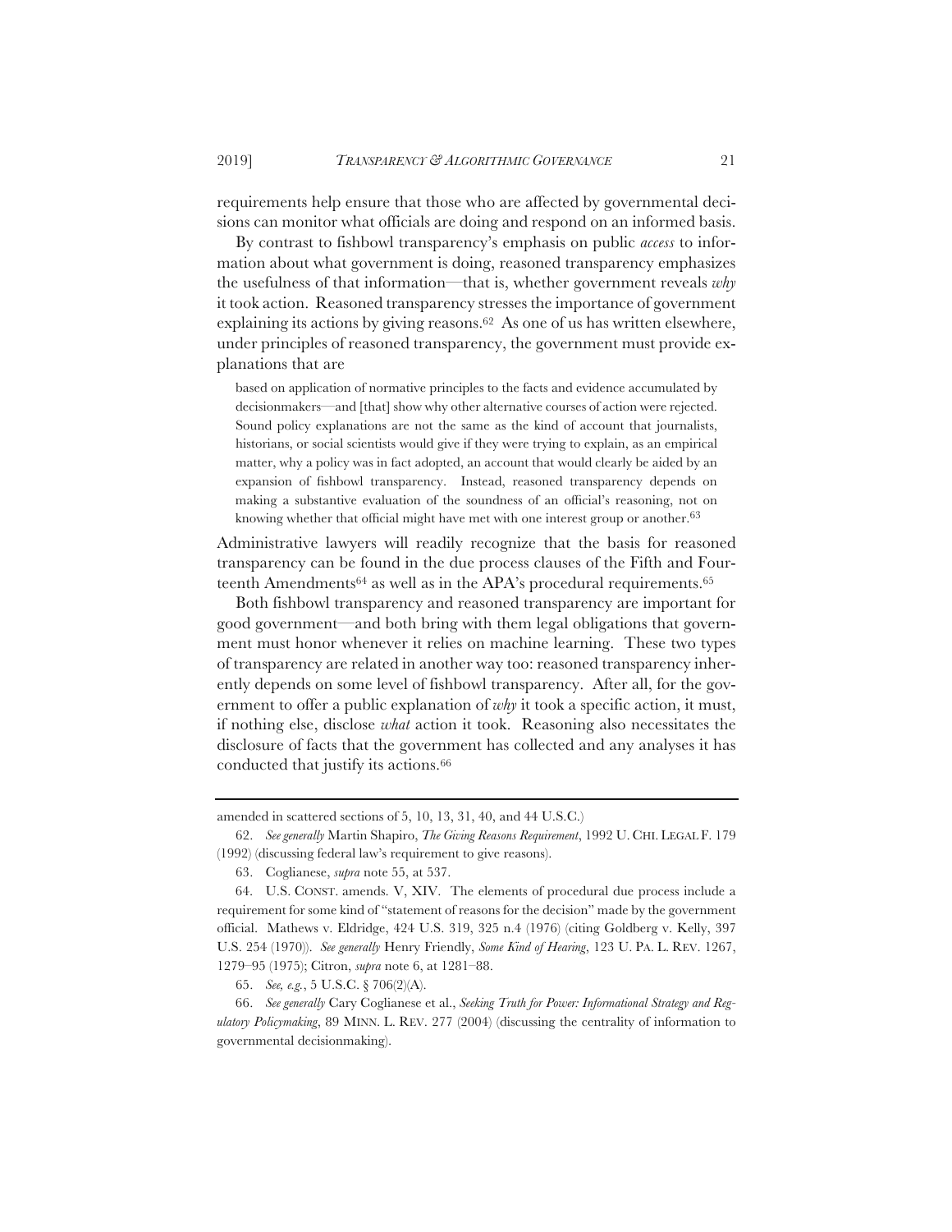requirements help ensure that those who are affected by governmental decisions can monitor what officials are doing and respond on an informed basis.

By contrast to fishbowl transparency's emphasis on public *access* to information about what government is doing, reasoned transparency emphasizes the usefulness of that information—that is, whether government reveals *why* it took action. Reasoned transparency stresses the importance of government explaining its actions by giving reasons.[62] As one of us has written elsewhere, under principles of reasoned transparency, the government must provide explanations that are

> based on application of normative principles to the facts and evidence accumulated by decisionmakers—and [that] show why other alternative courses of action were rejected. Sound policy explanations are not the same as the kind of account that journalists, historians, or social scientists would give if they were trying to explain, as an empirical matter, why a policy was in fact adopted, an account that would clearly be aided by an expansion of fishbowl transparency. Instead, reasoned transparency depends on making a substantive evaluation of the soundness of an official's reasoning, not on knowing whether that official might have met with one interest group or another.[63]

Administrative lawyers will readily recognize that the basis for reasoned transparency can be found in the due process clauses of the Fifth and Fourteenth Amendments[64] as well as in the APA's procedural requirements.[65]

Both fishbowl transparency and reasoned transparency are important for good government—and both bring with them legal obligations that government must honor whenever it relies on machine learning. These two types of transparency are related in another way too: reasoned transparency inherently depends on some level of fishbowl transparency. After all, for the government to offer a public explanation of *why* it took a specific action, it must, if nothing else, disclose *what* action it took. Reasoning also necessitates the disclosure of facts that the government has collected and any analyses it has conducted that justify its actions.[66]

---

amended in scattered sections of 5, 10, 13, 31, 40, and 44 U.S.C.)

62. *See generally* Martin Shapiro, *The Giving Reasons Requirement*, 1992 U. CHI. LEGAL F. 179 (1992) (discussing federal law's requirement to give reasons).

63. Coglianese, *supra* note 55, at 537.

64. U.S. CONST. amends. V, XIV. The elements of procedural due process include a requirement for some kind of "statement of reasons for the decision" made by the government official. Mathews v. Eldridge, 424 U.S. 319, 325 n.4 (1976) (citing Goldberg v. Kelly, 397 U.S. 254 (1970)). *See generally* Henry Friendly, *Some Kind of Hearing*, 123 U. PA. L. REV. 1267, 1279–95 (1975); Citron, *supra* note 6, at 1281–88.

65. *See, e.g.*, 5 U.S.C. § 706(2)(A).

66. *See generally* Cary Coglianese et al., *Seeking Truth for Power: Informational Strategy and Regulatory Policymaking*, 89 MINN. L. REV. 277 (2004) (discussing the centrality of information to governmental decisionmaking).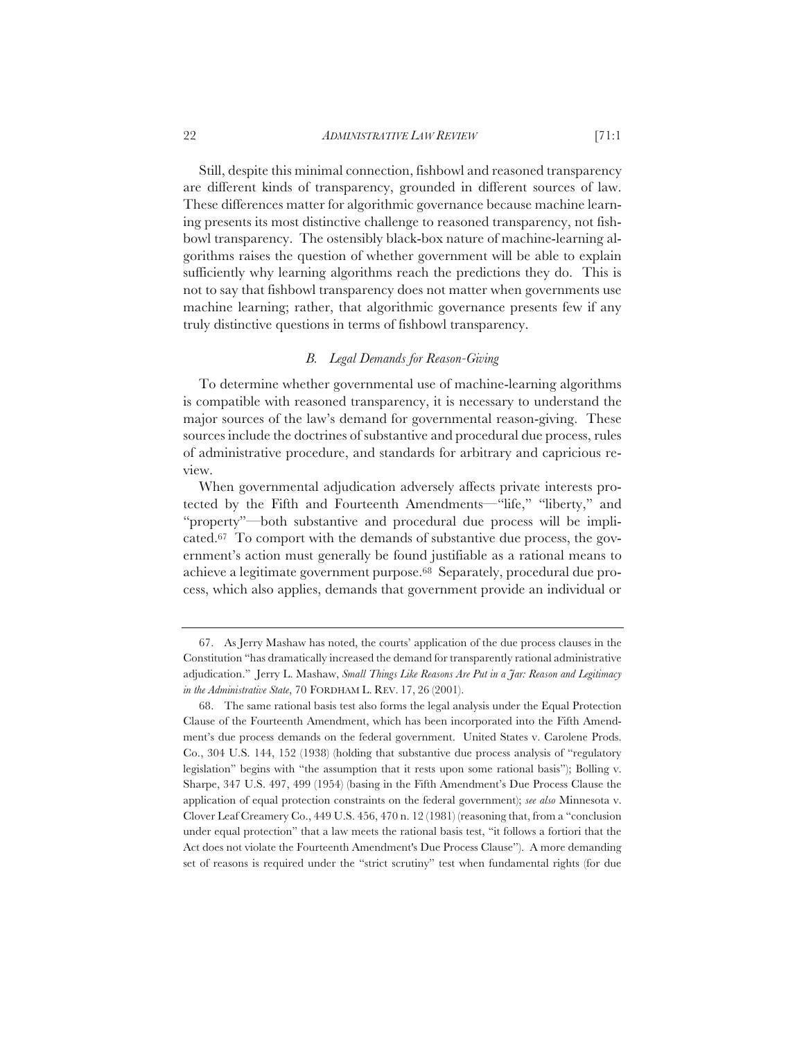Still, despite this minimal connection, fishbowl and reasoned transparency are different kinds of transparency, grounded in different sources of law. These differences matter for algorithmic governance because machine learning presents its most distinctive challenge to reasoned transparency, not fishbowl transparency. The ostensibly black-box nature of machine-learning algorithms raises the question of whether government will be able to explain sufficiently why learning algorithms reach the predictions they do. This is not to say that fishbowl transparency does not matter when governments use machine learning; rather, that algorithmic governance presents few if any truly distinctive questions in terms of fishbowl transparency.

### *B. Legal Demands for Reason-Giving*

To determine whether governmental use of machine-learning algorithms is compatible with reasoned transparency, it is necessary to understand the major sources of the law's demand for governmental reason-giving. These sources include the doctrines of substantive and procedural due process, rules of administrative procedure, and standards for arbitrary and capricious review.

When governmental adjudication adversely affects private interests protected by the Fifth and Fourteenth Amendments—"life," "liberty," and "property"—both substantive and procedural due process will be implicated.[67] To comport with the demands of substantive due process, the government's action must generally be found justifiable as a rational means to achieve a legitimate government purpose.[68] Separately, procedural due process, which also applies, demands that government provide an individual or

---

67. As Jerry Mashaw has noted, the courts' application of the due process clauses in the Constitution "has dramatically increased the demand for transparently rational administrative adjudication." Jerry L. Mashaw, *Small Things Like Reasons Are Put in a Jar: Reason and Legitimacy in the Administrative State*, 70 FORDHAM L. REV. 17, 26 (2001).

68. The same rational basis test also forms the legal analysis under the Equal Protection Clause of the Fourteenth Amendment, which has been incorporated into the Fifth Amendment's due process demands on the federal government. United States v. Carolene Prods. Co., 304 U.S. 144, 152 (1938) (holding that substantive due process analysis of "regulatory legislation" begins with "the assumption that it rests upon some rational basis"); Bolling v. Sharpe, 347 U.S. 497, 499 (1954) (basing in the Fifth Amendment's Due Process Clause the application of equal protection constraints on the federal government); *see also* Minnesota v. Clover Leaf Creamery Co., 449 U.S. 456, 470 n. 12 (1981) (reasoning that, from a "conclusion under equal protection" that a law meets the rational basis test, "it follows a fortiori that the Act does not violate the Fourteenth Amendment's Due Process Clause"). A more demanding set of reasons is required under the "strict scrutiny" test when fundamental rights (for due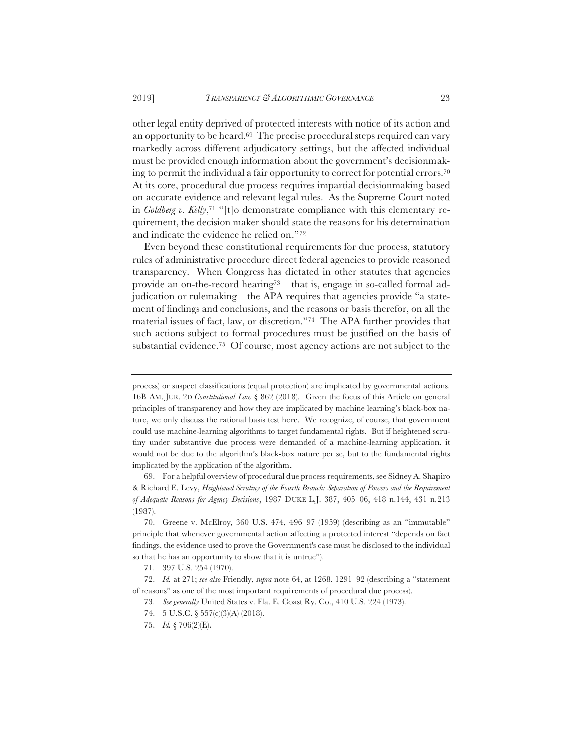other legal entity deprived of protected interests with notice of its action and an opportunity to be heard.[69] The precise procedural steps required can vary markedly across different adjudicatory settings, but the affected individual must be provided enough information about the government's decisionmaking to permit the individual a fair opportunity to correct for potential errors.[70] At its core, procedural due process requires impartial decisionmaking based on accurate evidence and relevant legal rules. As the Supreme Court noted in *Goldberg v. Kelly*,[71] "[t]o demonstrate compliance with this elementary requirement, the decision maker should state the reasons for his determination and indicate the evidence he relied on."[72]

Even beyond these constitutional requirements for due process, statutory rules of administrative procedure direct federal agencies to provide reasoned transparency. When Congress has dictated in other statutes that agencies provide an on-the-record hearing[73]—that is, engage in so-called formal adjudication or rulemaking—the APA requires that agencies provide "a statement of findings and conclusions, and the reasons or basis therefor, on all the material issues of fact, law, or discretion."[74] The APA further provides that such actions subject to formal procedures must be justified on the basis of substantial evidence.[75] Of course, most agency actions are not subject to the

---

process) or suspect classifications (equal protection) are implicated by governmental actions. 16B AM. JUR. 2D *Constitutional Law* § 862 (2018). Given the focus of this Article on general principles of transparency and how they are implicated by machine learning's black-box nature, we only discuss the rational basis test here. We recognize, of course, that government could use machine-learning algorithms to target fundamental rights. But if heightened scrutiny under substantive due process were demanded of a machine-learning application, it would not be due to the algorithm's black-box nature per se, but to the fundamental rights implicated by the application of the algorithm.

69. For a helpful overview of procedural due process requirements, see Sidney A. Shapiro & Richard E. Levy, *Heightened Scrutiny of the Fourth Branch: Separation of Powers and the Requirement of Adequate Reasons for Agency Decisions*, 1987 DUKE L.J. 387, 405–06, 418 n.144, 431 n.213 (1987).

70. Greene v. McElroy, 360 U.S. 474, 496–97 (1959) (describing as an "immutable" principle that whenever governmental action affecting a protected interest "depends on fact findings, the evidence used to prove the Government's case must be disclosed to the individual so that he has an opportunity to show that it is untrue").

71. 397 U.S. 254 (1970).

72. *Id.* at 271; *see also* Friendly, *supra* note 64, at 1268, 1291–92 (describing a "statement of reasons" as one of the most important requirements of procedural due process).

73. *See generally* United States v. Fla. E. Coast Ry. Co., 410 U.S. 224 (1973).

74. 5 U.S.C. § 557(c)(3)(A) (2018).

75. *Id.* § 706(2)(E).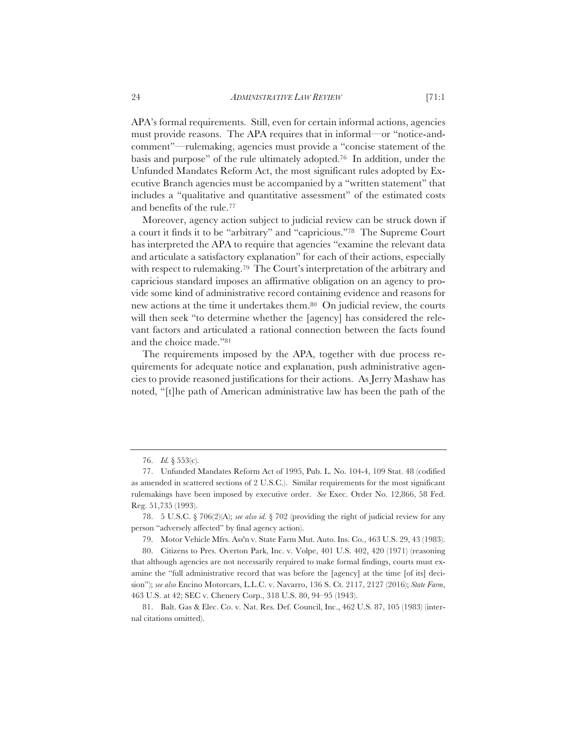APA's formal requirements. Still, even for certain informal actions, agencies must provide reasons. The APA requires that in informal—or "notice-and-comment"—rulemaking, agencies must provide a "concise statement of the basis and purpose" of the rule ultimately adopted.[76] In addition, under the Unfunded Mandates Reform Act, the most significant rules adopted by Executive Branch agencies must be accompanied by a "written statement" that includes a "qualitative and quantitative assessment" of the estimated costs and benefits of the rule.[77]

Moreover, agency action subject to judicial review can be struck down if a court it finds it to be "arbitrary" and "capricious."[78] The Supreme Court has interpreted the APA to require that agencies "examine the relevant data and articulate a satisfactory explanation" for each of their actions, especially with respect to rulemaking.[79] The Court's interpretation of the arbitrary and capricious standard imposes an affirmative obligation on an agency to provide some kind of administrative record containing evidence and reasons for new actions at the time it undertakes them.[80] On judicial review, the courts will then seek "to determine whether the [agency] has considered the relevant factors and articulated a rational connection between the facts found and the choice made."[81]

The requirements imposed by the APA, together with due process requirements for adequate notice and explanation, push administrative agencies to provide reasoned justifications for their actions. As Jerry Mashaw has noted, "[t]he path of American administrative law has been the path of the

---

76. *Id.* § 553(c).

77. Unfunded Mandates Reform Act of 1995, Pub. L. No. 104-4, 109 Stat. 48 (codified as amended in scattered sections of 2 U.S.C.). Similar requirements for the most significant rulemakings have been imposed by executive order. *See* Exec. Order No. 12,866, 58 Fed. Reg. 51,735 (1993).

78. 5 U.S.C. § 706(2)(A); *see also id.* § 702 (providing the right of judicial review for any person "adversely affected" by final agency action).

79. Motor Vehicle Mfrs. Ass'n v. State Farm Mut. Auto. Ins. Co., 463 U.S. 29, 43 (1983).

80. Citizens to Pres. Overton Park, Inc. v. Volpe, 401 U.S. 402, 420 (1971) (reasoning that although agencies are not necessarily required to make formal findings, courts must examine the "full administrative record that was before the [agency] at the time [of its] decision"); *see also* Encino Motorcars, L.L.C. v. Navarro, 136 S. Ct. 2117, 2127 (2016); *State Farm*, 463 U.S. at 42; SEC v. Chenery Corp., 318 U.S. 80, 94–95 (1943).

81. Balt. Gas & Elec. Co. v. Nat. Res. Def. Council, Inc., 462 U.S. 87, 105 (1983) (internal citations omitted).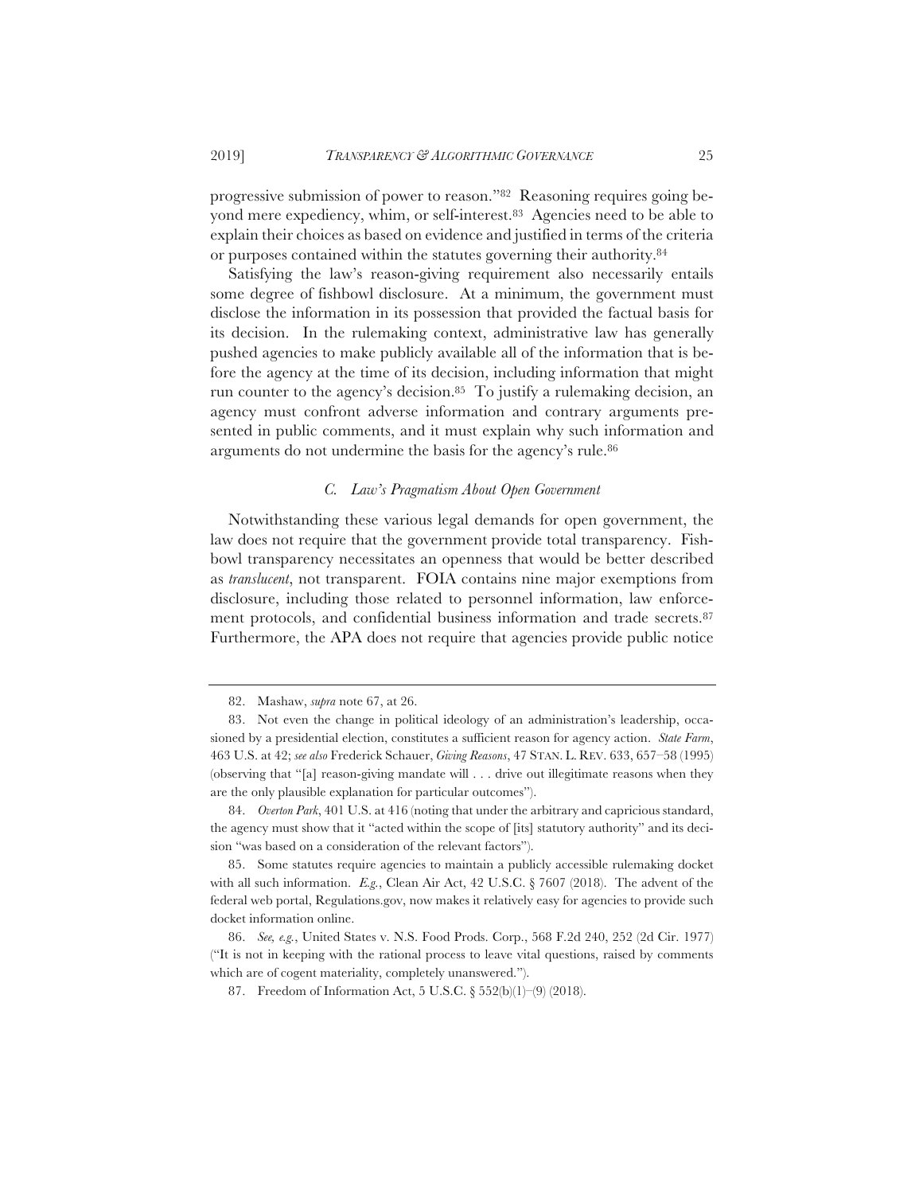progressive submission of power to reason."[82] Reasoning requires going beyond mere expediency, whim, or self-interest.[83] Agencies need to be able to explain their choices as based on evidence and justified in terms of the criteria or purposes contained within the statutes governing their authority.[84]

Satisfying the law's reason-giving requirement also necessarily entails some degree of fishbowl disclosure. At a minimum, the government must disclose the information in its possession that provided the factual basis for its decision. In the rulemaking context, administrative law has generally pushed agencies to make publicly available all of the information that is before the agency at the time of its decision, including information that might run counter to the agency's decision.[85] To justify a rulemaking decision, an agency must confront adverse information and contrary arguments presented in public comments, and it must explain why such information and arguments do not undermine the basis for the agency's rule.[86]

### *C. Law's Pragmatism About Open Government*

Notwithstanding these various legal demands for open government, the law does not require that the government provide total transparency. Fishbowl transparency necessitates an openness that would be better described as *translucent*, not transparent. FOIA contains nine major exemptions from disclosure, including those related to personnel information, law enforcement protocols, and confidential business information and trade secrets.[87] Furthermore, the APA does not require that agencies provide public notice

---

82. Mashaw, *supra* note 67, at 26.

83. Not even the change in political ideology of an administration's leadership, occasioned by a presidential election, constitutes a sufficient reason for agency action. *State Farm*, 463 U.S. at 42; *see also* Frederick Schauer, *Giving Reasons*, 47 STAN. L. REV. 633, 657–58 (1995) (observing that "[a] reason-giving mandate will . . . drive out illegitimate reasons when they are the only plausible explanation for particular outcomes").

84. *Overton Park*, 401 U.S. at 416 (noting that under the arbitrary and capricious standard, the agency must show that it "acted within the scope of [its] statutory authority" and its decision "was based on a consideration of the relevant factors").

85. Some statutes require agencies to maintain a publicly accessible rulemaking docket with all such information. *E.g.*, Clean Air Act, 42 U.S.C. § 7607 (2018). The advent of the federal web portal, Regulations.gov, now makes it relatively easy for agencies to provide such docket information online.

86. *See, e.g.*, United States v. N.S. Food Prods. Corp., 568 F.2d 240, 252 (2d Cir. 1977) ("It is not in keeping with the rational process to leave vital questions, raised by comments which are of cogent materiality, completely unanswered.").

87. Freedom of Information Act, 5 U.S.C. § 552(b)(1)–(9) (2018).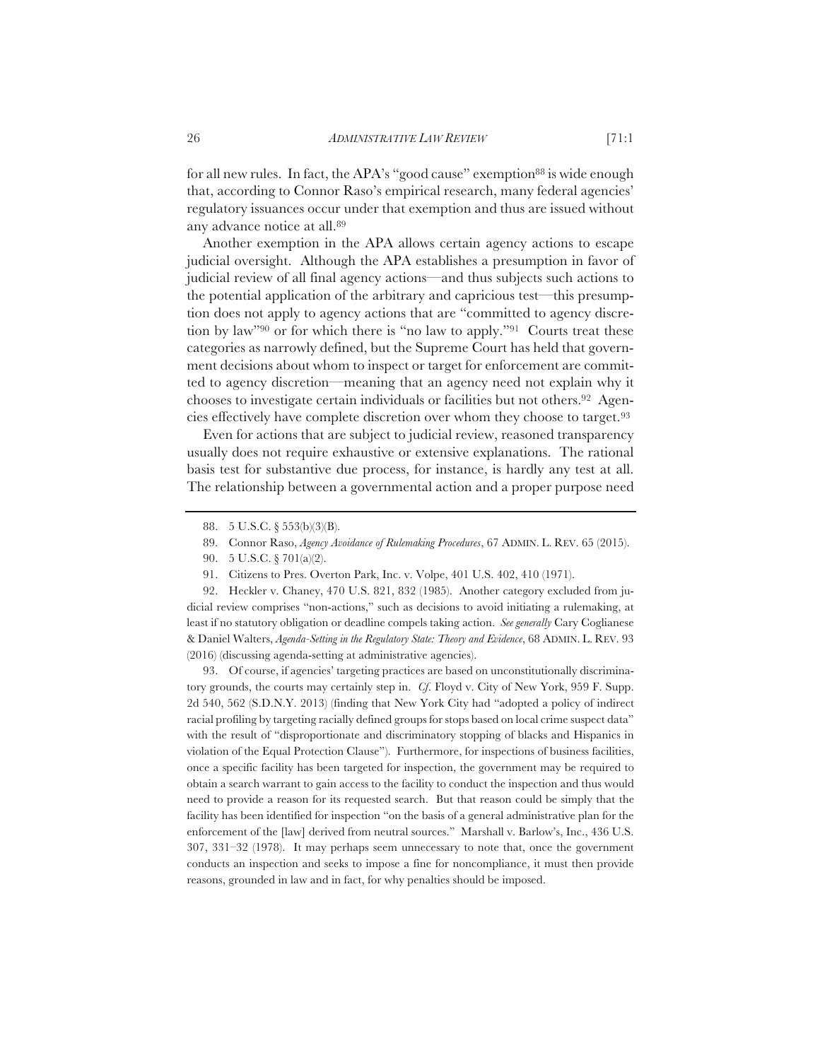for all new rules. In fact, the APA's "good cause" exemption[88] is wide enough that, according to Connor Raso's empirical research, many federal agencies' regulatory issuances occur under that exemption and thus are issued without any advance notice at all.[89]

Another exemption in the APA allows certain agency actions to escape judicial oversight. Although the APA establishes a presumption in favor of judicial review of all final agency actions—and thus subjects such actions to the potential application of the arbitrary and capricious test—this presumption does not apply to agency actions that are "committed to agency discretion by law"[90] or for which there is "no law to apply."[91] Courts treat these categories as narrowly defined, but the Supreme Court has held that government decisions about whom to inspect or target for enforcement are committed to agency discretion—meaning that an agency need not explain why it chooses to investigate certain individuals or facilities but not others.[92] Agencies effectively have complete discretion over whom they choose to target.[93]

Even for actions that are subject to judicial review, reasoned transparency usually does not require exhaustive or extensive explanations. The rational basis test for substantive due process, for instance, is hardly any test at all. The relationship between a governmental action and a proper purpose need

---

88. 5 U.S.C. § 553(b)(3)(B).

89. Connor Raso, *Agency Avoidance of Rulemaking Procedures*, 67 ADMIN. L. REV. 65 (2015).

90. 5 U.S.C. § 701(a)(2).

91. Citizens to Pres. Overton Park, Inc. v. Volpe, 401 U.S. 402, 410 (1971).

92. Heckler v. Chaney, 470 U.S. 821, 832 (1985). Another category excluded from judicial review comprises "non-actions," such as decisions to avoid initiating a rulemaking, at least if no statutory obligation or deadline compels taking action. *See generally* Cary Coglianese & Daniel Walters, *Agenda-Setting in the Regulatory State: Theory and Evidence*, 68 ADMIN. L. REV. 93 (2016) (discussing agenda-setting at administrative agencies).

93. Of course, if agencies' targeting practices are based on unconstitutionally discriminatory grounds, the courts may certainly step in. *Cf.* Floyd v. City of New York, 959 F. Supp. 2d 540, 562 (S.D.N.Y. 2013) (finding that New York City had "adopted a policy of indirect racial profiling by targeting racially defined groups for stops based on local crime suspect data" with the result of "disproportionate and discriminatory stopping of blacks and Hispanics in violation of the Equal Protection Clause"). Furthermore, for inspections of business facilities, once a specific facility has been targeted for inspection, the government may be required to obtain a search warrant to gain access to the facility to conduct the inspection and thus would need to provide a reason for its requested search. But that reason could be simply that the facility has been identified for inspection "on the basis of a general administrative plan for the enforcement of the [law] derived from neutral sources." Marshall v. Barlow's, Inc., 436 U.S. 307, 331–32 (1978). It may perhaps seem unnecessary to note that, once the government conducts an inspection and seeks to impose a fine for noncompliance, it must then provide reasons, grounded in law and in fact, for why penalties should be imposed.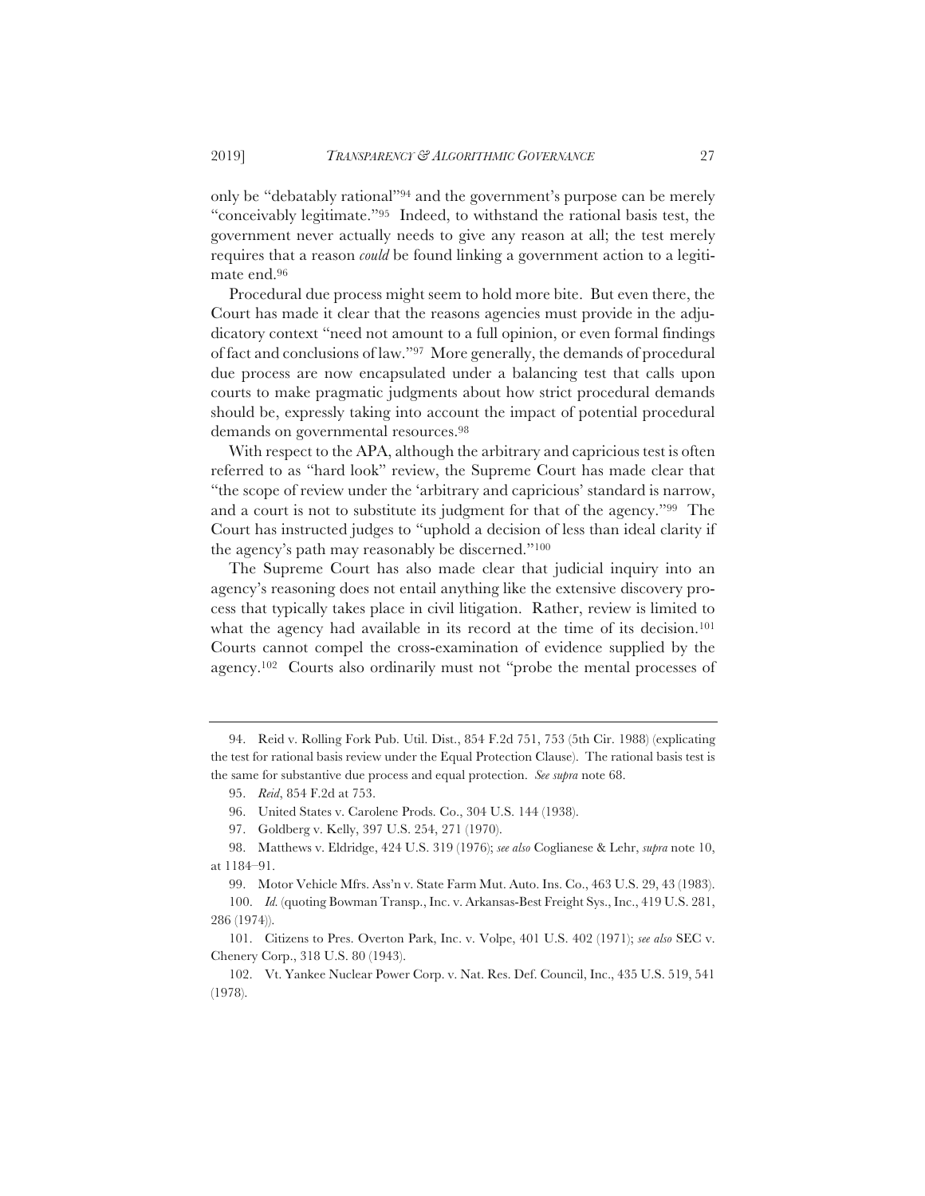only be "debatably rational"[94] and the government's purpose can be merely "conceivably legitimate."[95] Indeed, to withstand the rational basis test, the government never actually needs to give any reason at all; the test merely requires that a reason *could* be found linking a government action to a legitimate end.[96]

Procedural due process might seem to hold more bite. But even there, the Court has made it clear that the reasons agencies must provide in the adjudicatory context "need not amount to a full opinion, or even formal findings of fact and conclusions of law."[97] More generally, the demands of procedural due process are now encapsulated under a balancing test that calls upon courts to make pragmatic judgments about how strict procedural demands should be, expressly taking into account the impact of potential procedural demands on governmental resources.[98]

With respect to the APA, although the arbitrary and capricious test is often referred to as "hard look" review, the Supreme Court has made clear that "the scope of review under the 'arbitrary and capricious' standard is narrow, and a court is not to substitute its judgment for that of the agency."[99] The Court has instructed judges to "uphold a decision of less than ideal clarity if the agency's path may reasonably be discerned."[100]

The Supreme Court has also made clear that judicial inquiry into an agency's reasoning does not entail anything like the extensive discovery process that typically takes place in civil litigation. Rather, review is limited to what the agency had available in its record at the time of its decision.[101] Courts cannot compel the cross-examination of evidence supplied by the agency.[102] Courts also ordinarily must not "probe the mental processes of

---

94. Reid v. Rolling Fork Pub. Util. Dist., 854 F.2d 751, 753 (5th Cir. 1988) (explicating the test for rational basis review under the Equal Protection Clause). The rational basis test is the same for substantive due process and equal protection. *See supra* note 68.

95. *Reid*, 854 F.2d at 753.

96. United States v. Carolene Prods. Co., 304 U.S. 144 (1938).

97. Goldberg v. Kelly, 397 U.S. 254, 271 (1970).

98. Matthews v. Eldridge, 424 U.S. 319 (1976); *see also* Coglianese & Lehr, *supra* note 10, at 1184–91.

99. Motor Vehicle Mfrs. Ass'n v. State Farm Mut. Auto. Ins. Co., 463 U.S. 29, 43 (1983).

100. *Id.* (quoting Bowman Transp., Inc. v. Arkansas-Best Freight Sys., Inc., 419 U.S. 281, 286 (1974)).

101. Citizens to Pres. Overton Park, Inc. v. Volpe, 401 U.S. 402 (1971); *see also* SEC v. Chenery Corp., 318 U.S. 80 (1943).

102. Vt. Yankee Nuclear Power Corp. v. Nat. Res. Def. Council, Inc., 435 U.S. 519, 541 (1978).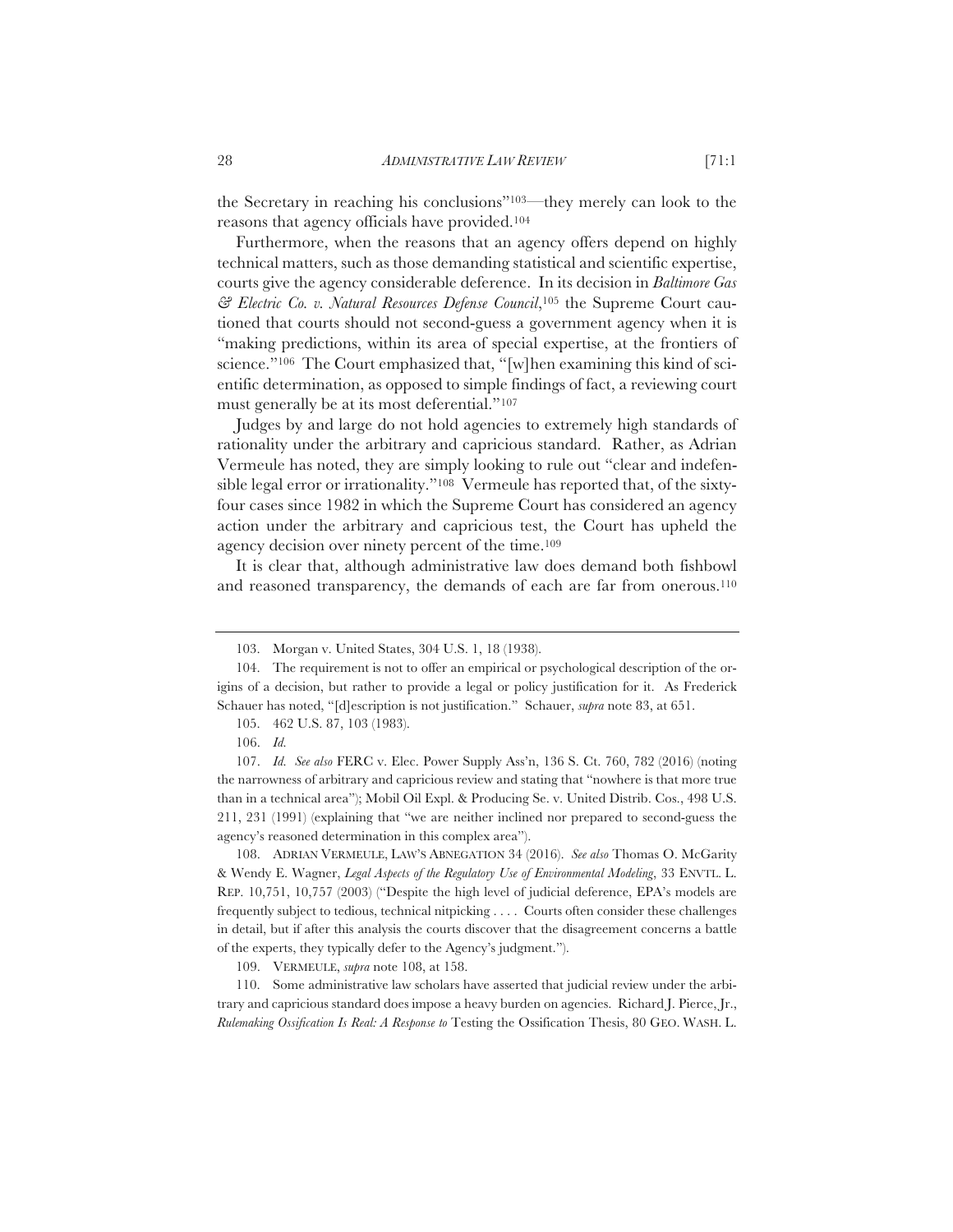the Secretary in reaching his conclusions"[103]—they merely can look to the reasons that agency officials have provided.[104]

Furthermore, when the reasons that an agency offers depend on highly technical matters, such as those demanding statistical and scientific expertise, courts give the agency considerable deference. In its decision in *Baltimore Gas & Electric Co. v. Natural Resources Defense Council*,[105] the Supreme Court cautioned that courts should not second-guess a government agency when it is "making predictions, within its area of special expertise, at the frontiers of science."[106] The Court emphasized that, "[w]hen examining this kind of scientific determination, as opposed to simple findings of fact, a reviewing court must generally be at its most deferential."[107]

Judges by and large do not hold agencies to extremely high standards of rationality under the arbitrary and capricious standard. Rather, as Adrian Vermeule has noted, they are simply looking to rule out "clear and indefensible legal error or irrationality."[108] Vermeule has reported that, of the sixty-four cases since 1982 in which the Supreme Court has considered an agency action under the arbitrary and capricious test, the Court has upheld the agency decision over ninety percent of the time.[109]

It is clear that, although administrative law does demand both fishbowl and reasoned transparency, the demands of each are far from onerous.[110]

---

103. Morgan v. United States, 304 U.S. 1, 18 (1938).

104. The requirement is not to offer an empirical or psychological description of the origins of a decision, but rather to provide a legal or policy justification for it. As Frederick Schauer has noted, "[d]escription is not justification." Schauer, *supra* note 83, at 651.

105. 462 U.S. 87, 103 (1983).

106. *Id.*

107. *Id. See also* FERC v. Elec. Power Supply Ass'n, 136 S. Ct. 760, 782 (2016) (noting the narrowness of arbitrary and capricious review and stating that "nowhere is that more true than in a technical area"); Mobil Oil Expl. & Producing Se. v. United Distrib. Cos., 498 U.S. 211, 231 (1991) (explaining that "we are neither inclined nor prepared to second-guess the agency's reasoned determination in this complex area").

108. ADRIAN VERMEULE, LAW'S ABNEGATION 34 (2016). *See also* Thomas O. McGarity & Wendy E. Wagner, *Legal Aspects of the Regulatory Use of Environmental Modeling*, 33 ENVTL. L. REP. 10,751, 10,757 (2003) ("Despite the high level of judicial deference, EPA's models are frequently subject to tedious, technical nitpicking . . . . Courts often consider these challenges in detail, but if after this analysis the courts discover that the disagreement concerns a battle of the experts, they typically defer to the Agency's judgment.").

109. VERMEULE, *supra* note 108, at 158.

110. Some administrative law scholars have asserted that judicial review under the arbitrary and capricious standard does impose a heavy burden on agencies. Richard J. Pierce, Jr., *Rulemaking Ossification Is Real: A Response to* Testing the Ossification Thesis, 80 GEO. WASH. L.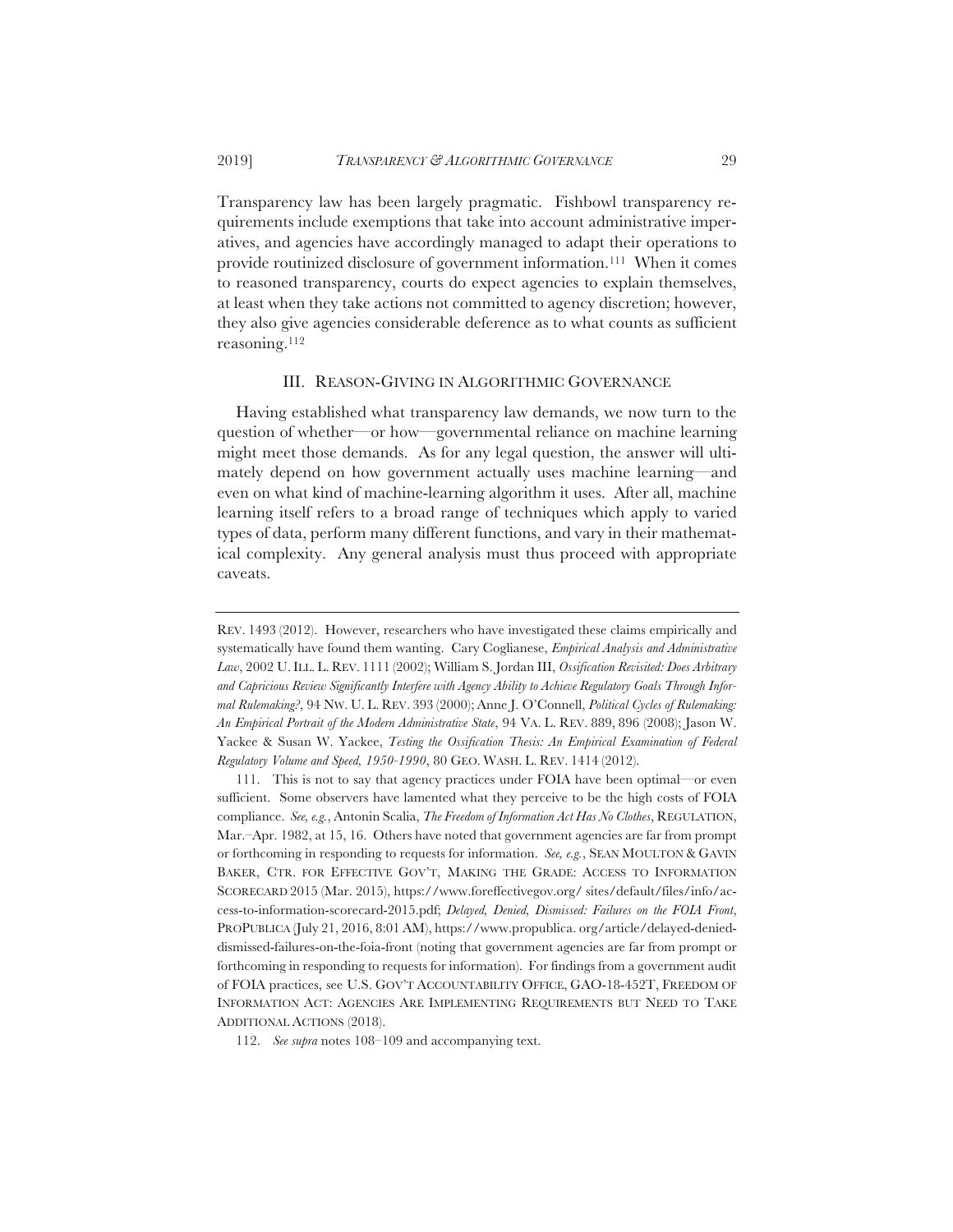Transparency law has been largely pragmatic. Fishbowl transparency requirements include exemptions that take into account administrative imperatives, and agencies have accordingly managed to adapt their operations to provide routinized disclosure of government information.[111] When it comes to reasoned transparency, courts do expect agencies to explain themselves, at least when they take actions not committed to agency discretion; however, they also give agencies considerable deference as to what counts as sufficient reasoning.[112]

## III. REASON-GIVING IN ALGORITHMIC GOVERNANCE

Having established what transparency law demands, we now turn to the question of whether—or how—governmental reliance on machine learning might meet those demands. As for any legal question, the answer will ultimately depend on how government actually uses machine learning—and even on what kind of machine-learning algorithm it uses. After all, machine learning itself refers to a broad range of techniques which apply to varied types of data, perform many different functions, and vary in their mathematical complexity. Any general analysis must thus proceed with appropriate caveats.

---

REV. 1493 (2012). However, researchers who have investigated these claims empirically and systematically have found them wanting. Cary Coglianese, *Empirical Analysis and Administrative Law*, 2002 U. ILL. L. REV. 1111 (2002); William S. Jordan III, *Ossification Revisited: Does Arbitrary and Capricious Review Significantly Interfere with Agency Ability to Achieve Regulatory Goals Through Informal Rulemaking?*, 94 NW. U. L. REV. 393 (2000); Anne J. O'Connell, *Political Cycles of Rulemaking: An Empirical Portrait of the Modern Administrative State*, 94 VA. L. REV. 889, 896 (2008); Jason W. Yackee & Susan W. Yackee, *Testing the Ossification Thesis: An Empirical Examination of Federal Regulatory Volume and Speed, 1950-1990*, 80 GEO. WASH. L. REV. 1414 (2012).

111. This is not to say that agency practices under FOIA have been optimal—or even sufficient. Some observers have lamented what they perceive to be the high costs of FOIA compliance. *See, e.g.*, Antonin Scalia, *The Freedom of Information Act Has No Clothes*, REGULATION, Mar.–Apr. 1982, at 15, 16. Others have noted that government agencies are far from prompt or forthcoming in responding to requests for information. *See, e.g.*, SEAN MOULTON & GAVIN BAKER, CTR. FOR EFFECTIVE GOV'T, MAKING THE GRADE: ACCESS TO INFORMATION SCORECARD 2015 (Mar. 2015), https://www.foreffectivegov.org/ sites/default/files/info/access-to-information-scorecard-2015.pdf; *Delayed, Denied, Dismissed: Failures on the FOIA Front*, PROPUBLICA (July 21, 2016, 8:01 AM), https://www.propublica. org/article/delayed-denied-dismissed-failures-on-the-foia-front (noting that government agencies are far from prompt or forthcoming in responding to requests for information). For findings from a government audit of FOIA practices, see U.S. GOV'T ACCOUNTABILITY OFFICE, GAO-18-452T, FREEDOM OF INFORMATION ACT: AGENCIES ARE IMPLEMENTING REQUIREMENTS BUT NEED TO TAKE ADDITIONAL ACTIONS (2018).

112. *See supra* notes 108–109 and accompanying text.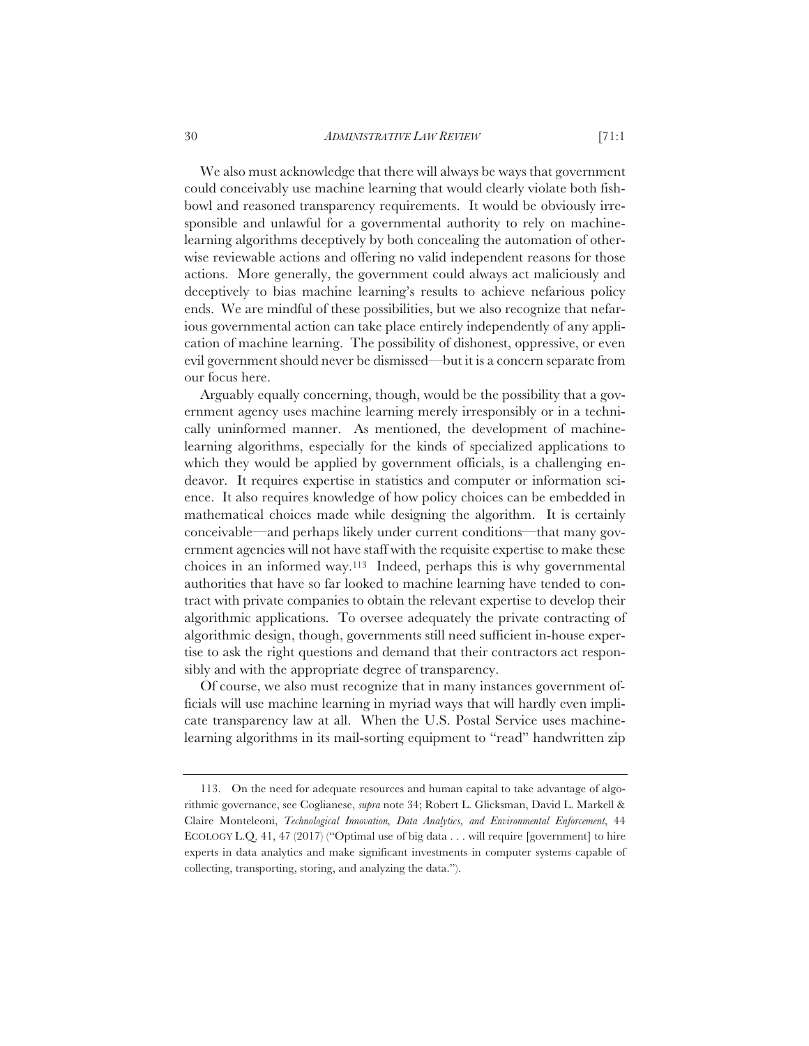We also must acknowledge that there will always be ways that government could conceivably use machine learning that would clearly violate both fishbowl and reasoned transparency requirements. It would be obviously irresponsible and unlawful for a governmental authority to rely on machine-learning algorithms deceptively by both concealing the automation of otherwise reviewable actions and offering no valid independent reasons for those actions. More generally, the government could always act maliciously and deceptively to bias machine learning's results to achieve nefarious policy ends. We are mindful of these possibilities, but we also recognize that nefarious governmental action can take place entirely independently of any application of machine learning. The possibility of dishonest, oppressive, or even evil government should never be dismissed—but it is a concern separate from our focus here.

Arguably equally concerning, though, would be the possibility that a government agency uses machine learning merely irresponsibly or in a technically uninformed manner. As mentioned, the development of machine-learning algorithms, especially for the kinds of specialized applications to which they would be applied by government officials, is a challenging endeavor. It requires expertise in statistics and computer or information science. It also requires knowledge of how policy choices can be embedded in mathematical choices made while designing the algorithm. It is certainly conceivable—and perhaps likely under current conditions—that many government agencies will not have staff with the requisite expertise to make these choices in an informed way.[113] Indeed, perhaps this is why governmental authorities that have so far looked to machine learning have tended to contract with private companies to obtain the relevant expertise to develop their algorithmic applications. To oversee adequately the private contracting of algorithmic design, though, governments still need sufficient in-house expertise to ask the right questions and demand that their contractors act responsibly and with the appropriate degree of transparency.

Of course, we also must recognize that in many instances government officials will use machine learning in myriad ways that will hardly even implicate transparency law at all. When the U.S. Postal Service uses machine-learning algorithms in its mail-sorting equipment to "read" handwritten zip

---

113. On the need for adequate resources and human capital to take advantage of algorithmic governance, see Coglianese, *supra* note 34; Robert L. Glicksman, David L. Markell & Claire Monteleoni, *Technological Innovation, Data Analytics, and Environmental Enforcement*, 44 ECOLOGY L.Q. 41, 47 (2017) ("Optimal use of big data . . . will require [government] to hire experts in data analytics and make significant investments in computer systems capable of collecting, transporting, storing, and analyzing the data.").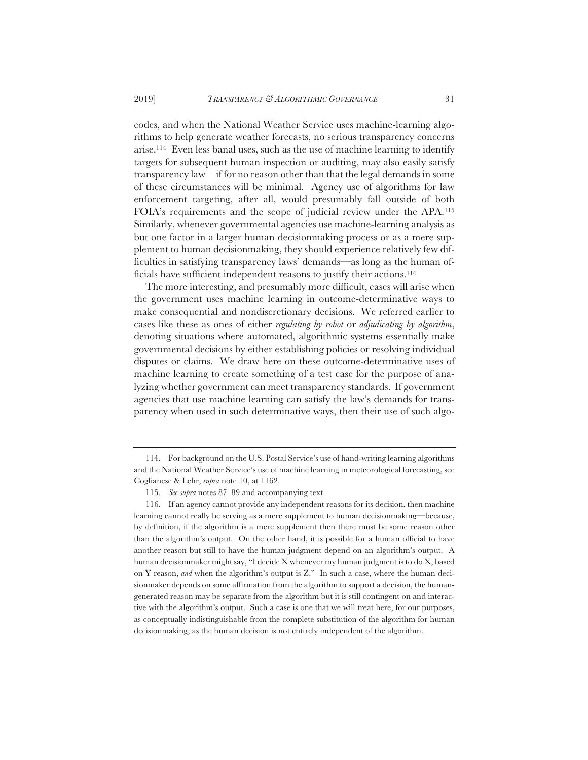codes, and when the National Weather Service uses machine-learning algorithms to help generate weather forecasts, no serious transparency concerns arise.[114] Even less banal uses, such as the use of machine learning to identify targets for subsequent human inspection or auditing, may also easily satisfy transparency law—if for no reason other than that the legal demands in some of these circumstances will be minimal. Agency use of algorithms for law enforcement targeting, after all, would presumably fall outside of both FOIA's requirements and the scope of judicial review under the APA.[115] Similarly, whenever governmental agencies use machine-learning analysis as but one factor in a larger human decisionmaking process or as a mere supplement to human decisionmaking, they should experience relatively few difficulties in satisfying transparency laws' demands—as long as the human officials have sufficient independent reasons to justify their actions.[116]

The more interesting, and presumably more difficult, cases will arise when the government uses machine learning in outcome-determinative ways to make consequential and nondiscretionary decisions. We referred earlier to cases like these as ones of either *regulating by robot* or *adjudicating by algorithm*, denoting situations where automated, algorithmic systems essentially make governmental decisions by either establishing policies or resolving individual disputes or claims. We draw here on these outcome-determinative uses of machine learning to create something of a test case for the purpose of analyzing whether government can meet transparency standards. If government agencies that use machine learning can satisfy the law's demands for transparency when used in such determinative ways, then their use of such algo-

---

114. For background on the U.S. Postal Service's use of hand-writing learning algorithms and the National Weather Service's use of machine learning in meteorological forecasting, see Coglianese & Lehr, *supra* note 10, at 1162.

115. *See supra* notes 87–89 and accompanying text.

116. If an agency cannot provide any independent reasons for its decision, then machine learning cannot really be serving as a mere supplement to human decisionmaking—because, by definition, if the algorithm is a mere supplement then there must be some reason other than the algorithm's output. On the other hand, it is possible for a human official to have another reason but still to have the human judgment depend on an algorithm's output. A human decisionmaker might say, "I decide X whenever my human judgment is to do X, based on Y reason, *and* when the algorithm's output is Z." In such a case, where the human decisionmaker depends on some affirmation from the algorithm to support a decision, the human-generated reason may be separate from the algorithm but it is still contingent on and interactive with the algorithm's output. Such a case is one that we will treat here, for our purposes, as conceptually indistinguishable from the complete substitution of the algorithm for human decisionmaking, as the human decision is not entirely independent of the algorithm.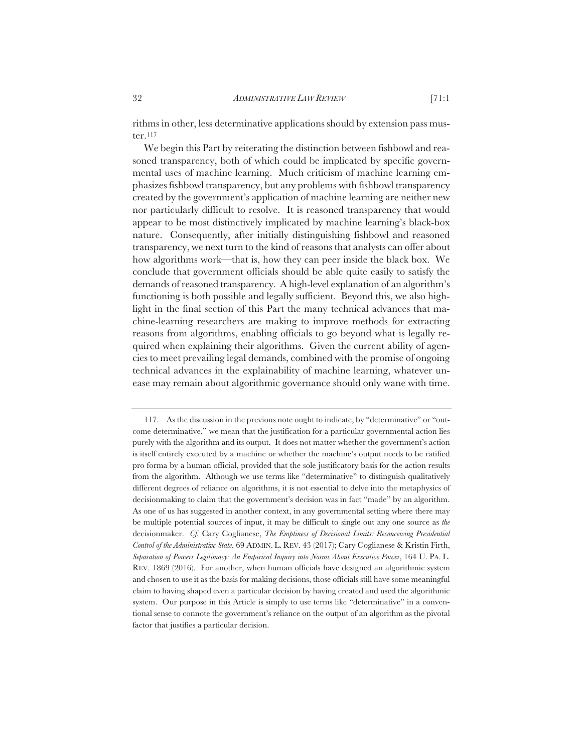rithms in other, less determinative applications should by extension pass muster.[117]

We begin this Part by reiterating the distinction between fishbowl and reasoned transparency, both of which could be implicated by specific governmental uses of machine learning. Much criticism of machine learning emphasizes fishbowl transparency, but any problems with fishbowl transparency created by the government's application of machine learning are neither new nor particularly difficult to resolve. It is reasoned transparency that would appear to be most distinctively implicated by machine learning's black-box nature. Consequently, after initially distinguishing fishbowl and reasoned transparency, we next turn to the kind of reasons that analysts can offer about how algorithms work—that is, how they can peer inside the black box. We conclude that government officials should be able quite easily to satisfy the demands of reasoned transparency. A high-level explanation of an algorithm's functioning is both possible and legally sufficient. Beyond this, we also highlight in the final section of this Part the many technical advances that machine-learning researchers are making to improve methods for extracting reasons from algorithms, enabling officials to go beyond what is legally required when explaining their algorithms. Given the current ability of agencies to meet prevailing legal demands, combined with the promise of ongoing technical advances in the explainability of machine learning, whatever unease may remain about algorithmic governance should only wane with time.

---

117. As the discussion in the previous note ought to indicate, by "determinative" or "outcome determinative," we mean that the justification for a particular governmental action lies purely with the algorithm and its output. It does not matter whether the government's action is itself entirely executed by a machine or whether the machine's output needs to be ratified pro forma by a human official, provided that the sole justificatory basis for the action results from the algorithm. Although we use terms like "determinative" to distinguish qualitatively different degrees of reliance on algorithms, it is not essential to delve into the metaphysics of decisionmaking to claim that the government's decision was in fact "made" by an algorithm. As one of us has suggested in another context, in any governmental setting where there may be multiple potential sources of input, it may be difficult to single out any one source as *the* decisionmaker. *Cf.* Cary Coglianese, *The Emptiness of Decisional Limits: Reconceiving Presidential Control of the Administrative State*, 69 ADMIN. L. REV. 43 (2017); Cary Coglianese & Kristin Firth, *Separation of Powers Legitimacy: An Empirical Inquiry into Norms About Executive Power*, 164 U. PA. L. REV. 1869 (2016). For another, when human officials have designed an algorithmic system and chosen to use it as the basis for making decisions, those officials still have some meaningful claim to having shaped even a particular decision by having created and used the algorithmic system. Our purpose in this Article is simply to use terms like "determinative" in a conventional sense to connote the government's reliance on the output of an algorithm as the pivotal factor that justifies a particular decision.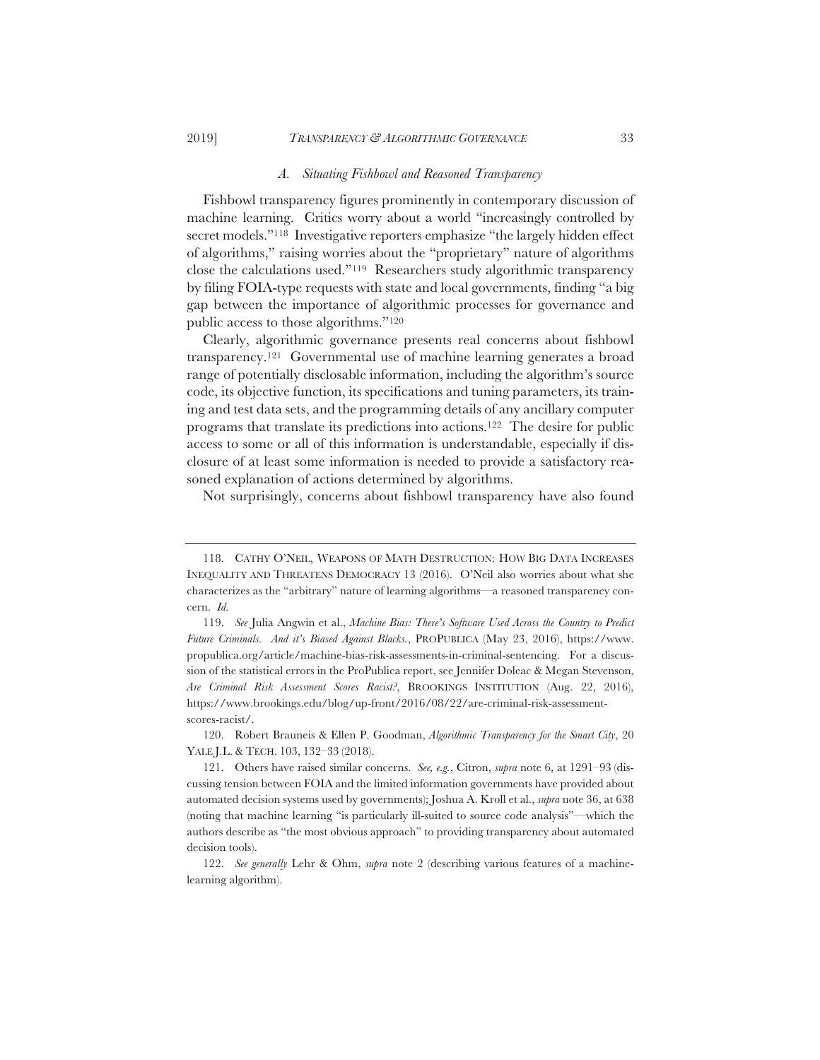### A. Situating Fishbowl and Reasoned Transparency

Fishbowl transparency figures prominently in contemporary discussion of machine learning. Critics worry about a world "increasingly controlled by secret models."[118] Investigative reporters emphasize "the largely hidden effect of algorithms," raising worries about the "proprietary" nature of algorithms close the calculations used."[119] Researchers study algorithmic transparency by filing FOIA-type requests with state and local governments, finding "a big gap between the importance of algorithmic processes for governance and public access to those algorithms."[120]

Clearly, algorithmic governance presents real concerns about fishbowl transparency.[121] Governmental use of machine learning generates a broad range of potentially disclosable information, including the algorithm's source code, its objective function, its specifications and tuning parameters, its training and test data sets, and the programming details of any ancillary computer programs that translate its predictions into actions.[122] The desire for public access to some or all of this information is understandable, especially if disclosure of at least some information is needed to provide a satisfactory reasoned explanation of actions determined by algorithms.

Not surprisingly, concerns about fishbowl transparency have also found

---

118. CATHY O'NEIL, WEAPONS OF MATH DESTRUCTION: HOW BIG DATA INCREASES INEQUALITY AND THREATENS DEMOCRACY 13 (2016). O'Neil also worries about what she characterizes as the "arbitrary" nature of learning algorithms—a reasoned transparency concern. *Id.*

119. *See* Julia Angwin et al., *Machine Bias: There's Software Used Across the Country to Predict Future Criminals. And it's Biased Against Blacks.*, PROPUBLICA (May 23, 2016), https://www.propublica.org/article/machine-bias-risk-assessments-in-criminal-sentencing. For a discussion of the statistical errors in the ProPublica report, see Jennifer Doleac & Megan Stevenson, *Are Criminal Risk Assessment Scores Racist?*, BROOKINGS INSTITUTION (Aug. 22, 2016), https://www.brookings.edu/blog/up-front/2016/08/22/are-criminal-risk-assessment-scores-racist/.

120. Robert Brauneis & Ellen P. Goodman, *Algorithmic Transparency for the Smart City*, 20 YALE J.L. & TECH. 103, 132–33 (2018).

121. Others have raised similar concerns. *See, e.g.*, Citron, *supra* note 6, at 1291–93 (discussing tension between FOIA and the limited information governments have provided about automated decision systems used by governments); Joshua A. Kroll et al., *supra* note 36, at 638 (noting that machine learning "is particularly ill-suited to source code analysis"—which the authors describe as "the most obvious approach" to providing transparency about automated decision tools).

122. *See generally* Lehr & Ohm, *supra* note 2 (describing various features of a machine-learning algorithm).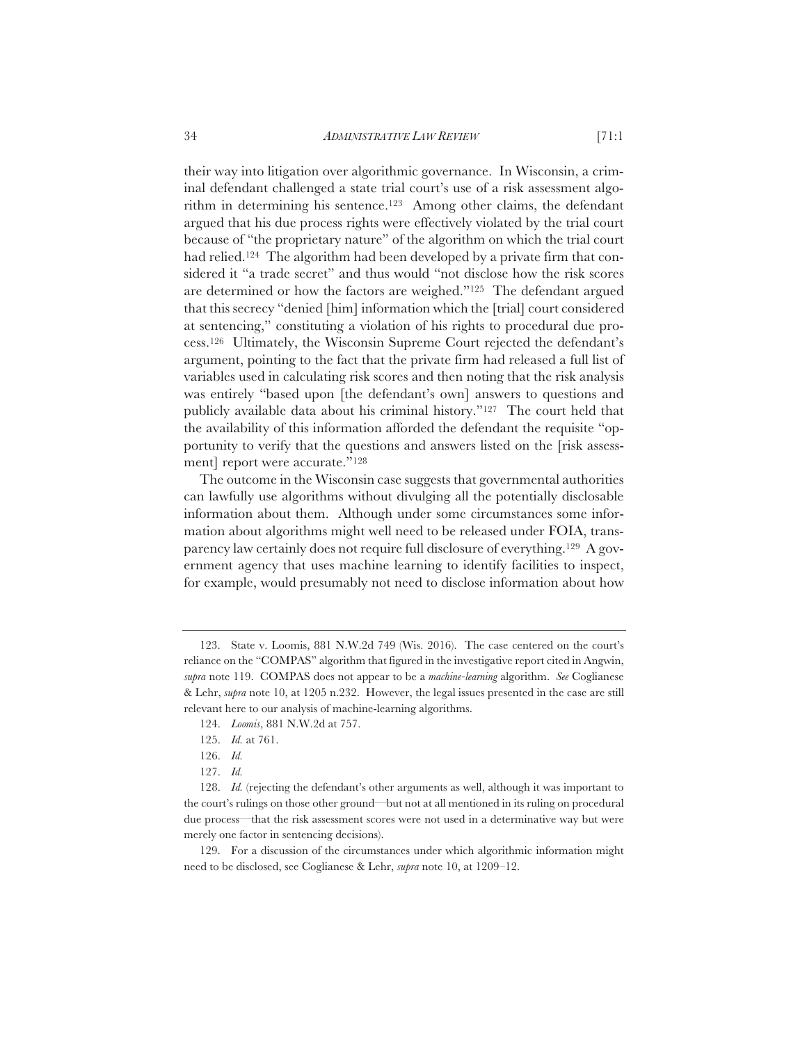their way into litigation over algorithmic governance. In Wisconsin, a criminal defendant challenged a state trial court's use of a risk assessment algorithm in determining his sentence.[123] Among other claims, the defendant argued that his due process rights were effectively violated by the trial court because of "the proprietary nature" of the algorithm on which the trial court had relied.[124] The algorithm had been developed by a private firm that considered it "a trade secret" and thus would "not disclose how the risk scores are determined or how the factors are weighed."[125] The defendant argued that this secrecy "denied [him] information which the [trial] court considered at sentencing," constituting a violation of his rights to procedural due process.[126] Ultimately, the Wisconsin Supreme Court rejected the defendant's argument, pointing to the fact that the private firm had released a full list of variables used in calculating risk scores and then noting that the risk analysis was entirely "based upon [the defendant's own] answers to questions and publicly available data about his criminal history."[127] The court held that the availability of this information afforded the defendant the requisite "opportunity to verify that the questions and answers listed on the [risk assessment] report were accurate."[128]

The outcome in the Wisconsin case suggests that governmental authorities can lawfully use algorithms without divulging all the potentially disclosable information about them. Although under some circumstances some information about algorithms might well need to be released under FOIA, transparency law certainly does not require full disclosure of everything.[129] A government agency that uses machine learning to identify facilities to inspect, for example, would presumably not need to disclose information about how

---

123. State v. Loomis, 881 N.W.2d 749 (Wis. 2016). The case centered on the court's reliance on the "COMPAS" algorithm that figured in the investigative report cited in Angwin, *supra* note 119. COMPAS does not appear to be a *machine-learning* algorithm. *See* Coglianese & Lehr, *supra* note 10, at 1205 n.232. However, the legal issues presented in the case are still relevant here to our analysis of machine-learning algorithms.

124. *Loomis*, 881 N.W.2d at 757.

125. *Id.* at 761.

126. *Id.*

127. *Id.*

128. *Id.* (rejecting the defendant's other arguments as well, although it was important to the court's rulings on those other ground—but not at all mentioned in its ruling on procedural due process—that the risk assessment scores were not used in a determinative way but were merely one factor in sentencing decisions).

129. For a discussion of the circumstances under which algorithmic information might need to be disclosed, see Coglianese & Lehr, *supra* note 10, at 1209–12.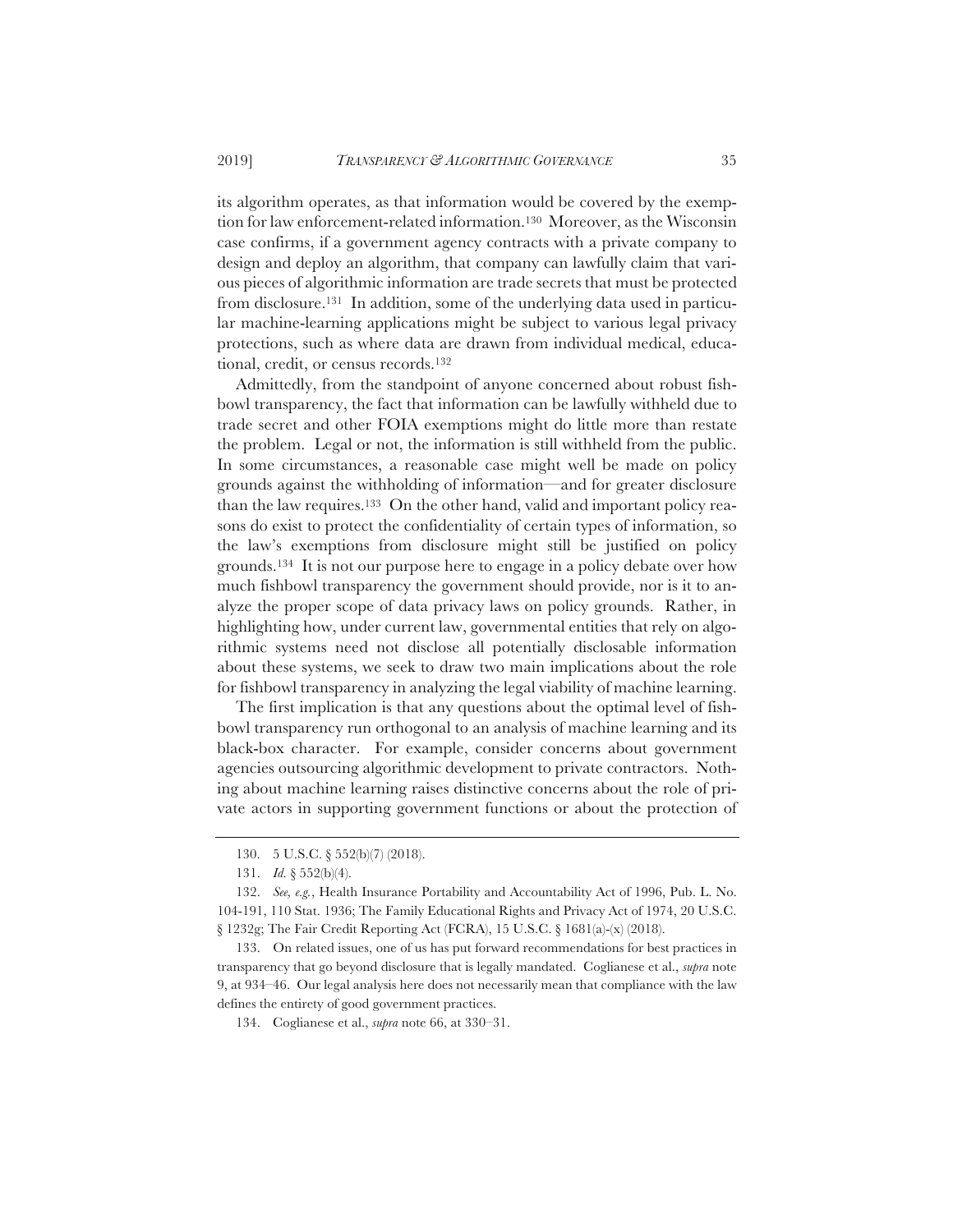its algorithm operates, as that information would be covered by the exemption for law enforcement-related information.[130] Moreover, as the Wisconsin case confirms, if a government agency contracts with a private company to design and deploy an algorithm, that company can lawfully claim that various pieces of algorithmic information are trade secrets that must be protected from disclosure.[131] In addition, some of the underlying data used in particular machine-learning applications might be subject to various legal privacy protections, such as where data are drawn from individual medical, educational, credit, or census records.[132]

Admittedly, from the standpoint of anyone concerned about robust fishbowl transparency, the fact that information can be lawfully withheld due to trade secret and other FOIA exemptions might do little more than restate the problem. Legal or not, the information is still withheld from the public. In some circumstances, a reasonable case might well be made on policy grounds against the withholding of information—and for greater disclosure than the law requires.[133] On the other hand, valid and important policy reasons do exist to protect the confidentiality of certain types of information, so the law's exemptions from disclosure might still be justified on policy grounds.[134] It is not our purpose here to engage in a policy debate over how much fishbowl transparency the government should provide, nor is it to analyze the proper scope of data privacy laws on policy grounds. Rather, in highlighting how, under current law, governmental entities that rely on algorithmic systems need not disclose all potentially disclosable information about these systems, we seek to draw two main implications about the role for fishbowl transparency in analyzing the legal viability of machine learning.

The first implication is that any questions about the optimal level of fishbowl transparency run orthogonal to an analysis of machine learning and its black-box character. For example, consider concerns about government agencies outsourcing algorithmic development to private contractors. Nothing about machine learning raises distinctive concerns about the role of private actors in supporting government functions or about the protection of

---

130. 5 U.S.C. § 552(b)(7) (2018).

131. *Id.* § 552(b)(4).

132. *See, e.g.*, Health Insurance Portability and Accountability Act of 1996, Pub. L. No. 104-191, 110 Stat. 1936; The Family Educational Rights and Privacy Act of 1974, 20 U.S.C. § 1232g; The Fair Credit Reporting Act (FCRA), 15 U.S.C. § 1681(a)-(x) (2018).

133. On related issues, one of us has put forward recommendations for best practices in transparency that go beyond disclosure that is legally mandated. Coglianese et al., *supra* note 9, at 934–46. Our legal analysis here does not necessarily mean that compliance with the law defines the entirety of good government practices.

134. Coglianese et al., *supra* note 66, at 330–31.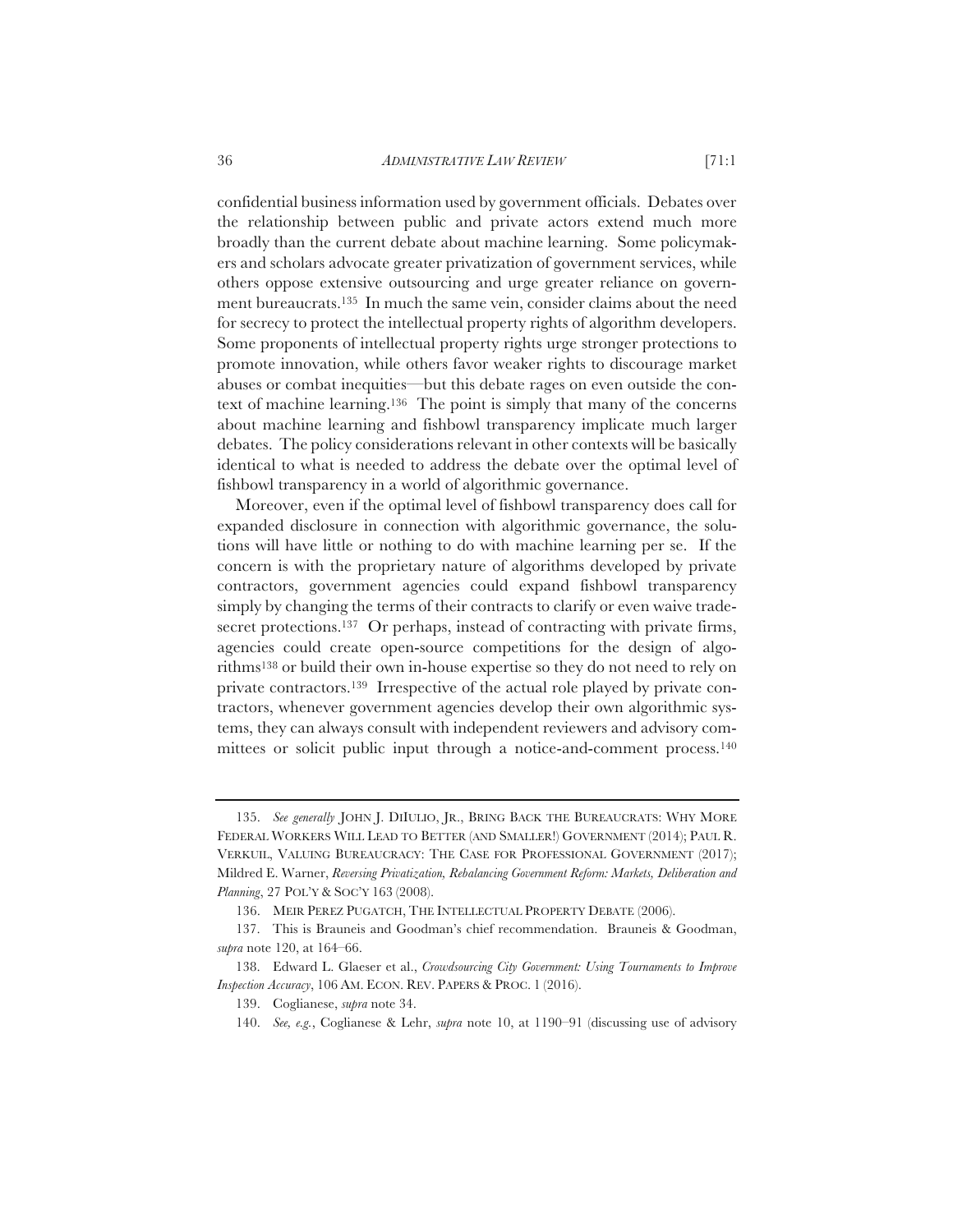confidential business information used by government officials. Debates over the relationship between public and private actors extend much more broadly than the current debate about machine learning. Some policymakers and scholars advocate greater privatization of government services, while others oppose extensive outsourcing and urge greater reliance on government bureaucrats.[135] In much the same vein, consider claims about the need for secrecy to protect the intellectual property rights of algorithm developers. Some proponents of intellectual property rights urge stronger protections to promote innovation, while others favor weaker rights to discourage market abuses or combat inequities—but this debate rages on even outside the context of machine learning.[136] The point is simply that many of the concerns about machine learning and fishbowl transparency implicate much larger debates. The policy considerations relevant in other contexts will be basically identical to what is needed to address the debate over the optimal level of fishbowl transparency in a world of algorithmic governance.

Moreover, even if the optimal level of fishbowl transparency does call for expanded disclosure in connection with algorithmic governance, the solutions will have little or nothing to do with machine learning per se. If the concern is with the proprietary nature of algorithms developed by private contractors, government agencies could expand fishbowl transparency simply by changing the terms of their contracts to clarify or even waive trade-secret protections.[137] Or perhaps, instead of contracting with private firms, agencies could create open-source competitions for the design of algorithms[138] or build their own in-house expertise so they do not need to rely on private contractors.[139] Irrespective of the actual role played by private contractors, whenever government agencies develop their own algorithmic systems, they can always consult with independent reviewers and advisory committees or solicit public input through a notice-and-comment process.[140]

---

135. *See generally* JOHN J. DIIULIO, JR., BRING BACK THE BUREAUCRATS: WHY MORE FEDERAL WORKERS WILL LEAD TO BETTER (AND SMALLER!) GOVERNMENT (2014); PAUL R. VERKUIL, VALUING BUREAUCRACY: THE CASE FOR PROFESSIONAL GOVERNMENT (2017); Mildred E. Warner, *Reversing Privatization, Rebalancing Government Reform: Markets, Deliberation and Planning*, 27 POL'Y & SOC'Y 163 (2008).

136. MEIR PEREZ PUGATCH, THE INTELLECTUAL PROPERTY DEBATE (2006).

137. This is Brauneis and Goodman's chief recommendation. Brauneis & Goodman, *supra* note 120, at 164–66.

138. Edward L. Glaeser et al., *Crowdsourcing City Government: Using Tournaments to Improve Inspection Accuracy*, 106 AM. ECON. REV. PAPERS & PROC. 1 (2016).

139. Coglianese, *supra* note 34.

140. *See, e.g.*, Coglianese & Lehr, *supra* note 10, at 1190–91 (discussing use of advisory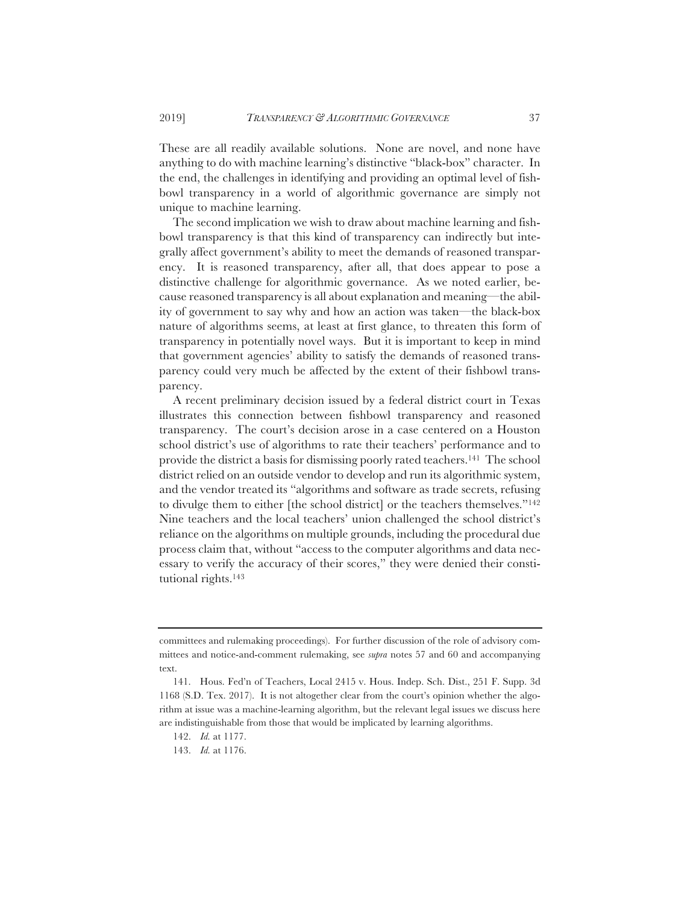These are all readily available solutions. None are novel, and none have anything to do with machine learning's distinctive "black-box" character. In the end, the challenges in identifying and providing an optimal level of fishbowl transparency in a world of algorithmic governance are simply not unique to machine learning.

The second implication we wish to draw about machine learning and fishbowl transparency is that this kind of transparency can indirectly but integrally affect government's ability to meet the demands of reasoned transparency. It is reasoned transparency, after all, that does appear to pose a distinctive challenge for algorithmic governance. As we noted earlier, because reasoned transparency is all about explanation and meaning—the ability of government to say why and how an action was taken—the black-box nature of algorithms seems, at least at first glance, to threaten this form of transparency in potentially novel ways. But it is important to keep in mind that government agencies' ability to satisfy the demands of reasoned transparency could very much be affected by the extent of their fishbowl transparency.

A recent preliminary decision issued by a federal district court in Texas illustrates this connection between fishbowl transparency and reasoned transparency. The court's decision arose in a case centered on a Houston school district's use of algorithms to rate their teachers' performance and to provide the district a basis for dismissing poorly rated teachers.[141] The school district relied on an outside vendor to develop and run its algorithmic system, and the vendor treated its "algorithms and software as trade secrets, refusing to divulge them to either [the school district] or the teachers themselves."[142] Nine teachers and the local teachers' union challenged the school district's reliance on the algorithms on multiple grounds, including the procedural due process claim that, without "access to the computer algorithms and data necessary to verify the accuracy of their scores," they were denied their constitutional rights.[143]

---

committees and rulemaking proceedings). For further discussion of the role of advisory committees and notice-and-comment rulemaking, see *supra* notes 57 and 60 and accompanying text.

141. Hous. Fed'n of Teachers, Local 2415 v. Hous. Indep. Sch. Dist., 251 F. Supp. 3d 1168 (S.D. Tex. 2017). It is not altogether clear from the court's opinion whether the algorithm at issue was a machine-learning algorithm, but the relevant legal issues we discuss here are indistinguishable from those that would be implicated by learning algorithms.

142. *Id.* at 1177.

143. *Id.* at 1176.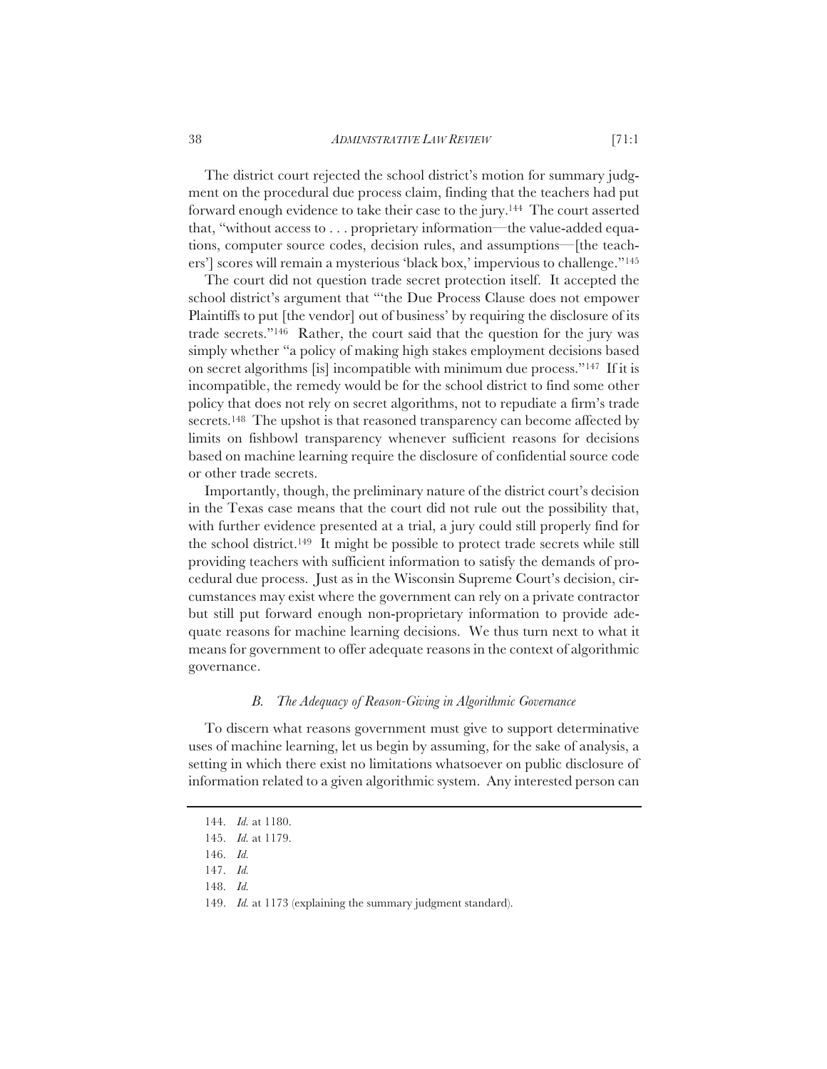The district court rejected the school district's motion for summary judgment on the procedural due process claim, finding that the teachers had put forward enough evidence to take their case to the jury.[144] The court asserted that, "without access to . . . proprietary information—the value-added equations, computer source codes, decision rules, and assumptions—[the teachers'] scores will remain a mysterious 'black box,' impervious to challenge."[145]

The court did not question trade secret protection itself. It accepted the school district's argument that "'the Due Process Clause does not empower Plaintiffs to put [the vendor] out of business' by requiring the disclosure of its trade secrets."[146] Rather, the court said that the question for the jury was simply whether "a policy of making high stakes employment decisions based on secret algorithms [is] incompatible with minimum due process."[147] If it is incompatible, the remedy would be for the school district to find some other policy that does not rely on secret algorithms, not to repudiate a firm's trade secrets.[148] The upshot is that reasoned transparency can become affected by limits on fishbowl transparency whenever sufficient reasons for decisions based on machine learning require the disclosure of confidential source code or other trade secrets.

Importantly, though, the preliminary nature of the district court's decision in the Texas case means that the court did not rule out the possibility that, with further evidence presented at a trial, a jury could still properly find for the school district.[149] It might be possible to protect trade secrets while still providing teachers with sufficient information to satisfy the demands of procedural due process. Just as in the Wisconsin Supreme Court's decision, circumstances may exist where the government can rely on a private contractor but still put forward enough non-proprietary information to provide adequate reasons for machine learning decisions. We thus turn next to what it means for government to offer adequate reasons in the context of algorithmic governance.

### *B. The Adequacy of Reason-Giving in Algorithmic Governance*

To discern what reasons government must give to support determinative uses of machine learning, let us begin by assuming, for the sake of analysis, a setting in which there exist no limitations whatsoever on public disclosure of information related to a given algorithmic system. Any interested person can

---

144. *Id.* at 1180.

145. *Id.* at 1179.

146. *Id.*

147. *Id.*

148. *Id.*

149. *Id.* at 1173 (explaining the summary judgment standard).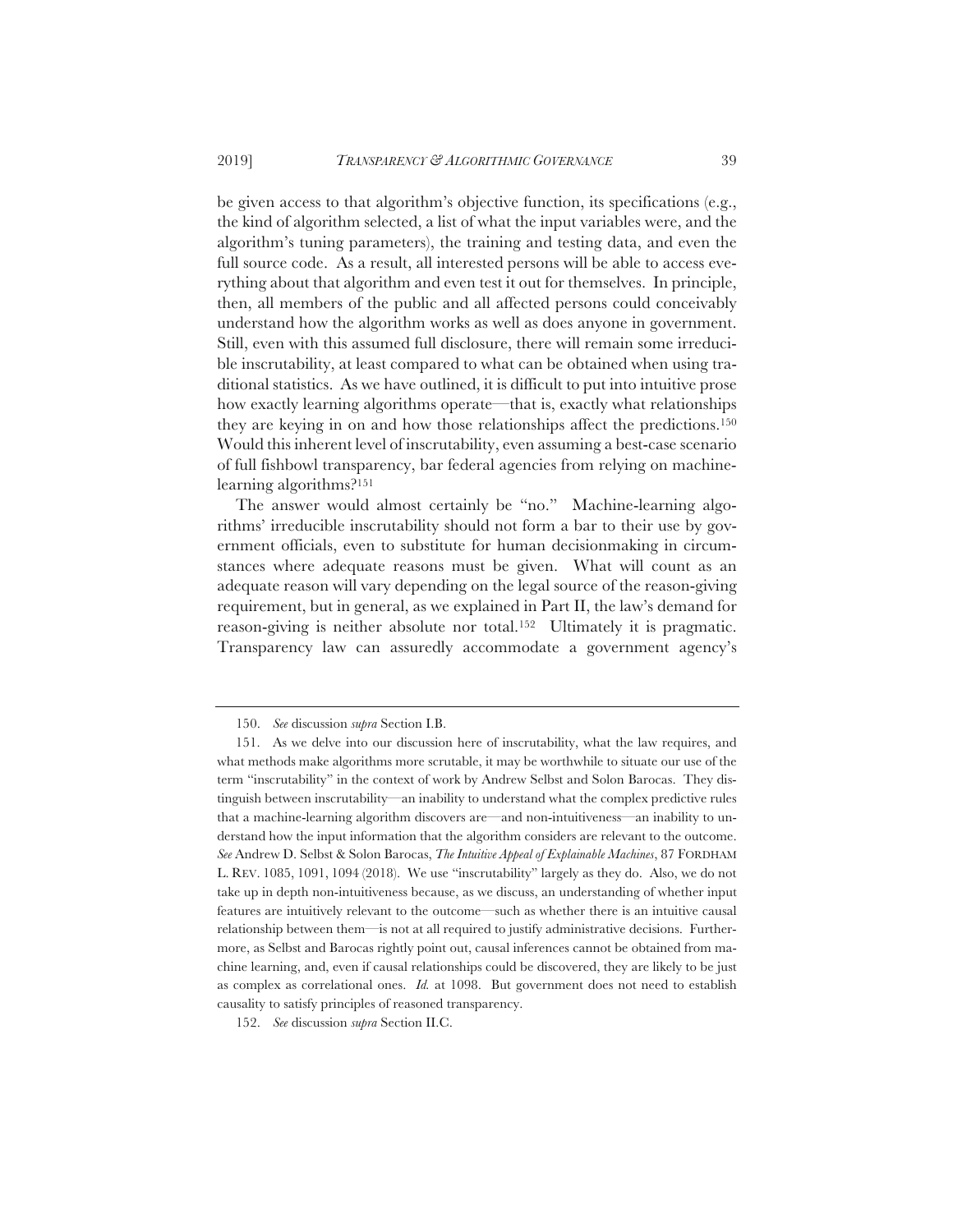be given access to that algorithm's objective function, its specifications (e.g., the kind of algorithm selected, a list of what the input variables were, and the algorithm's tuning parameters), the training and testing data, and even the full source code. As a result, all interested persons will be able to access everything about that algorithm and even test it out for themselves. In principle, then, all members of the public and all affected persons could conceivably understand how the algorithm works as well as does anyone in government. Still, even with this assumed full disclosure, there will remain some irreducible inscrutability, at least compared to what can be obtained when using traditional statistics. As we have outlined, it is difficult to put into intuitive prose how exactly learning algorithms operate—that is, exactly what relationships they are keying in on and how those relationships affect the predictions.[150] Would this inherent level of inscrutability, even assuming a best-case scenario of full fishbowl transparency, bar federal agencies from relying on machine-learning algorithms?[151]

The answer would almost certainly be "no." Machine-learning algorithms' irreducible inscrutability should not form a bar to their use by government officials, even to substitute for human decisionmaking in circumstances where adequate reasons must be given. What will count as an adequate reason will vary depending on the legal source of the reason-giving requirement, but in general, as we explained in Part II, the law's demand for reason-giving is neither absolute nor total.[152] Ultimately it is pragmatic. Transparency law can assuredly accommodate a government agency's

---

150. *See* discussion *supra* Section I.B.

151. As we delve into our discussion here of inscrutability, what the law requires, and what methods make algorithms more scrutable, it may be worthwhile to situate our use of the term "inscrutability" in the context of work by Andrew Selbst and Solon Barocas. They distinguish between inscrutability—an inability to understand what the complex predictive rules that a machine-learning algorithm discovers are—and non-intuitiveness—an inability to understand how the input information that the algorithm considers are relevant to the outcome. *See* Andrew D. Selbst & Solon Barocas, *The Intuitive Appeal of Explainable Machines*, 87 FORDHAM L. REV. 1085, 1091, 1094 (2018). We use "inscrutability" largely as they do. Also, we do not take up in depth non-intuitiveness because, as we discuss, an understanding of whether input features are intuitively relevant to the outcome—such as whether there is an intuitive causal relationship between them—is not at all required to justify administrative decisions. Furthermore, as Selbst and Barocas rightly point out, causal inferences cannot be obtained from machine learning, and, even if causal relationships could be discovered, they are likely to be just as complex as correlational ones. *Id.* at 1098. But government does not need to establish causality to satisfy principles of reasoned transparency.

152. *See* discussion *supra* Section II.C.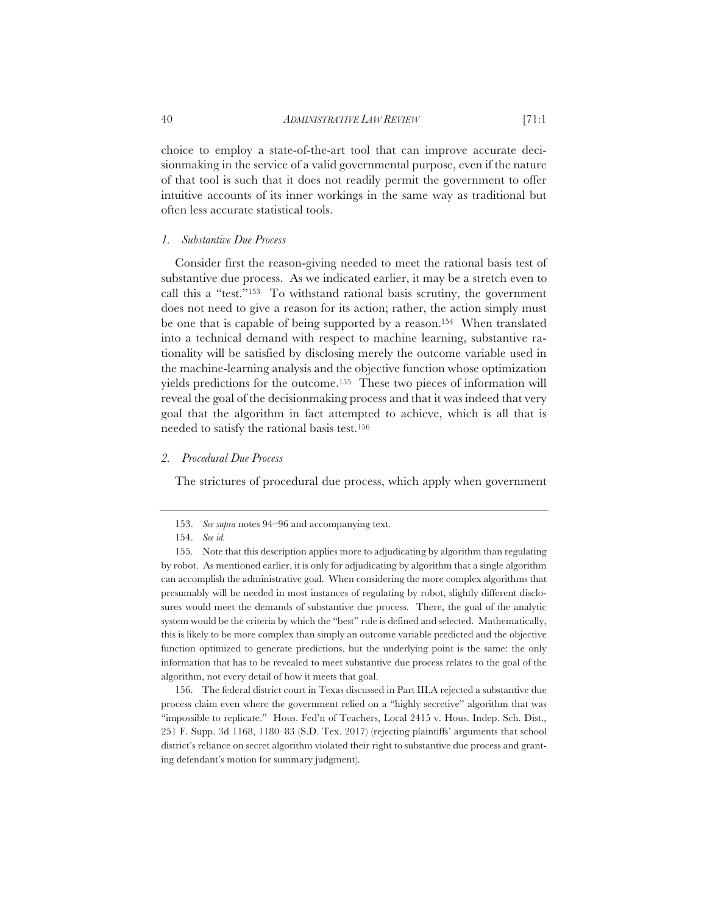choice to employ a state-of-the-art tool that can improve accurate decisionmaking in the service of a valid governmental purpose, even if the nature of that tool is such that it does not readily permit the government to offer intuitive accounts of its inner workings in the same way as traditional but often less accurate statistical tools.

### *1. Substantive Due Process*

Consider first the reason-giving needed to meet the rational basis test of substantive due process. As we indicated earlier, it may be a stretch even to call this a "test."[153] To withstand rational basis scrutiny, the government does not need to give a reason for its action; rather, the action simply must be one that is capable of being supported by a reason.[154] When translated into a technical demand with respect to machine learning, substantive rationality will be satisfied by disclosing merely the outcome variable used in the machine-learning analysis and the objective function whose optimization yields predictions for the outcome.[155] These two pieces of information will reveal the goal of the decisionmaking process and that it was indeed that very goal that the algorithm in fact attempted to achieve, which is all that is needed to satisfy the rational basis test.[156]

### *2. Procedural Due Process*

The strictures of procedural due process, which apply when government

---

153. *See supra* notes 94–96 and accompanying text.

154. *See id.*

155. Note that this description applies more to adjudicating by algorithm than regulating by robot. As mentioned earlier, it is only for adjudicating by algorithm that a single algorithm can accomplish the administrative goal. When considering the more complex algorithms that presumably will be needed in most instances of regulating by robot, slightly different disclosures would meet the demands of substantive due process. There, the goal of the analytic system would be the criteria by which the "best" rule is defined and selected. Mathematically, this is likely to be more complex than simply an outcome variable predicted and the objective function optimized to generate predictions, but the underlying point is the same: the only information that has to be revealed to meet substantive due process relates to the goal of the algorithm, not every detail of how it meets that goal.

156. The federal district court in Texas discussed in Part III.A rejected a substantive due process claim even where the government relied on a "highly secretive" algorithm that was "impossible to replicate." Hous. Fed'n of Teachers, Local 2415 v. Hous. Indep. Sch. Dist., 251 F. Supp. 3d 1168, 1180–83 (S.D. Tex. 2017) (rejecting plaintiffs' arguments that school district's reliance on secret algorithm violated their right to substantive due process and granting defendant's motion for summary judgment).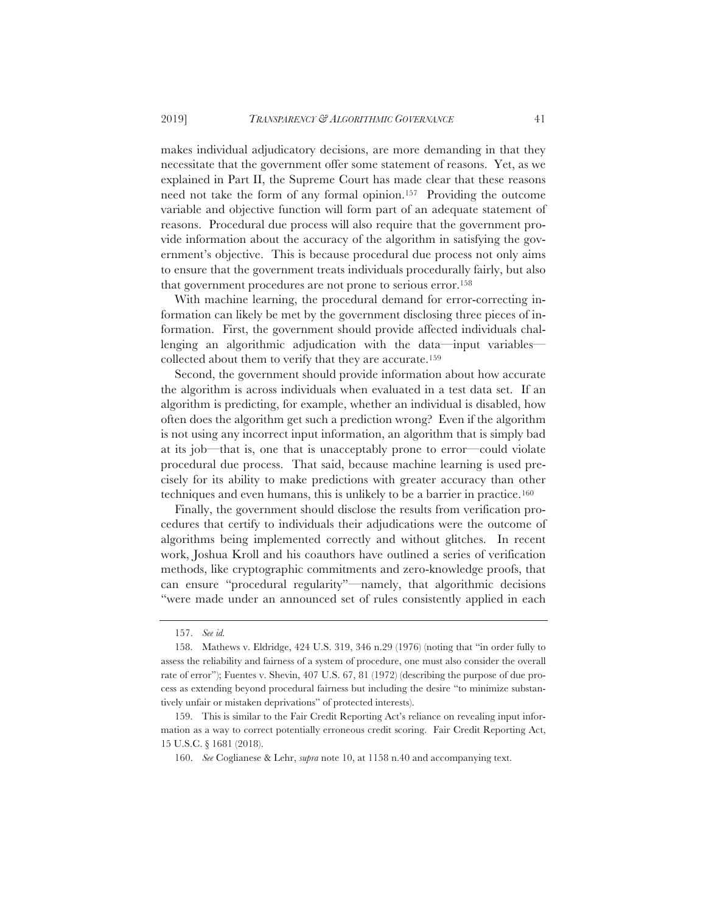makes individual adjudicatory decisions, are more demanding in that they necessitate that the government offer some statement of reasons. Yet, as we explained in Part II, the Supreme Court has made clear that these reasons need not take the form of any formal opinion.[157] Providing the outcome variable and objective function will form part of an adequate statement of reasons. Procedural due process will also require that the government provide information about the accuracy of the algorithm in satisfying the government's objective. This is because procedural due process not only aims to ensure that the government treats individuals procedurally fairly, but also that government procedures are not prone to serious error.[158]

With machine learning, the procedural demand for error-correcting information can likely be met by the government disclosing three pieces of information. First, the government should provide affected individuals challenging an algorithmic adjudication with the data—input variables—collected about them to verify that they are accurate.[159]

Second, the government should provide information about how accurate the algorithm is across individuals when evaluated in a test data set. If an algorithm is predicting, for example, whether an individual is disabled, how often does the algorithm get such a prediction wrong? Even if the algorithm is not using any incorrect input information, an algorithm that is simply bad at its job—that is, one that is unacceptably prone to error—could violate procedural due process. That said, because machine learning is used precisely for its ability to make predictions with greater accuracy than other techniques and even humans, this is unlikely to be a barrier in practice.[160]

Finally, the government should disclose the results from verification procedures that certify to individuals their adjudications were the outcome of algorithms being implemented correctly and without glitches. In recent work, Joshua Kroll and his coauthors have outlined a series of verification methods, like cryptographic commitments and zero-knowledge proofs, that can ensure "procedural regularity"—namely, that algorithmic decisions "were made under an announced set of rules consistently applied in each

---

157. *See id.*

158. Mathews v. Eldridge, 424 U.S. 319, 346 n.29 (1976) (noting that "in order fully to assess the reliability and fairness of a system of procedure, one must also consider the overall rate of error"); Fuentes v. Shevin, 407 U.S. 67, 81 (1972) (describing the purpose of due process as extending beyond procedural fairness but including the desire "to minimize substantively unfair or mistaken deprivations" of protected interests).

159. This is similar to the Fair Credit Reporting Act's reliance on revealing input information as a way to correct potentially erroneous credit scoring. Fair Credit Reporting Act, 15 U.S.C. § 1681 (2018).

160. *See* Coglianese & Lehr, *supra* note 10, at 1158 n.40 and accompanying text.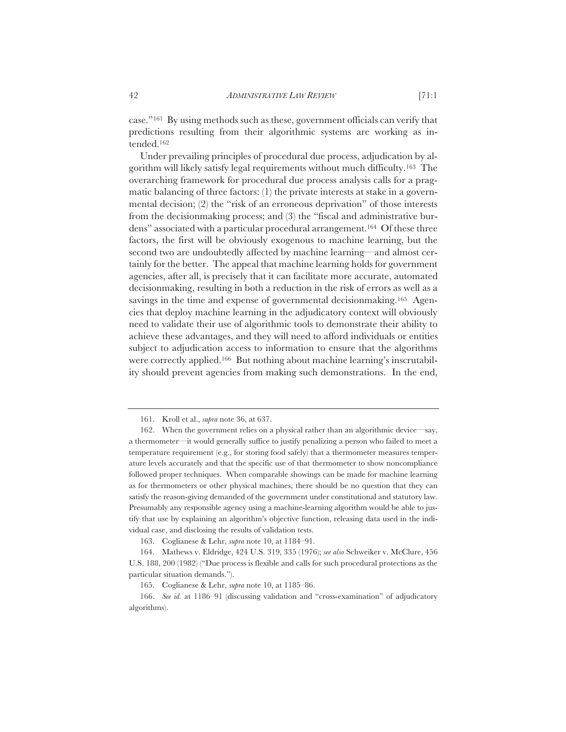case."[161] By using methods such as these, government officials can verify that predictions resulting from their algorithmic systems are working as intended.[162]

Under prevailing principles of procedural due process, adjudication by algorithm will likely satisfy legal requirements without much difficulty.[163] The overarching framework for procedural due process analysis calls for a pragmatic balancing of three factors: (1) the private interests at stake in a governmental decision; (2) the "risk of an erroneous deprivation" of those interests from the decisionmaking process; and (3) the "fiscal and administrative burdens" associated with a particular procedural arrangement.[164] Of these three factors, the first will be obviously exogenous to machine learning, but the second two are undoubtedly affected by machine learning—and almost certainly for the better. The appeal that machine learning holds for government agencies, after all, is precisely that it can facilitate more accurate, automated decisionmaking, resulting in both a reduction in the risk of errors as well as a savings in the time and expense of governmental decisionmaking.[165] Agencies that deploy machine learning in the adjudicatory context will obviously need to validate their use of algorithmic tools to demonstrate their ability to achieve these advantages, and they will need to afford individuals or entities subject to adjudication access to information to ensure that the algorithms were correctly applied.[166] But nothing about machine learning's inscrutability should prevent agencies from making such demonstrations. In the end,

---

161. Kroll et al., *supra* note 36, at 637.

162. When the government relies on a physical rather than an algorithmic device—say, a thermometer—it would generally suffice to justify penalizing a person who failed to meet a temperature requirement (e.g., for storing food safely) that a thermometer measures temperature levels accurately and that the specific use of that thermometer to show noncompliance followed proper techniques. When comparable showings can be made for machine learning as for thermometers or other physical machines, there should be no question that they can satisfy the reason-giving demanded of the government under constitutional and statutory law. Presumably any responsible agency using a machine-learning algorithm would be able to justify that use by explaining an algorithm's objective function, releasing data used in the individual case, and disclosing the results of validation tests.

163. Coglianese & Lehr, *supra* note 10, at 1184–91.

164. Mathews v. Eldridge, 424 U.S. 319, 335 (1976); *see also* Schweiker v. McClure, 456 U.S. 188, 200 (1982) ("Due process is flexible and calls for such procedural protections as the particular situation demands.").

165. Coglianese & Lehr, *supra* note 10, at 1185–86.

166. *See id.* at 1186–91 (discussing validation and "cross-examination" of adjudicatory algorithms).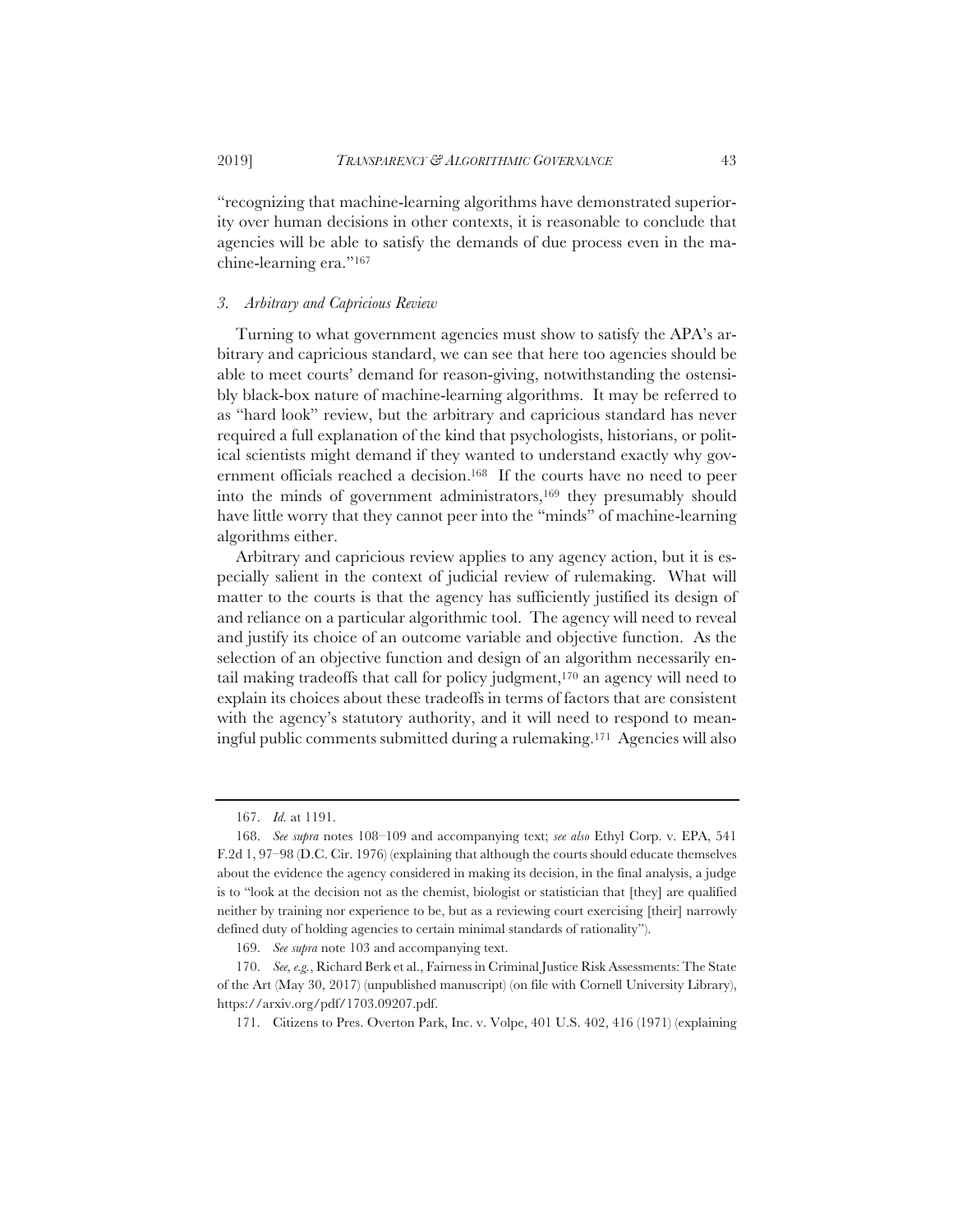"recognizing that machine-learning algorithms have demonstrated superiority over human decisions in other contexts, it is reasonable to conclude that agencies will be able to satisfy the demands of due process even in the machine-learning era."[167]

### *3. Arbitrary and Capricious Review*

Turning to what government agencies must show to satisfy the APA's arbitrary and capricious standard, we can see that here too agencies should be able to meet courts' demand for reason-giving, notwithstanding the ostensibly black-box nature of machine-learning algorithms. It may be referred to as "hard look" review, but the arbitrary and capricious standard has never required a full explanation of the kind that psychologists, historians, or political scientists might demand if they wanted to understand exactly why government officials reached a decision.[168] If the courts have no need to peer into the minds of government administrators,[169] they presumably should have little worry that they cannot peer into the "minds" of machine-learning algorithms either.

Arbitrary and capricious review applies to any agency action, but it is especially salient in the context of judicial review of rulemaking. What will matter to the courts is that the agency has sufficiently justified its design of and reliance on a particular algorithmic tool. The agency will need to reveal and justify its choice of an outcome variable and objective function. As the selection of an objective function and design of an algorithm necessarily entail making tradeoffs that call for policy judgment,[170] an agency will need to explain its choices about these tradeoffs in terms of factors that are consistent with the agency's statutory authority, and it will need to respond to meaningful public comments submitted during a rulemaking.[171] Agencies will also

---

167. *Id.* at 1191.

168. *See supra* notes 108–109 and accompanying text; *see also* Ethyl Corp. v. EPA, 541 F.2d 1, 97–98 (D.C. Cir. 1976) (explaining that although the courts should educate themselves about the evidence the agency considered in making its decision, in the final analysis, a judge is to "look at the decision not as the chemist, biologist or statistician that [they] are qualified neither by training nor experience to be, but as a reviewing court exercising [their] narrowly defined duty of holding agencies to certain minimal standards of rationality").

169. *See supra* note 103 and accompanying text.

170. *See, e.g.*, Richard Berk et al., Fairness in Criminal Justice Risk Assessments: The State of the Art (May 30, 2017) (unpublished manuscript) (on file with Cornell University Library), https://arxiv.org/pdf/1703.09207.pdf.

171. Citizens to Pres. Overton Park, Inc. v. Volpe, 401 U.S. 402, 416 (1971) (explaining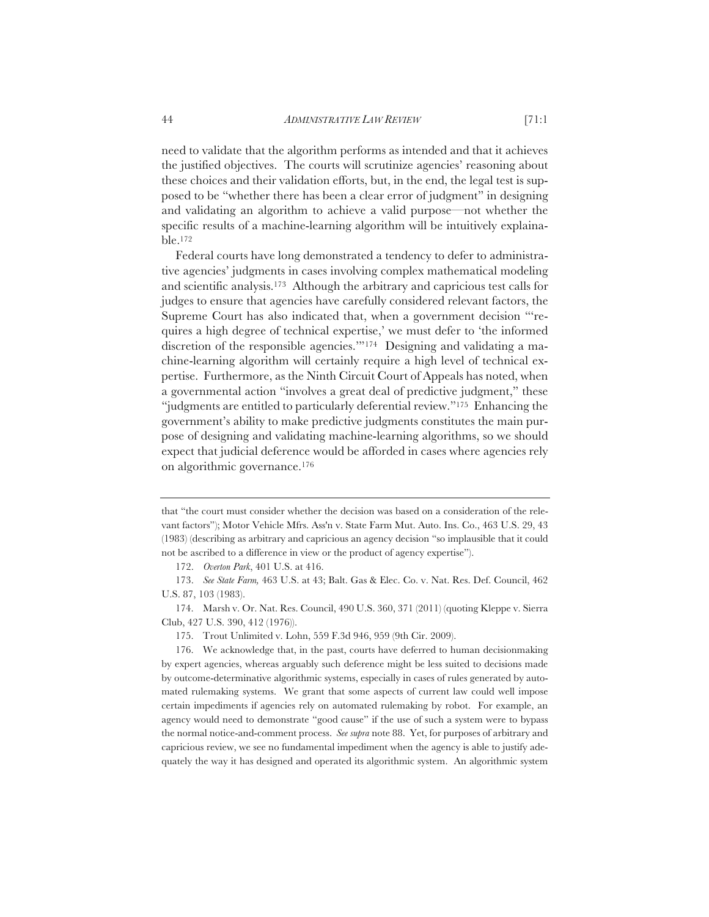need to validate that the algorithm performs as intended and that it achieves the justified objectives. The courts will scrutinize agencies' reasoning about these choices and their validation efforts, but, in the end, the legal test is supposed to be "whether there has been a clear error of judgment" in designing and validating an algorithm to achieve a valid purpose—not whether the specific results of a machine-learning algorithm will be intuitively explainable.[172]

Federal courts have long demonstrated a tendency to defer to administrative agencies' judgments in cases involving complex mathematical modeling and scientific analysis.[173] Although the arbitrary and capricious test calls for judges to ensure that agencies have carefully considered relevant factors, the Supreme Court has also indicated that, when a government decision "'requires a high degree of technical expertise,' we must defer to 'the informed discretion of the responsible agencies.'"[174] Designing and validating a machine-learning algorithm will certainly require a high level of technical expertise. Furthermore, as the Ninth Circuit Court of Appeals has noted, when a governmental action "involves a great deal of predictive judgment," these "judgments are entitled to particularly deferential review."[175] Enhancing the government's ability to make predictive judgments constitutes the main purpose of designing and validating machine-learning algorithms, so we should expect that judicial deference would be afforded in cases where agencies rely on algorithmic governance.[176]

---

that "the court must consider whether the decision was based on a consideration of the relevant factors"); Motor Vehicle Mfrs. Ass'n v. State Farm Mut. Auto. Ins. Co., 463 U.S. 29, 43 (1983) (describing as arbitrary and capricious an agency decision "so implausible that it could not be ascribed to a difference in view or the product of agency expertise").

172. *Overton Park*, 401 U.S. at 416.

173. *See State Farm,* 463 U.S. at 43; Balt. Gas & Elec. Co. v. Nat. Res. Def. Council, 462 U.S. 87, 103 (1983).

174. Marsh v. Or. Nat. Res. Council, 490 U.S. 360, 371 (2011) (quoting Kleppe v. Sierra Club, 427 U.S. 390, 412 (1976)).

175. Trout Unlimited v. Lohn, 559 F.3d 946, 959 (9th Cir. 2009).

176. We acknowledge that, in the past, courts have deferred to human decisionmaking by expert agencies, whereas arguably such deference might be less suited to decisions made by outcome-determinative algorithmic systems, especially in cases of rules generated by automated rulemaking systems. We grant that some aspects of current law could well impose certain impediments if agencies rely on automated rulemaking by robot. For example, an agency would need to demonstrate "good cause" if the use of such a system were to bypass the normal notice-and-comment process. *See supra* note 88. Yet, for purposes of arbitrary and capricious review, we see no fundamental impediment when the agency is able to justify adequately the way it has designed and operated its algorithmic system. An algorithmic system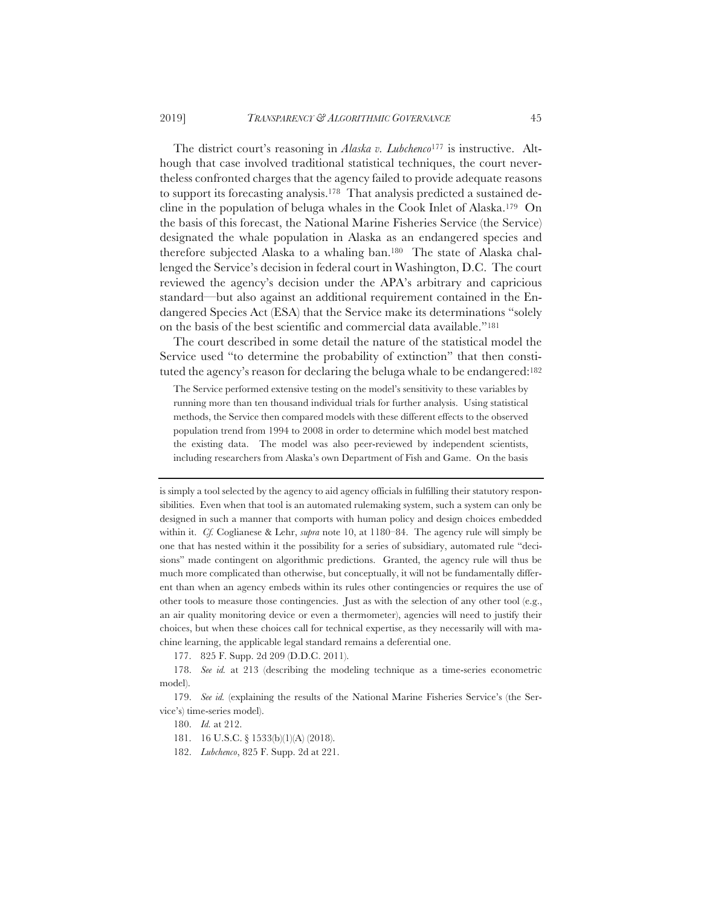The district court's reasoning in *Alaska v. Lubchenco*[177] is instructive. Although that case involved traditional statistical techniques, the court nevertheless confronted charges that the agency failed to provide adequate reasons to support its forecasting analysis.[178] That analysis predicted a sustained decline in the population of beluga whales in the Cook Inlet of Alaska.[179] On the basis of this forecast, the National Marine Fisheries Service (the Service) designated the whale population in Alaska as an endangered species and therefore subjected Alaska to a whaling ban.[180] The state of Alaska challenged the Service's decision in federal court in Washington, D.C. The court reviewed the agency's decision under the APA's arbitrary and capricious standard—but also against an additional requirement contained in the Endangered Species Act (ESA) that the Service make its determinations "solely on the basis of the best scientific and commercial data available."[181]

The court described in some detail the nature of the statistical model the Service used "to determine the probability of extinction" that then constituted the agency's reason for declaring the beluga whale to be endangered:[182]

> The Service performed extensive testing on the model's sensitivity to these variables by running more than ten thousand individual trials for further analysis. Using statistical methods, the Service then compared models with these different effects to the observed population trend from 1994 to 2008 in order to determine which model best matched the existing data. The model was also peer-reviewed by independent scientists, including researchers from Alaska's own Department of Fish and Game. On the basis

---

is simply a tool selected by the agency to aid agency officials in fulfilling their statutory responsibilities. Even when that tool is an automated rulemaking system, such a system can only be designed in such a manner that comports with human policy and design choices embedded within it. *Cf.* Coglianese & Lehr, *supra* note 10, at 1180–84. The agency rule will simply be one that has nested within it the possibility for a series of subsidiary, automated rule "decisions" made contingent on algorithmic predictions. Granted, the agency rule will thus be much more complicated than otherwise, but conceptually, it will not be fundamentally different than when an agency embeds within its rules other contingencies or requires the use of other tools to measure those contingencies. Just as with the selection of any other tool (e.g., an air quality monitoring device or even a thermometer), agencies will need to justify their choices, but when these choices call for technical expertise, as they necessarily will with machine learning, the applicable legal standard remains a deferential one.

177. 825 F. Supp. 2d 209 (D.D.C. 2011).

178. *See id.* at 213 (describing the modeling technique as a time-series econometric model).

179. *See id.* (explaining the results of the National Marine Fisheries Service's (the Service's) time-series model).

180. *Id.* at 212.

181. 16 U.S.C. § 1533(b)(1)(A) (2018).

182. *Lubchenco*, 825 F. Supp. 2d at 221.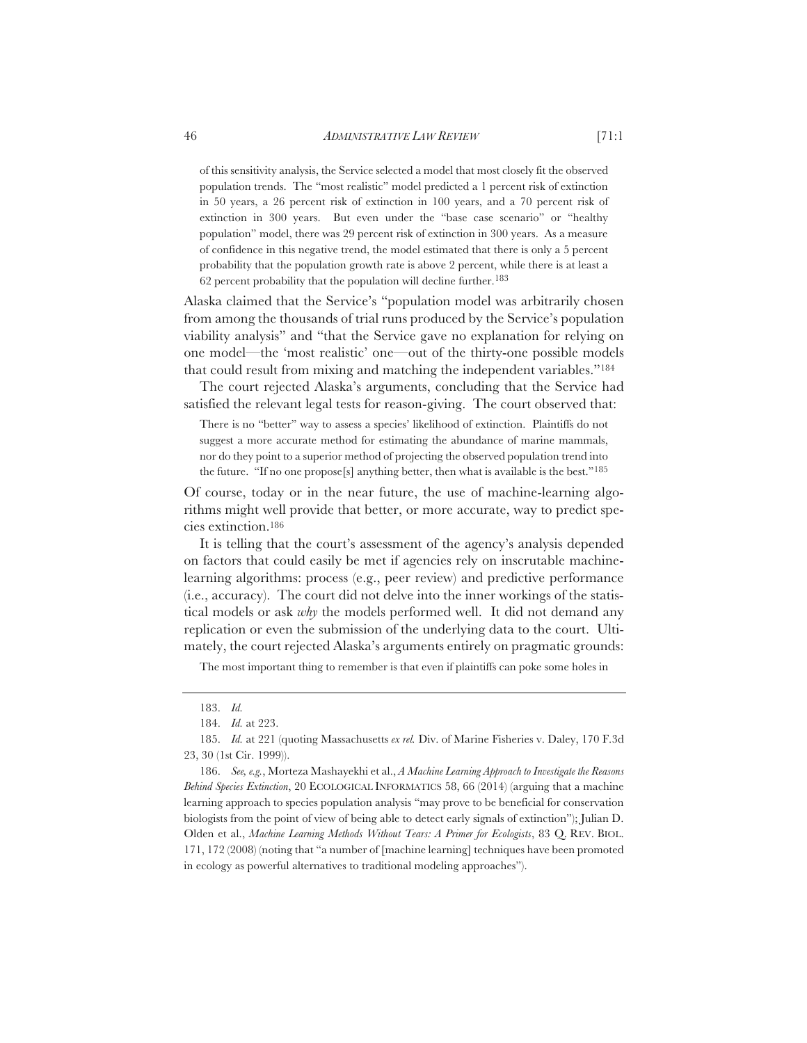> of this sensitivity analysis, the Service selected a model that most closely fit the observed population trends. The "most realistic" model predicted a 1 percent risk of extinction in 50 years, a 26 percent risk of extinction in 100 years, and a 70 percent risk of extinction in 300 years. But even under the "base case scenario" or "healthy population" model, there was 29 percent risk of extinction in 300 years. As a measure of confidence in this negative trend, the model estimated that there is only a 5 percent probability that the population growth rate is above 2 percent, while there is at least a 62 percent probability that the population will decline further.[183]

Alaska claimed that the Service's "population model was arbitrarily chosen from among the thousands of trial runs produced by the Service's population viability analysis" and "that the Service gave no explanation for relying on one model—the 'most realistic' one—out of the thirty-one possible models that could result from mixing and matching the independent variables."[184]

The court rejected Alaska's arguments, concluding that the Service had satisfied the relevant legal tests for reason-giving. The court observed that:

> There is no "better" way to assess a species' likelihood of extinction. Plaintiffs do not suggest a more accurate method for estimating the abundance of marine mammals, nor do they point to a superior method of projecting the observed population trend into the future. "If no one propose[s] anything better, then what is available is the best."[185]

Of course, today or in the near future, the use of machine-learning algorithms might well provide that better, or more accurate, way to predict species extinction.[186]

It is telling that the court's assessment of the agency's analysis depended on factors that could easily be met if agencies rely on inscrutable machine-learning algorithms: process (e.g., peer review) and predictive performance (i.e., accuracy). The court did not delve into the inner workings of the statistical models or ask *why* the models performed well. It did not demand any replication or even the submission of the underlying data to the court. Ultimately, the court rejected Alaska's arguments entirely on pragmatic grounds:

> The most important thing to remember is that even if plaintiffs can poke some holes in

---

183. *Id.*

184. *Id.* at 223.

185. *Id.* at 221 (quoting Massachusetts *ex rel.* Div. of Marine Fisheries v. Daley, 170 F.3d 23, 30 (1st Cir. 1999)).

186. *See, e.g.*, Morteza Mashayekhi et al., *A Machine Learning Approach to Investigate the Reasons Behind Species Extinction*, 20 ECOLOGICAL INFORMATICS 58, 66 (2014) (arguing that a machine learning approach to species population analysis "may prove to be beneficial for conservation biologists from the point of view of being able to detect early signals of extinction"); Julian D. Olden et al., *Machine Learning Methods Without Tears: A Primer for Ecologists*, 83 Q. REV. BIOL. 171, 172 (2008) (noting that "a number of [machine learning] techniques have been promoted in ecology as powerful alternatives to traditional modeling approaches").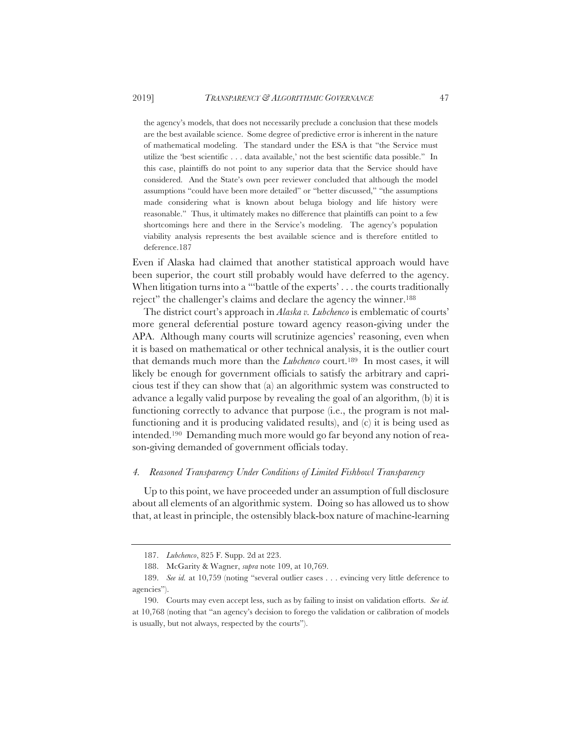> the agency's models, that does not necessarily preclude a conclusion that these models are the best available science. Some degree of predictive error is inherent in the nature of mathematical modeling. The standard under the ESA is that "the Service must utilize the 'best scientific . . . data available,' not the best scientific data possible." In this case, plaintiffs do not point to any superior data that the Service should have considered. And the State's own peer reviewer concluded that although the model assumptions "could have been more detailed" or "better discussed," "the assumptions made considering what is known about beluga biology and life history were reasonable." Thus, it ultimately makes no difference that plaintiffs can point to a few shortcomings here and there in the Service's modeling. The agency's population viability analysis represents the best available science and is therefore entitled to deference.[187]

Even if Alaska had claimed that another statistical approach would have been superior, the court still probably would have deferred to the agency. When litigation turns into a "'battle of the experts' . . . the courts traditionally reject" the challenger's claims and declare the agency the winner.[188]

The district court's approach in *Alaska v. Lubchenco* is emblematic of courts' more general deferential posture toward agency reason-giving under the APA. Although many courts will scrutinize agencies' reasoning, even when it is based on mathematical or other technical analysis, it is the outlier court that demands much more than the *Lubchenco* court.[189] In most cases, it will likely be enough for government officials to satisfy the arbitrary and capricious test if they can show that (a) an algorithmic system was constructed to advance a legally valid purpose by revealing the goal of an algorithm, (b) it is functioning correctly to advance that purpose (i.e., the program is not malfunctioning and it is producing validated results), and (c) it is being used as intended.[190] Demanding much more would go far beyond any notion of reason-giving demanded of government officials today.

#### *4. Reasoned Transparency Under Conditions of Limited Fishbowl Transparency*

Up to this point, we have proceeded under an assumption of full disclosure about all elements of an algorithmic system. Doing so has allowed us to show that, at least in principle, the ostensibly black-box nature of machine-learning

---

187. *Lubchenco*, 825 F. Supp. 2d at 223.

188. McGarity & Wagner, *supra* note 109, at 10,769.

189. *See id.* at 10,759 (noting "several outlier cases . . . evincing very little deference to agencies").

190. Courts may even accept less, such as by failing to insist on validation efforts. *See id.* at 10,768 (noting that "an agency's decision to forego the validation or calibration of models is usually, but not always, respected by the courts").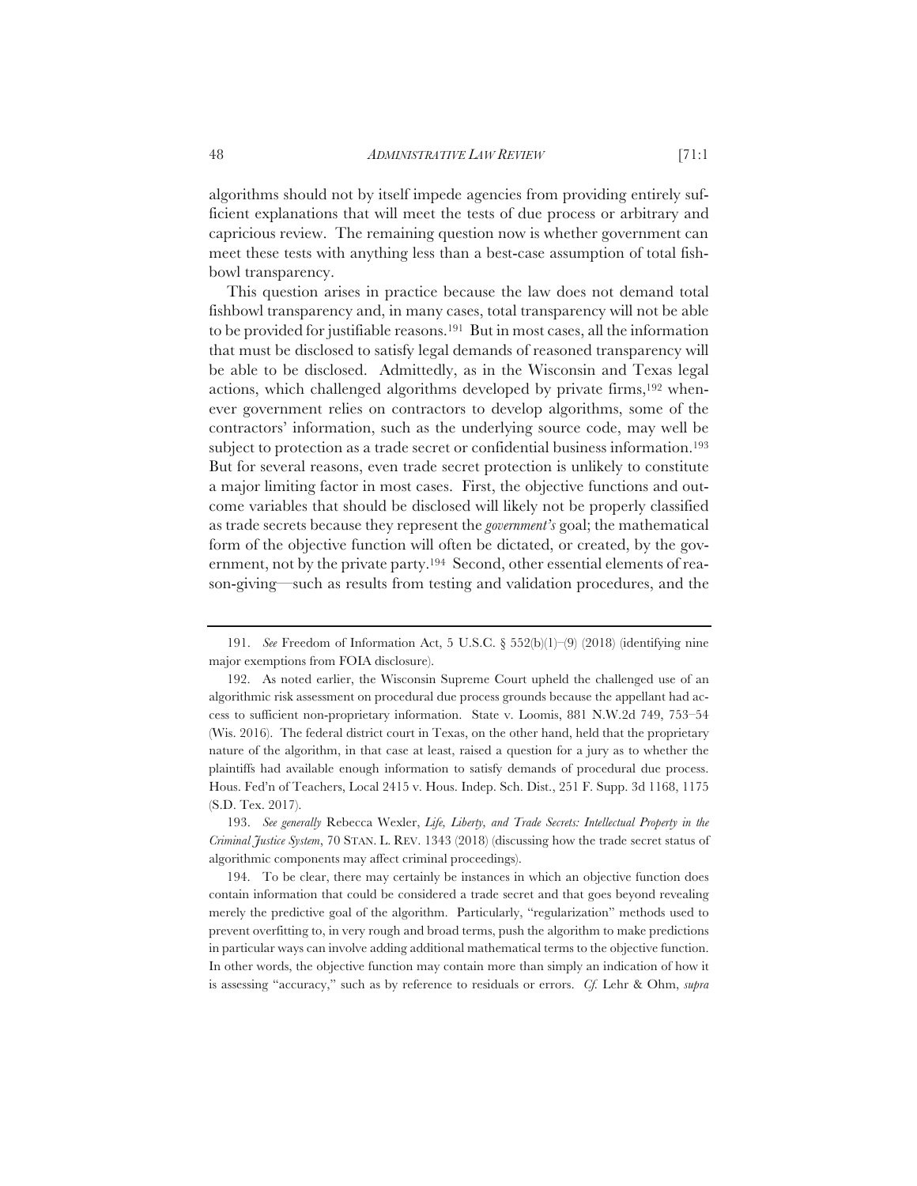algorithms should not by itself impede agencies from providing entirely sufficient explanations that will meet the tests of due process or arbitrary and capricious review. The remaining question now is whether government can meet these tests with anything less than a best-case assumption of total fishbowl transparency.

This question arises in practice because the law does not demand total fishbowl transparency and, in many cases, total transparency will not be able to be provided for justifiable reasons.[191] But in most cases, all the information that must be disclosed to satisfy legal demands of reasoned transparency will be able to be disclosed. Admittedly, as in the Wisconsin and Texas legal actions, which challenged algorithms developed by private firms,[192] whenever government relies on contractors to develop algorithms, some of the contractors' information, such as the underlying source code, may well be subject to protection as a trade secret or confidential business information.[193] But for several reasons, even trade secret protection is unlikely to constitute a major limiting factor in most cases. First, the objective functions and outcome variables that should be disclosed will likely not be properly classified as trade secrets because they represent the *government's* goal; the mathematical form of the objective function will often be dictated, or created, by the government, not by the private party.[194] Second, other essential elements of reason-giving—such as results from testing and validation procedures, and the

---

191. *See* Freedom of Information Act, 5 U.S.C. § 552(b)(1)–(9) (2018) (identifying nine major exemptions from FOIA disclosure).

192. As noted earlier, the Wisconsin Supreme Court upheld the challenged use of an algorithmic risk assessment on procedural due process grounds because the appellant had access to sufficient non-proprietary information. State v. Loomis, 881 N.W.2d 749, 753–54 (Wis. 2016). The federal district court in Texas, on the other hand, held that the proprietary nature of the algorithm, in that case at least, raised a question for a jury as to whether the plaintiffs had available enough information to satisfy demands of procedural due process. Hous. Fed'n of Teachers, Local 2415 v. Hous. Indep. Sch. Dist., 251 F. Supp. 3d 1168, 1175 (S.D. Tex. 2017).

193. *See generally* Rebecca Wexler, *Life, Liberty, and Trade Secrets: Intellectual Property in the Criminal Justice System*, 70 STAN. L. REV. 1343 (2018) (discussing how the trade secret status of algorithmic components may affect criminal proceedings).

194. To be clear, there may certainly be instances in which an objective function does contain information that could be considered a trade secret and that goes beyond revealing merely the predictive goal of the algorithm. Particularly, "regularization" methods used to prevent overfitting to, in very rough and broad terms, push the algorithm to make predictions in particular ways can involve adding additional mathematical terms to the objective function. In other words, the objective function may contain more than simply an indication of how it is assessing "accuracy," such as by reference to residuals or errors. *Cf.* Lehr & Ohm, *supra*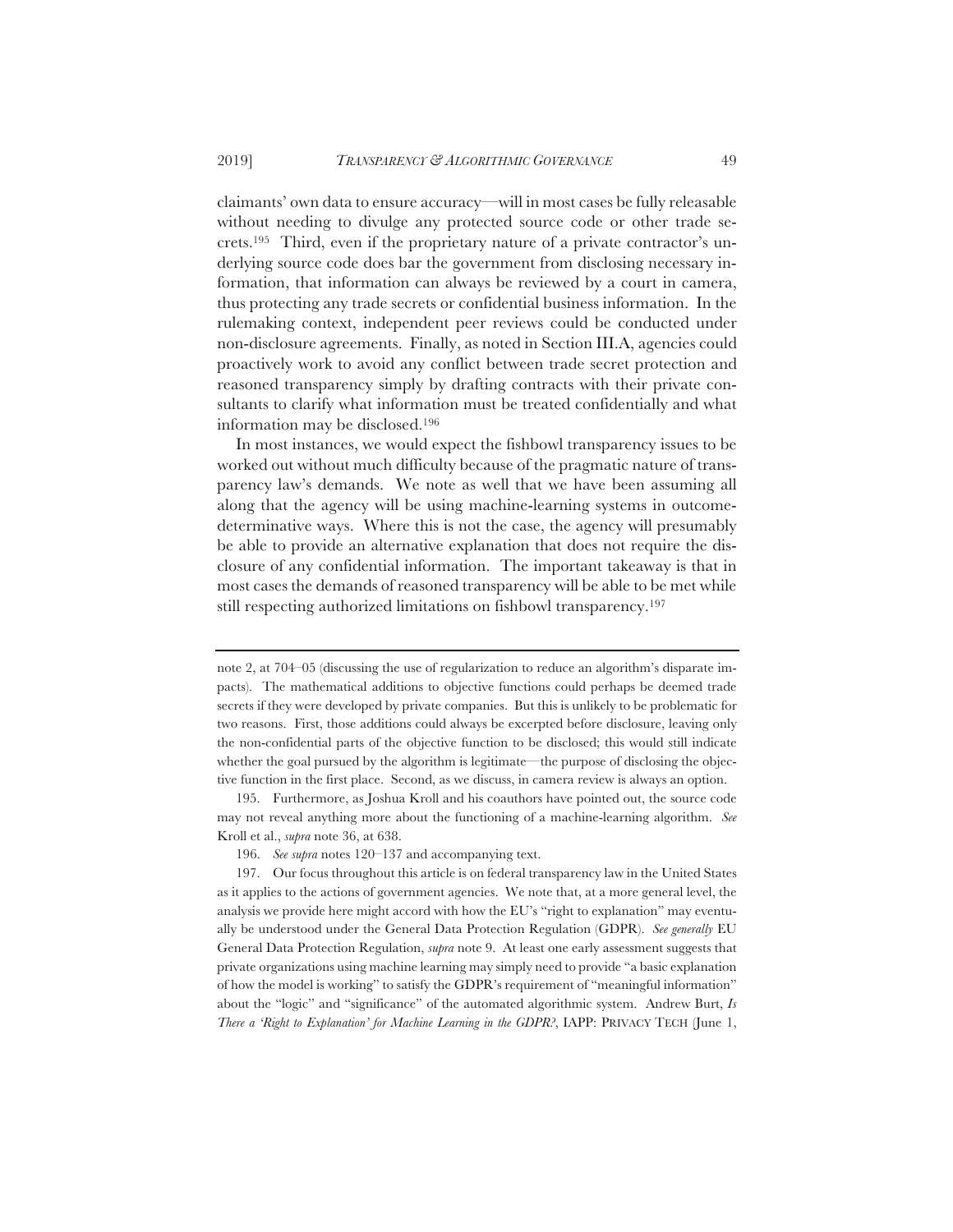claimants' own data to ensure accuracy—will in most cases be fully releasable without needing to divulge any protected source code or other trade secrets.[195] Third, even if the proprietary nature of a private contractor's underlying source code does bar the government from disclosing necessary information, that information can always be reviewed by a court in camera, thus protecting any trade secrets or confidential business information. In the rulemaking context, independent peer reviews could be conducted under non-disclosure agreements. Finally, as noted in Section III.A, agencies could proactively work to avoid any conflict between trade secret protection and reasoned transparency simply by drafting contracts with their private consultants to clarify what information must be treated confidentially and what information may be disclosed.[196]

In most instances, we would expect the fishbowl transparency issues to be worked out without much difficulty because of the pragmatic nature of transparency law's demands. We note as well that we have been assuming all along that the agency will be using machine-learning systems in outcome-determinative ways. Where this is not the case, the agency will presumably be able to provide an alternative explanation that does not require the disclosure of any confidential information. The important takeaway is that in most cases the demands of reasoned transparency will be able to be met while still respecting authorized limitations on fishbowl transparency.[197]

---

note 2, at 704–05 (discussing the use of regularization to reduce an algorithm's disparate impacts). The mathematical additions to objective functions could perhaps be deemed trade secrets if they were developed by private companies. But this is unlikely to be problematic for two reasons. First, those additions could always be excerpted before disclosure, leaving only the non-confidential parts of the objective function to be disclosed; this would still indicate whether the goal pursued by the algorithm is legitimate—the purpose of disclosing the objective function in the first place. Second, as we discuss, in camera review is always an option.

195. Furthermore, as Joshua Kroll and his coauthors have pointed out, the source code may not reveal anything more about the functioning of a machine-learning algorithm. *See* Kroll et al., *supra* note 36, at 638.

196. *See supra* notes 120–137 and accompanying text.

197. Our focus throughout this article is on federal transparency law in the United States as it applies to the actions of government agencies. We note that, at a more general level, the analysis we provide here might accord with how the EU's "right to explanation" may eventually be understood under the General Data Protection Regulation (GDPR). *See generally* EU General Data Protection Regulation, *supra* note 9. At least one early assessment suggests that private organizations using machine learning may simply need to provide "a basic explanation of how the model is working" to satisfy the GDPR's requirement of "meaningful information" about the "logic" and "significance" of the automated algorithmic system. Andrew Burt, *Is There a 'Right to Explanation' for Machine Learning in the GDPR?*, IAPP: PRIVACY TECH (June 1,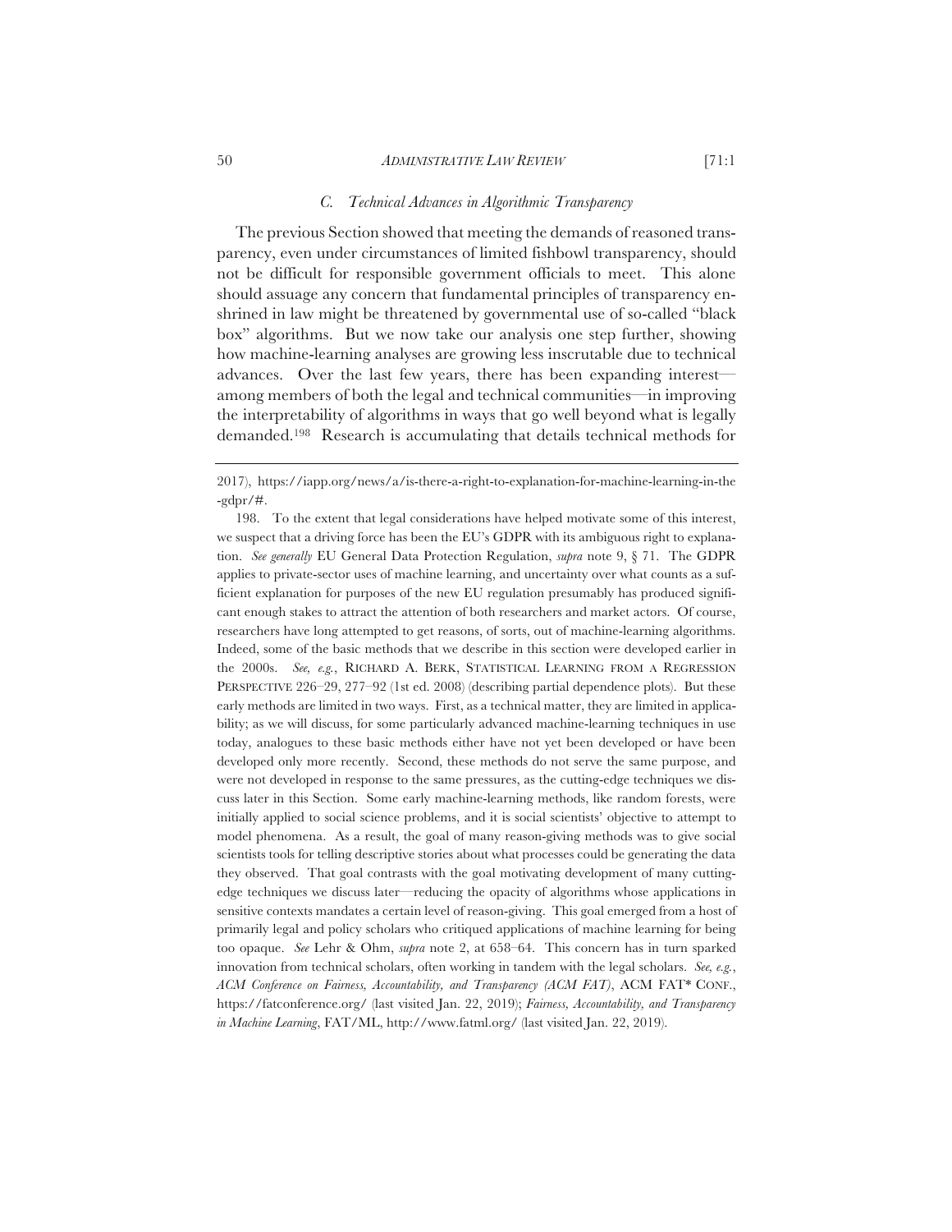### *C. Technical Advances in Algorithmic Transparency*

The previous Section showed that meeting the demands of reasoned transparency, even under circumstances of limited fishbowl transparency, should not be difficult for responsible government officials to meet. This alone should assuage any concern that fundamental principles of transparency enshrined in law might be threatened by governmental use of so-called "black box" algorithms. But we now take our analysis one step further, showing how machine-learning analyses are growing less inscrutable due to technical advances. Over the last few years, there has been expanding interest—among members of both the legal and technical communities—in improving the interpretability of algorithms in ways that go well beyond what is legally demanded.[198] Research is accumulating that details technical methods for

---

2017), https://iapp.org/news/a/is-there-a-right-to-explanation-for-machine-learning-in-the-gdpr/#.

198. To the extent that legal considerations have helped motivate some of this interest, we suspect that a driving force has been the EU's GDPR with its ambiguous right to explanation. *See generally* EU General Data Protection Regulation, *supra* note 9, § 71. The GDPR applies to private-sector uses of machine learning, and uncertainty over what counts as a sufficient explanation for purposes of the new EU regulation presumably has produced significant enough stakes to attract the attention of both researchers and market actors. Of course, researchers have long attempted to get reasons, of sorts, out of machine-learning algorithms. Indeed, some of the basic methods that we describe in this section were developed earlier in the 2000s. *See, e.g.*, RICHARD A. BERK, STATISTICAL LEARNING FROM A REGRESSION PERSPECTIVE 226–29, 277–92 (1st ed. 2008) (describing partial dependence plots). But these early methods are limited in two ways. First, as a technical matter, they are limited in applicability; as we will discuss, for some particularly advanced machine-learning techniques in use today, analogues to these basic methods either have not yet been developed or have been developed only more recently. Second, these methods do not serve the same purpose, and were not developed in response to the same pressures, as the cutting-edge techniques we discuss later in this Section. Some early machine-learning methods, like random forests, were initially applied to social science problems, and it is social scientists' objective to attempt to model phenomena. As a result, the goal of many reason-giving methods was to give social scientists tools for telling descriptive stories about what processes could be generating the data they observed. That goal contrasts with the goal motivating development of many cutting-edge techniques we discuss later—reducing the opacity of algorithms whose applications in sensitive contexts mandates a certain level of reason-giving. This goal emerged from a host of primarily legal and policy scholars who critiqued applications of machine learning for being too opaque. *See* Lehr & Ohm, *supra* note 2, at 658–64. This concern has in turn sparked innovation from technical scholars, often working in tandem with the legal scholars. *See, e.g.*, *ACM Conference on Fairness, Accountability, and Transparency (ACM FAT)*, ACM FAT* CONF., https://fatconference.org/ (last visited Jan. 22, 2019); *Fairness, Accountability, and Transparency in Machine Learning*, FAT/ML, http://www.fatml.org/ (last visited Jan. 22, 2019).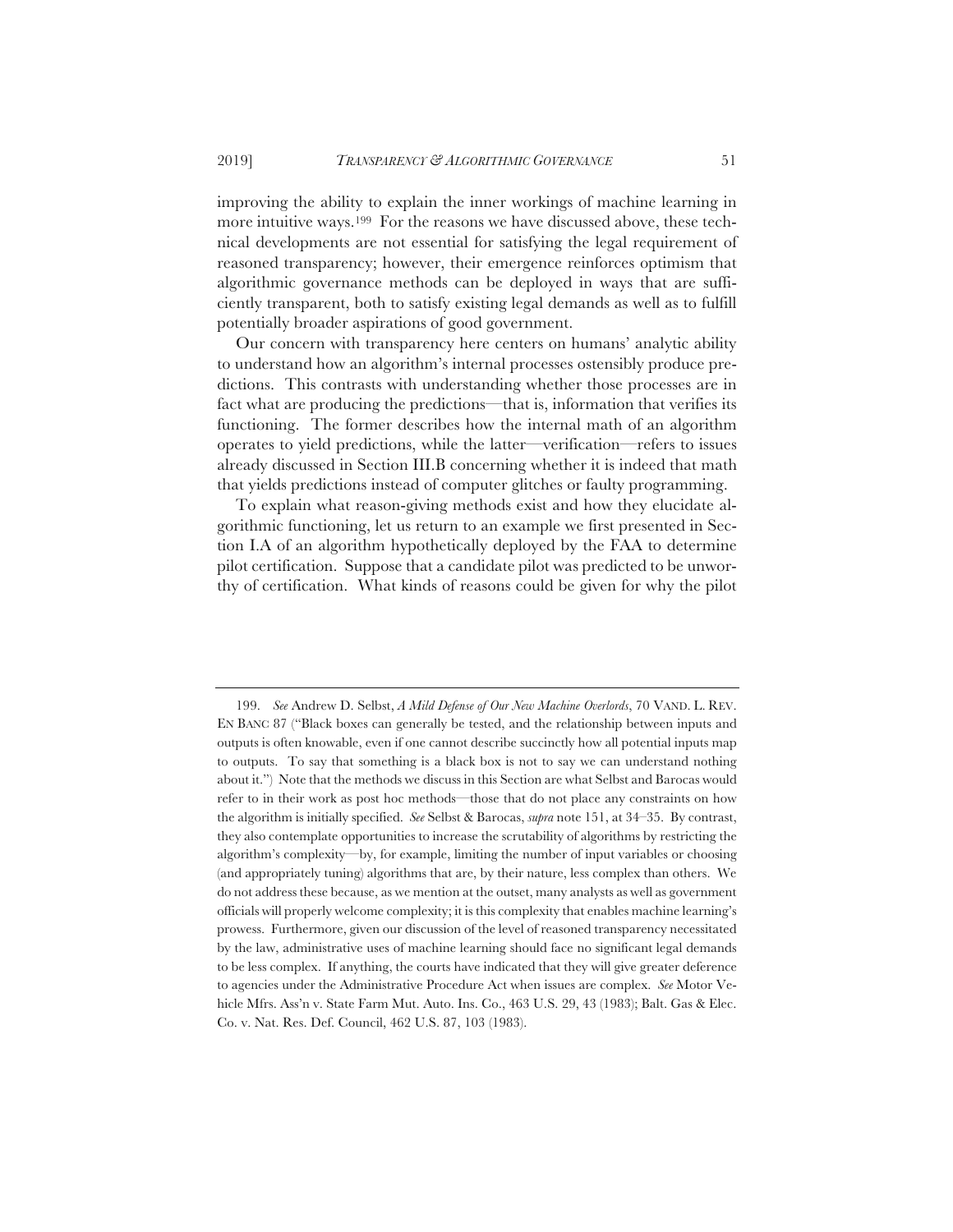improving the ability to explain the inner workings of machine learning in more intuitive ways.[199] For the reasons we have discussed above, these technical developments are not essential for satisfying the legal requirement of reasoned transparency; however, their emergence reinforces optimism that algorithmic governance methods can be deployed in ways that are sufficiently transparent, both to satisfy existing legal demands as well as to fulfill potentially broader aspirations of good government.

Our concern with transparency here centers on humans' analytic ability to understand how an algorithm's internal processes ostensibly produce predictions. This contrasts with understanding whether those processes are in fact what are producing the predictions—that is, information that verifies its functioning. The former describes how the internal math of an algorithm operates to yield predictions, while the latter—verification—refers to issues already discussed in Section III.B concerning whether it is indeed that math that yields predictions instead of computer glitches or faulty programming.

To explain what reason-giving methods exist and how they elucidate algorithmic functioning, let us return to an example we first presented in Section I.A of an algorithm hypothetically deployed by the FAA to determine pilot certification. Suppose that a candidate pilot was predicted to be unworthy of certification. What kinds of reasons could be given for why the pilot

---

199. *See* Andrew D. Selbst, *A Mild Defense of Our New Machine Overlords*, 70 VAND. L. REV. EN BANC 87 ("Black boxes can generally be tested, and the relationship between inputs and outputs is often knowable, even if one cannot describe succinctly how all potential inputs map to outputs. To say that something is a black box is not to say we can understand nothing about it.") Note that the methods we discuss in this Section are what Selbst and Barocas would refer to in their work as post hoc methods—those that do not place any constraints on how the algorithm is initially specified. *See* Selbst & Barocas, *supra* note 151, at 34–35. By contrast, they also contemplate opportunities to increase the scrutability of algorithms by restricting the algorithm's complexity—by, for example, limiting the number of input variables or choosing (and appropriately tuning) algorithms that are, by their nature, less complex than others. We do not address these because, as we mention at the outset, many analysts as well as government officials will properly welcome complexity; it is this complexity that enables machine learning's prowess. Furthermore, given our discussion of the level of reasoned transparency necessitated by the law, administrative uses of machine learning should face no significant legal demands to be less complex. If anything, the courts have indicated that they will give greater deference to agencies under the Administrative Procedure Act when issues are complex. *See* Motor Vehicle Mfrs. Ass'n v. State Farm Mut. Auto. Ins. Co., 463 U.S. 29, 43 (1983); Balt. Gas & Elec. Co. v. Nat. Res. Def. Council, 462 U.S. 87, 103 (1983).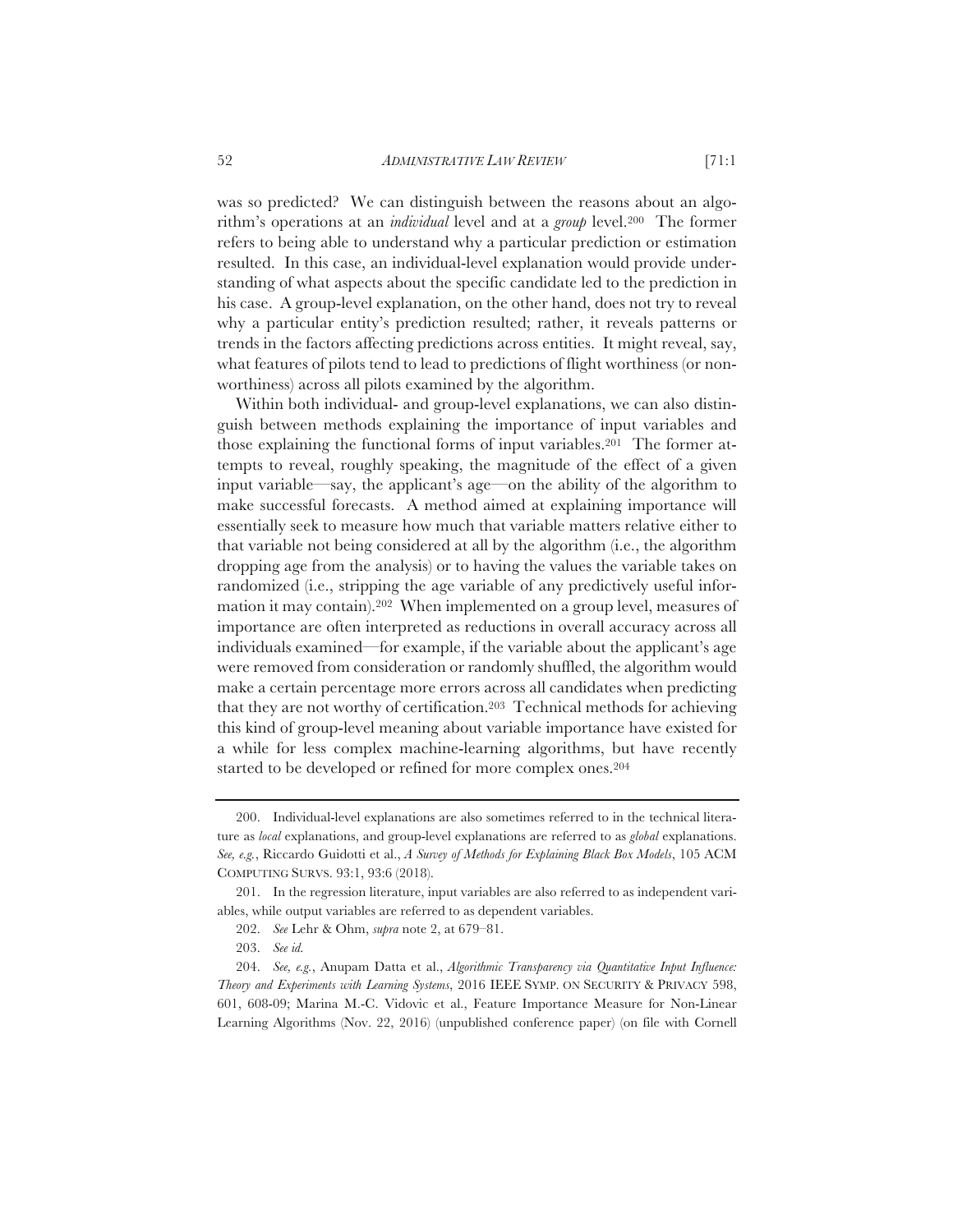was so predicted? We can distinguish between the reasons about an algorithm's operations at an *individual* level and at a *group* level.[200] The former refers to being able to understand why a particular prediction or estimation resulted. In this case, an individual-level explanation would provide understanding of what aspects about the specific candidate led to the prediction in his case. A group-level explanation, on the other hand, does not try to reveal why a particular entity's prediction resulted; rather, it reveals patterns or trends in the factors affecting predictions across entities. It might reveal, say, what features of pilots tend to lead to predictions of flight worthiness (or non-worthiness) across all pilots examined by the algorithm.

Within both individual- and group-level explanations, we can also distinguish between methods explaining the importance of input variables and those explaining the functional forms of input variables.[201] The former attempts to reveal, roughly speaking, the magnitude of the effect of a given input variable—say, the applicant's age—on the ability of the algorithm to make successful forecasts. A method aimed at explaining importance will essentially seek to measure how much that variable matters relative either to that variable not being considered at all by the algorithm (i.e., the algorithm dropping age from the analysis) or to having the values the variable takes on randomized (i.e., stripping the age variable of any predictively useful information it may contain).[202] When implemented on a group level, measures of importance are often interpreted as reductions in overall accuracy across all individuals examined—for example, if the variable about the applicant's age were removed from consideration or randomly shuffled, the algorithm would make a certain percentage more errors across all candidates when predicting that they are not worthy of certification.[203] Technical methods for achieving this kind of group-level meaning about variable importance have existed for a while for less complex machine-learning algorithms, but have recently started to be developed or refined for more complex ones.[204]

---

200. Individual-level explanations are also sometimes referred to in the technical literature as *local* explanations, and group-level explanations are referred to as *global* explanations. *See, e.g.*, Riccardo Guidotti et al., *A Survey of Methods for Explaining Black Box Models*, 105 ACM COMPUTING SURVS. 93:1, 93:6 (2018).

201. In the regression literature, input variables are also referred to as independent variables, while output variables are referred to as dependent variables.

202. *See* Lehr & Ohm, *supra* note 2, at 679–81.

203. *See id.*

204. *See, e.g.*, Anupam Datta et al., *Algorithmic Transparency via Quantitative Input Influence: Theory and Experiments with Learning Systems*, 2016 IEEE SYMP. ON SECURITY & PRIVACY 598, 601, 608-09; Marina M.-C. Vidovic et al., Feature Importance Measure for Non-Linear Learning Algorithms (Nov. 22, 2016) (unpublished conference paper) (on file with Cornell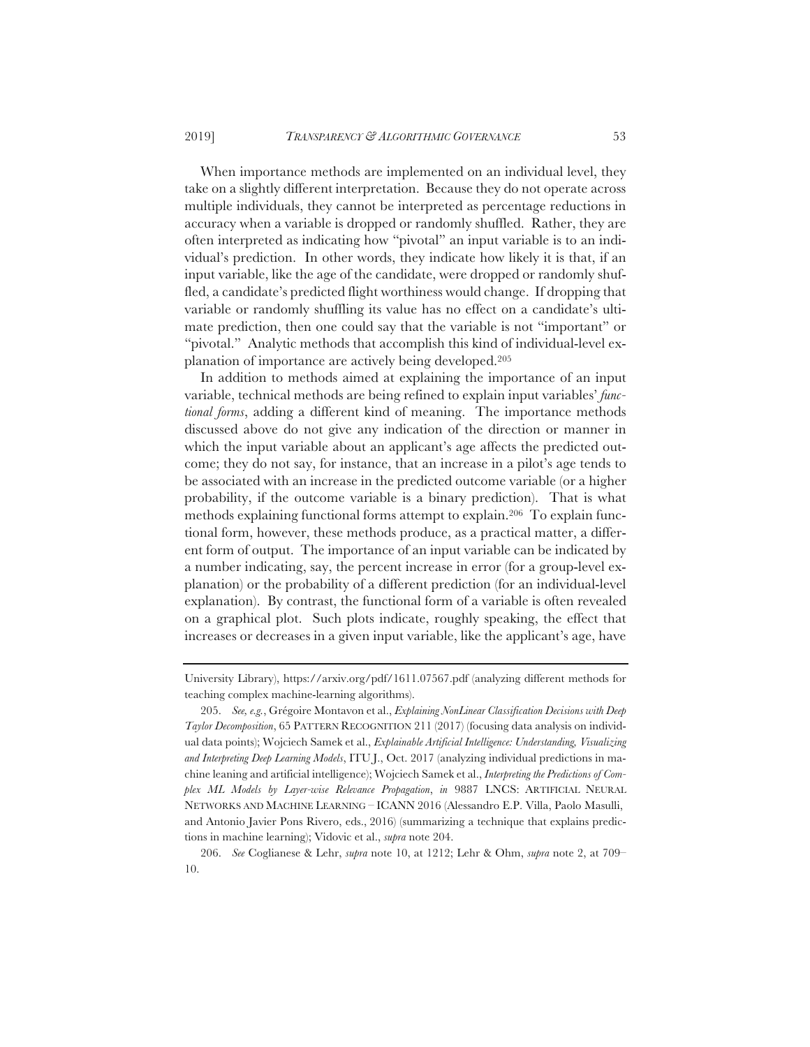When importance methods are implemented on an individual level, they take on a slightly different interpretation. Because they do not operate across multiple individuals, they cannot be interpreted as percentage reductions in accuracy when a variable is dropped or randomly shuffled. Rather, they are often interpreted as indicating how "pivotal" an input variable is to an individual's prediction. In other words, they indicate how likely it is that, if an input variable, like the age of the candidate, were dropped or randomly shuffled, a candidate's predicted flight worthiness would change. If dropping that variable or randomly shuffling its value has no effect on a candidate's ultimate prediction, then one could say that the variable is not "important" or "pivotal." Analytic methods that accomplish this kind of individual-level explanation of importance are actively being developed.[205]

In addition to methods aimed at explaining the importance of an input variable, technical methods are being refined to explain input variables' *functional forms*, adding a different kind of meaning. The importance methods discussed above do not give any indication of the direction or manner in which the input variable about an applicant's age affects the predicted outcome; they do not say, for instance, that an increase in a pilot's age tends to be associated with an increase in the predicted outcome variable (or a higher probability, if the outcome variable is a binary prediction). That is what methods explaining functional forms attempt to explain.[206] To explain functional form, however, these methods produce, as a practical matter, a different form of output. The importance of an input variable can be indicated by a number indicating, say, the percent increase in error (for a group-level explanation) or the probability of a different prediction (for an individual-level explanation). By contrast, the functional form of a variable is often revealed on a graphical plot. Such plots indicate, roughly speaking, the effect that increases or decreases in a given input variable, like the applicant's age, have

---

University Library), https://arxiv.org/pdf/1611.07567.pdf (analyzing different methods for teaching complex machine-learning algorithms).

205. *See, e.g.*, Grégoire Montavon et al., *Explaining NonLinear Classification Decisions with Deep Taylor Decomposition*, 65 PATTERN RECOGNITION 211 (2017) (focusing data analysis on individual data points); Wojciech Samek et al., *Explainable Artificial Intelligence: Understanding, Visualizing and Interpreting Deep Learning Models*, ITU J., Oct. 2017 (analyzing individual predictions in machine leaning and artificial intelligence); Wojciech Samek et al., *Interpreting the Predictions of Complex ML Models by Layer-wise Relevance Propagation*, *in* 9887 LNCS: ARTIFICIAL NEURAL NETWORKS AND MACHINE LEARNING – ICANN 2016 (Alessandro E.P. Villa, Paolo Masulli, and Antonio Javier Pons Rivero, eds., 2016) (summarizing a technique that explains predictions in machine learning); Vidovic et al., *supra* note 204.

206. *See* Coglianese & Lehr, *supra* note 10, at 1212; Lehr & Ohm, *supra* note 2, at 709–10.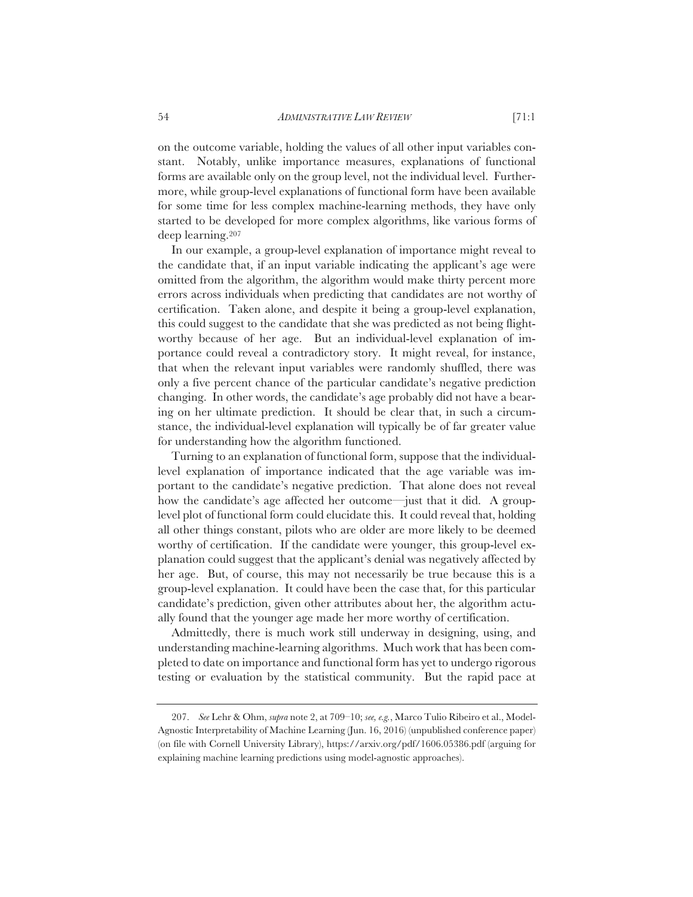on the outcome variable, holding the values of all other input variables constant. Notably, unlike importance measures, explanations of functional forms are available only on the group level, not the individual level. Furthermore, while group-level explanations of functional form have been available for some time for less complex machine-learning methods, they have only started to be developed for more complex algorithms, like various forms of deep learning.[207]

In our example, a group-level explanation of importance might reveal to the candidate that, if an input variable indicating the applicant's age were omitted from the algorithm, the algorithm would make thirty percent more errors across individuals when predicting that candidates are not worthy of certification. Taken alone, and despite it being a group-level explanation, this could suggest to the candidate that she was predicted as not being flightworthy because of her age. But an individual-level explanation of importance could reveal a contradictory story. It might reveal, for instance, that when the relevant input variables were randomly shuffled, there was only a five percent chance of the particular candidate's negative prediction changing. In other words, the candidate's age probably did not have a bearing on her ultimate prediction. It should be clear that, in such a circumstance, the individual-level explanation will typically be of far greater value for understanding how the algorithm functioned.

Turning to an explanation of functional form, suppose that the individual-level explanation of importance indicated that the age variable was important to the candidate's negative prediction. That alone does not reveal how the candidate's age affected her outcome—just that it did. A group-level plot of functional form could elucidate this. It could reveal that, holding all other things constant, pilots who are older are more likely to be deemed worthy of certification. If the candidate were younger, this group-level explanation could suggest that the applicant's denial was negatively affected by her age. But, of course, this may not necessarily be true because this is a group-level explanation. It could have been the case that, for this particular candidate's prediction, given other attributes about her, the algorithm actually found that the younger age made her more worthy of certification.

Admittedly, there is much work still underway in designing, using, and understanding machine-learning algorithms. Much work that has been completed to date on importance and functional form has yet to undergo rigorous testing or evaluation by the statistical community. But the rapid pace at

---

207. *See* Lehr & Ohm, *supra* note 2, at 709–10; *see, e.g.*, Marco Tulio Ribeiro et al., Model-Agnostic Interpretability of Machine Learning (Jun. 16, 2016) (unpublished conference paper) (on file with Cornell University Library), https://arxiv.org/pdf/1606.05386.pdf (arguing for explaining machine learning predictions using model-agnostic approaches).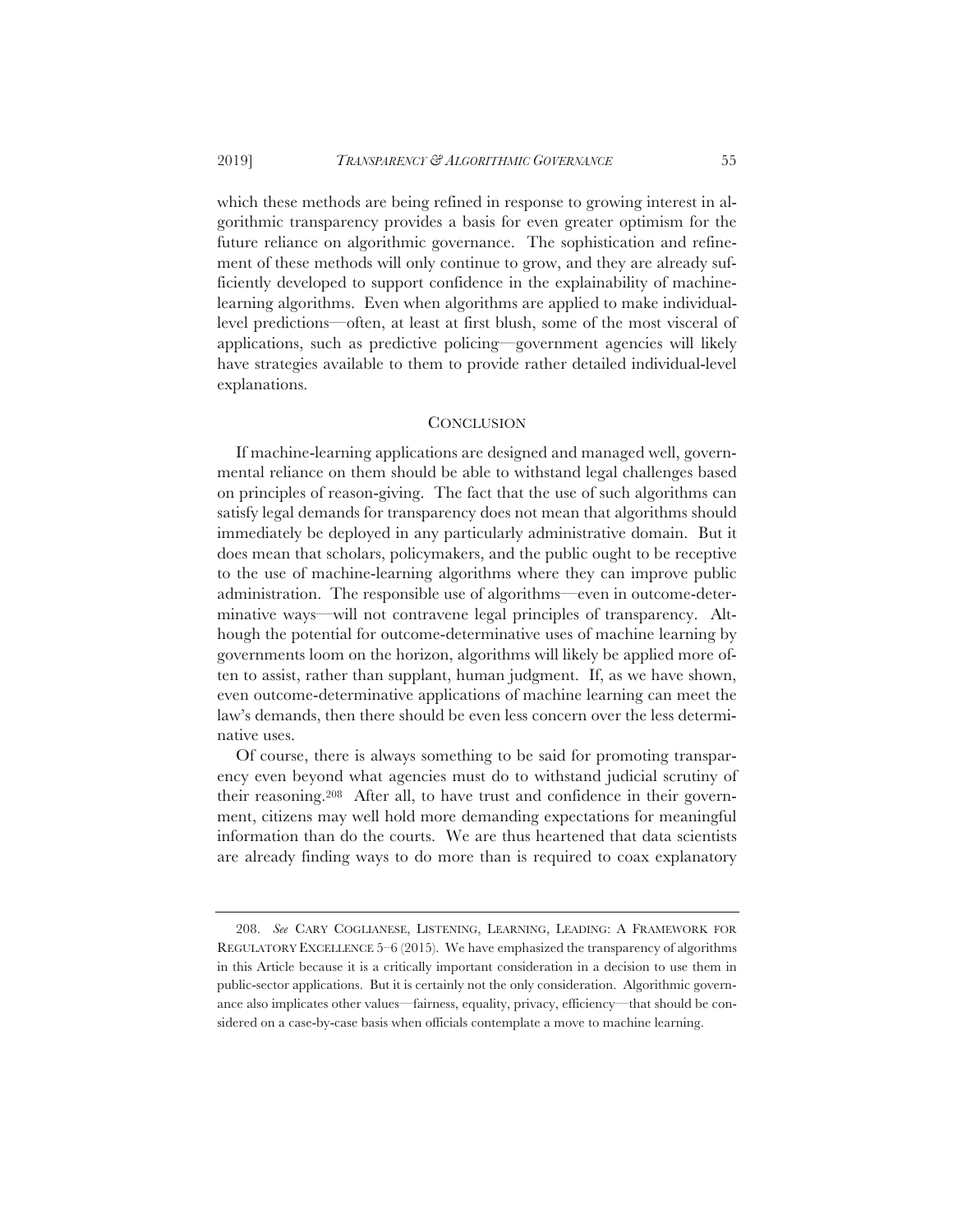which these methods are being refined in response to growing interest in algorithmic transparency provides a basis for even greater optimism for the future reliance on algorithmic governance. The sophistication and refinement of these methods will only continue to grow, and they are already sufficiently developed to support confidence in the explainability of machine-learning algorithms. Even when algorithms are applied to make individual-level predictions—often, at least at first blush, some of the most visceral of applications, such as predictive policing—government agencies will likely have strategies available to them to provide rather detailed individual-level explanations.

## CONCLUSION

If machine-learning applications are designed and managed well, governmental reliance on them should be able to withstand legal challenges based on principles of reason-giving. The fact that the use of such algorithms can satisfy legal demands for transparency does not mean that algorithms should immediately be deployed in any particularly administrative domain. But it does mean that scholars, policymakers, and the public ought to be receptive to the use of machine-learning algorithms where they can improve public administration. The responsible use of algorithms—even in outcome-determinative ways—will not contravene legal principles of transparency. Although the potential for outcome-determinative uses of machine learning by governments loom on the horizon, algorithms will likely be applied more often to assist, rather than supplant, human judgment. If, as we have shown, even outcome-determinative applications of machine learning can meet the law's demands, then there should be even less concern over the less determinative uses.

Of course, there is always something to be said for promoting transparency even beyond what agencies must do to withstand judicial scrutiny of their reasoning.[208] After all, to have trust and confidence in their government, citizens may well hold more demanding expectations for meaningful information than do the courts. We are thus heartened that data scientists are already finding ways to do more than is required to coax explanatory

---

208. *See* CARY COGLIANESE, LISTENING, LEARNING, LEADING: A FRAMEWORK FOR REGULATORY EXCELLENCE 5–6 (2015). We have emphasized the transparency of algorithms in this Article because it is a critically important consideration in a decision to use them in public-sector applications. But it is certainly not the only consideration. Algorithmic governance also implicates other values—fairness, equality, privacy, efficiency—that should be considered on a case-by-case basis when officials contemplate a move to machine learning.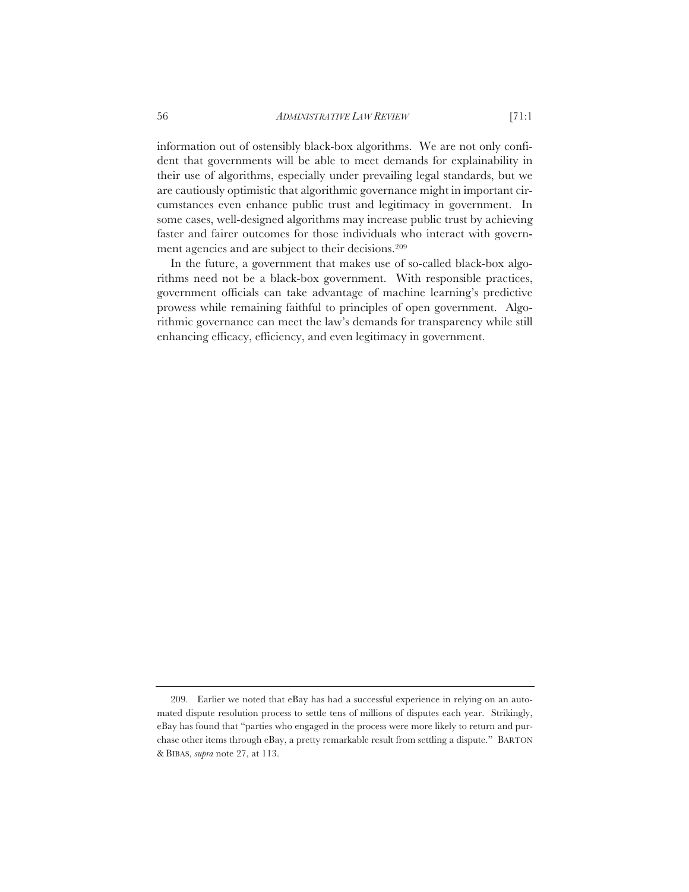information out of ostensibly black-box algorithms. We are not only confident that governments will be able to meet demands for explainability in their use of algorithms, especially under prevailing legal standards, but we are cautiously optimistic that algorithmic governance might in important circumstances even enhance public trust and legitimacy in government. In some cases, well-designed algorithms may increase public trust by achieving faster and fairer outcomes for those individuals who interact with government agencies and are subject to their decisions.[209]

In the future, a government that makes use of so-called black-box algorithms need not be a black-box government. With responsible practices, government officials can take advantage of machine learning's predictive prowess while remaining faithful to principles of open government. Algorithmic governance can meet the law's demands for transparency while still enhancing efficacy, efficiency, and even legitimacy in government.

---

209. Earlier we noted that eBay has had a successful experience in relying on an automated dispute resolution process to settle tens of millions of disputes each year. Strikingly, eBay has found that "parties who engaged in the process were more likely to return and purchase other items through eBay, a pretty remarkable result from settling a dispute." BARTON & BIBAS, *supra* note 27, at 113.